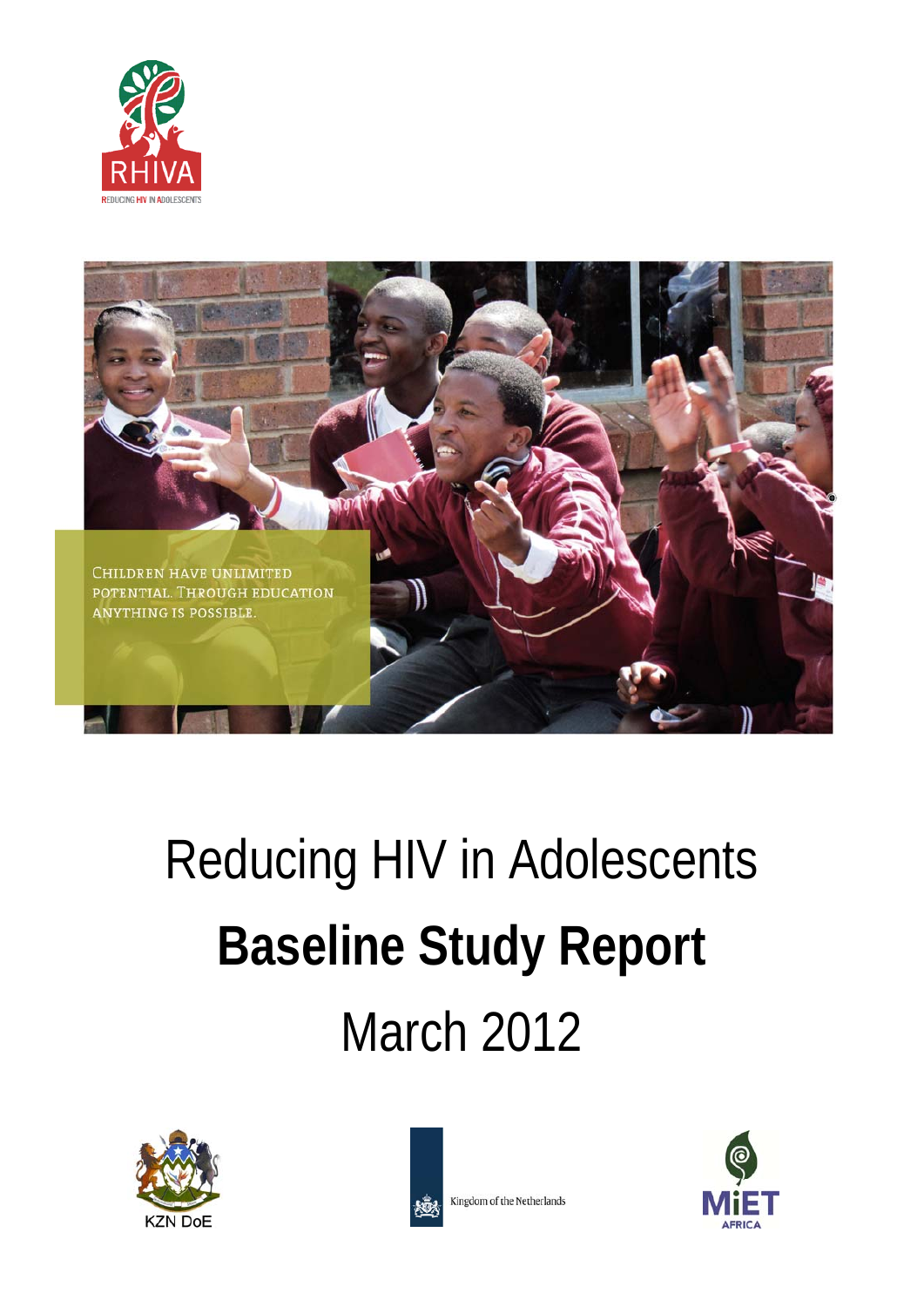RHIVA

REDUCING HIV IN ADOLESCENTS

CHILDREN HAVE UNLIMITED POTENTIAL. THROUGH EDUCATION ANYTHING IS POSSIBLE.

# Reducing HIV in Adolescents

# **Baseline Study Report**

## March 2012

KZN DoE

Kingdom of the Netherlands

MiET AFRICA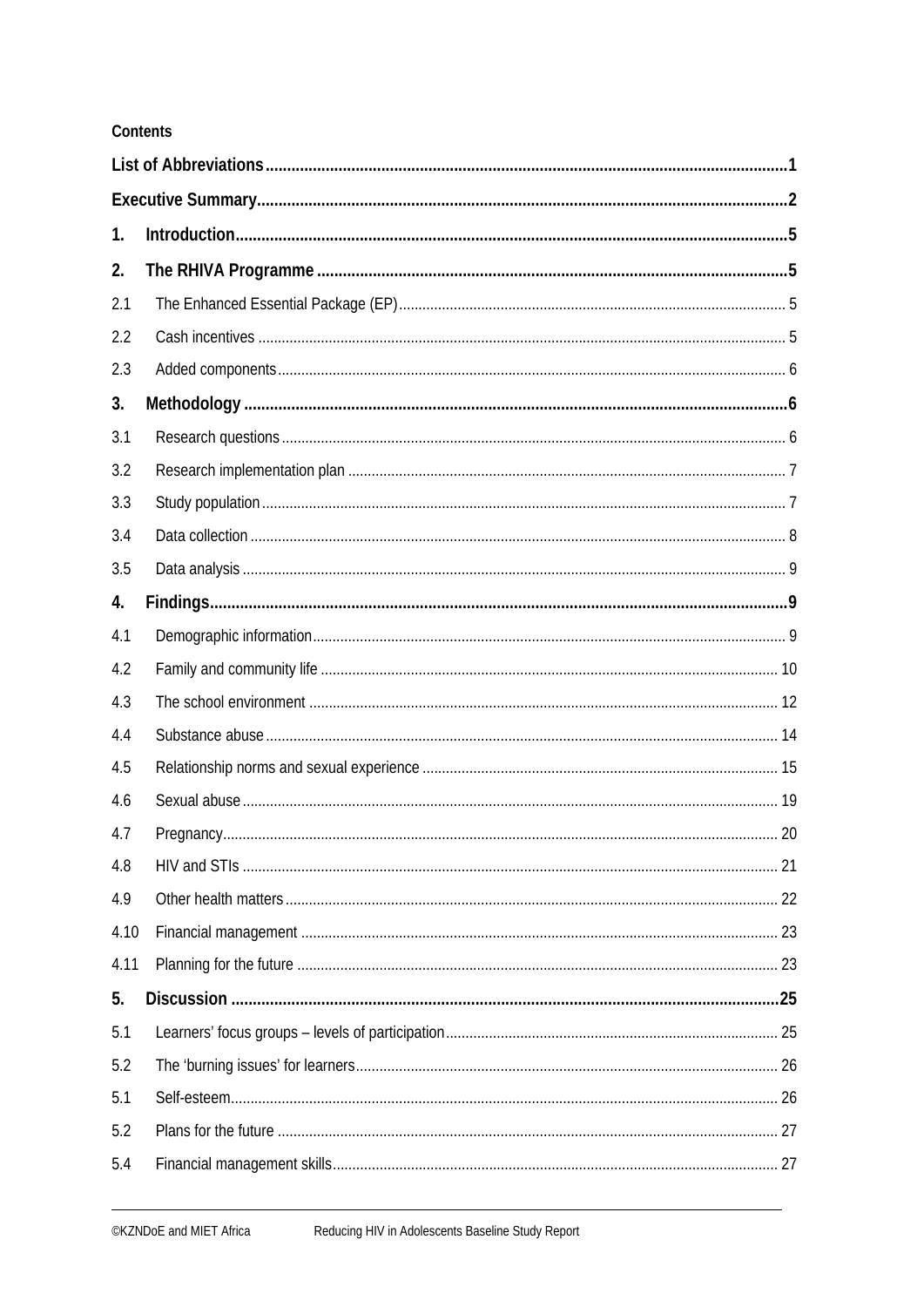**Contents**

**List of Abbreviations** ........................................................................................................... **1**

**Executive Summary** ............................................................................................................. **2**

**1. Introduction** ..................................................................................................................... **5**

**2. The RHIVA Programme** ..................................................................................................... **5**

2.1 The Enhanced Essential Package (EP) ........................................................................................ 5

2.2 Cash incentives ........................................................................................................................ 5

2.3 Added components .................................................................................................................. 6

**3. Methodology** ..................................................................................................................... **6**

3.1 Research questions .................................................................................................................. 6

3.2 Research implementation plan .................................................................................................. 7

3.3 Study population ...................................................................................................................... 7

3.4 Data collection ......................................................................................................................... 8

3.5 Data analysis ........................................................................................................................... 9

**4. Findings** ............................................................................................................................ **9**

4.1 Demographic information ......................................................................................................... 9

4.2 Family and community life ....................................................................................................... 10

4.3 The school environment .......................................................................................................... 12

4.4 Substance abuse ..................................................................................................................... 14

4.5 Relationship norms and sexual experience ............................................................................... 15

4.6 Sexual abuse .......................................................................................................................... 19

4.7 Pregnancy ............................................................................................................................... 20

4.8 HIV and STIs ........................................................................................................................... 21

4.9 Other health matters ............................................................................................................... 22

4.10 Financial management ........................................................................................................... 23

4.11 Planning for the future ........................................................................................................... 23

**5. Discussion** ........................................................................................................................ **25**

5.1 Learners' focus groups – levels of participation ......................................................................... 25

5.2 The 'burning issues' for learners ............................................................................................... 26

5.1 Self-esteem ............................................................................................................................. 26

5.2 Plans for the future .................................................................................................................. 27

5.4 Financial management skills ..................................................................................................... 27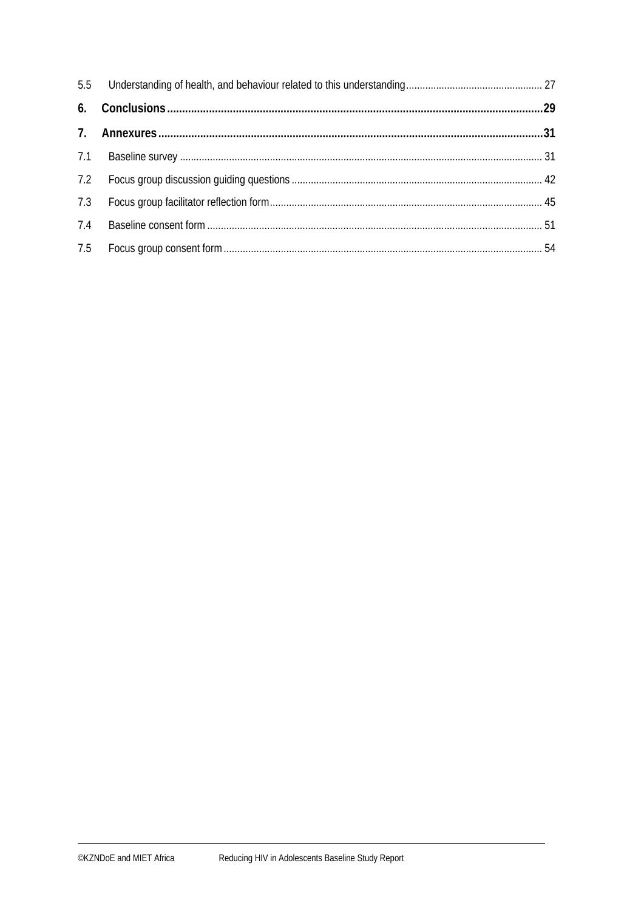5.5 Understanding of health, and behaviour related to this understanding ..... 27

**6. Conclusions ..... 29**

**7. Annexures ..... 31**

7.1 Baseline survey ..... 31

7.2 Focus group discussion guiding questions ..... 42

7.3 Focus group facilitator reflection form ..... 45

7.4 Baseline consent form ..... 51

7.5 Focus group consent form ..... 54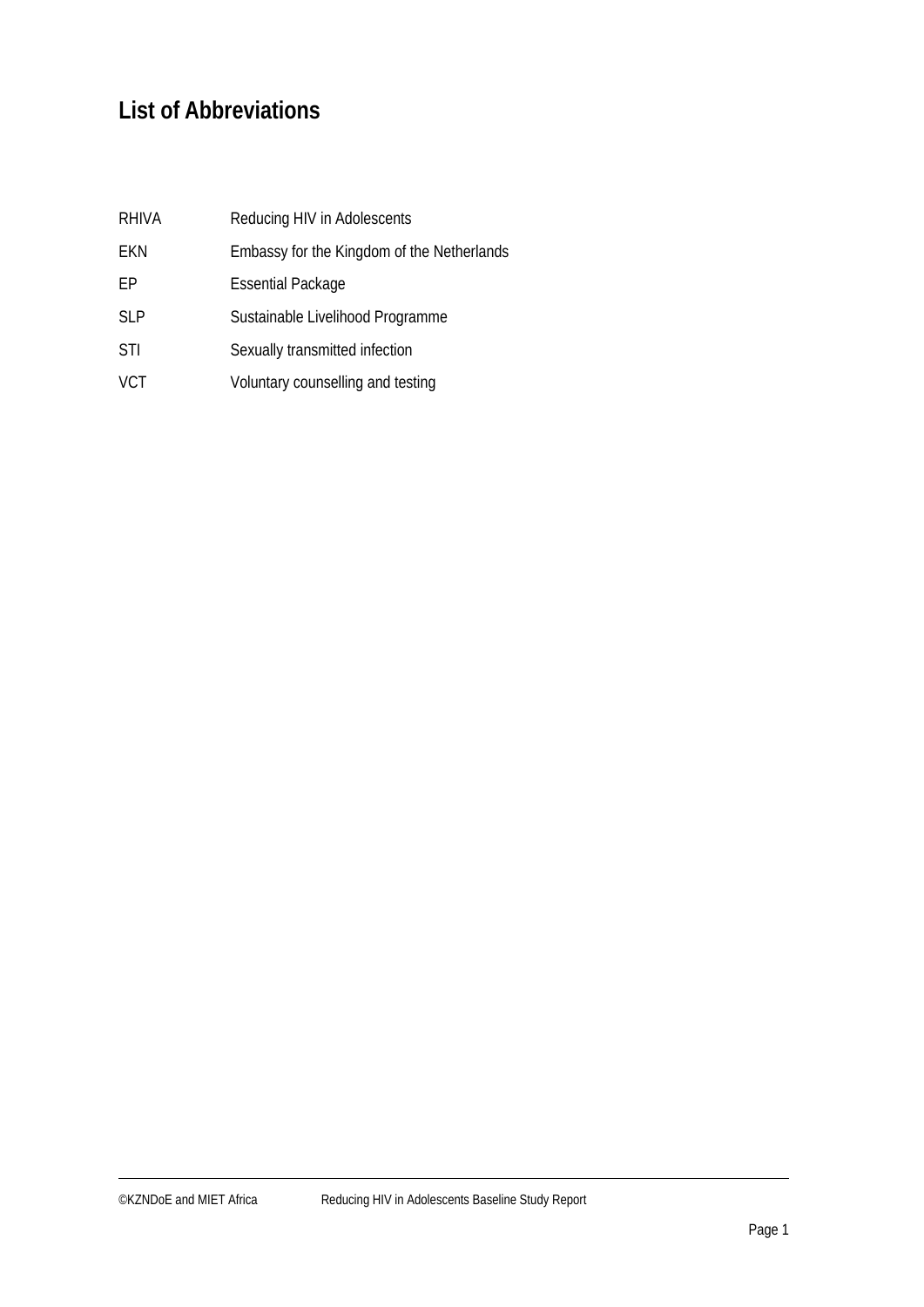## List of Abbreviations

| | |
|---|---|
| RHIVA | Reducing HIV in Adolescents |
| EKN | Embassy for the Kingdom of the Netherlands |
| EP | Essential Package |
| SLP | Sustainable Livelihood Programme |
| STI | Sexually transmitted infection |
| VCT | Voluntary counselling and testing |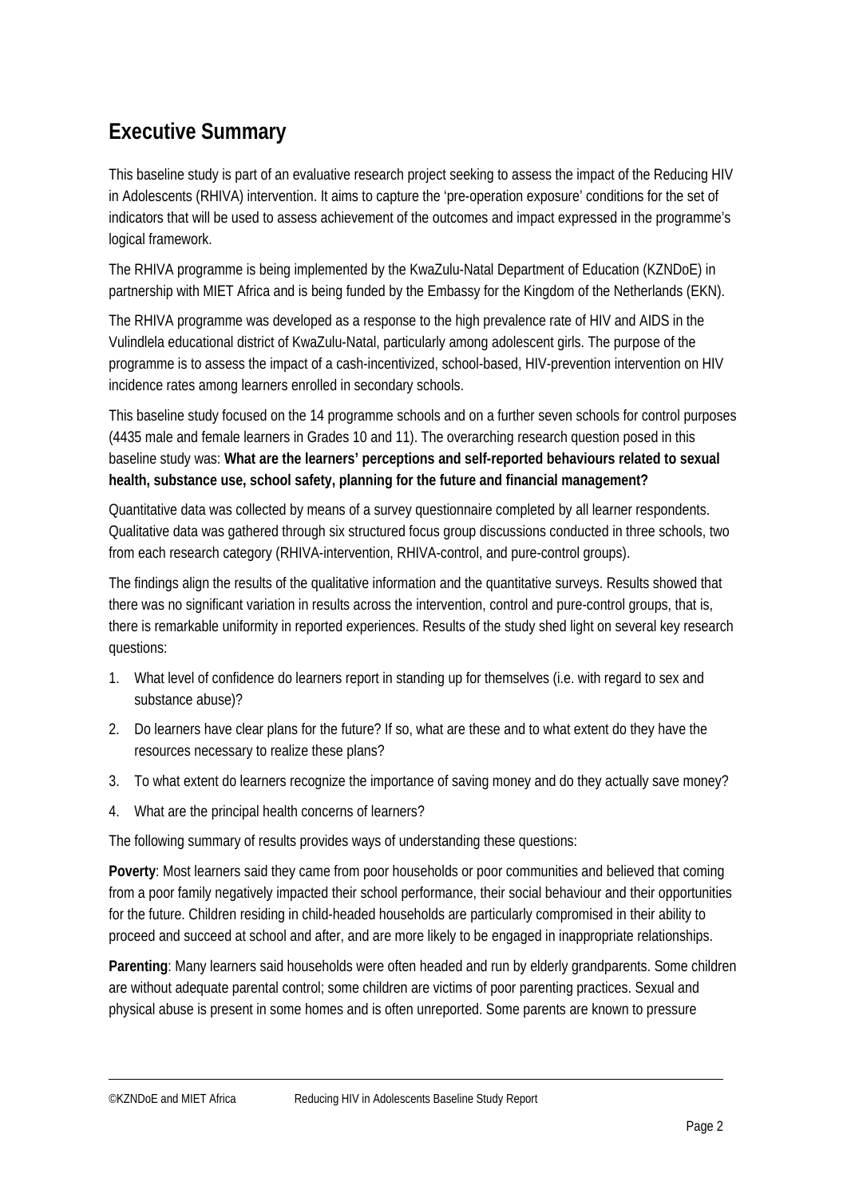## Executive Summary

This baseline study is part of an evaluative research project seeking to assess the impact of the Reducing HIV in Adolescents (RHIVA) intervention. It aims to capture the 'pre-operation exposure' conditions for the set of indicators that will be used to assess achievement of the outcomes and impact expressed in the programme's logical framework.

The RHIVA programme is being implemented by the KwaZulu-Natal Department of Education (KZNDoE) in partnership with MIET Africa and is being funded by the Embassy for the Kingdom of the Netherlands (EKN).

The RHIVA programme was developed as a response to the high prevalence rate of HIV and AIDS in the Vulindlela educational district of KwaZulu-Natal, particularly among adolescent girls. The purpose of the programme is to assess the impact of a cash-incentivized, school-based, HIV-prevention intervention on HIV incidence rates among learners enrolled in secondary schools.

This baseline study focused on the 14 programme schools and on a further seven schools for control purposes (4435 male and female learners in Grades 10 and 11). The overarching research question posed in this baseline study was: **What are the learners' perceptions and self-reported behaviours related to sexual health, substance use, school safety, planning for the future and financial management?**

Quantitative data was collected by means of a survey questionnaire completed by all learner respondents. Qualitative data was gathered through six structured focus group discussions conducted in three schools, two from each research category (RHIVA-intervention, RHIVA-control, and pure-control groups).

The findings align the results of the qualitative information and the quantitative surveys. Results showed that there was no significant variation in results across the intervention, control and pure-control groups, that is, there is remarkable uniformity in reported experiences. Results of the study shed light on several key research questions:

1. What level of confidence do learners report in standing up for themselves (i.e. with regard to sex and substance abuse)?
2. Do learners have clear plans for the future? If so, what are these and to what extent do they have the resources necessary to realize these plans?
3. To what extent do learners recognize the importance of saving money and do they actually save money?
4. What are the principal health concerns of learners?

The following summary of results provides ways of understanding these questions:

**Poverty**: Most learners said they came from poor households or poor communities and believed that coming from a poor family negatively impacted their school performance, their social behaviour and their opportunities for the future. Children residing in child-headed households are particularly compromised in their ability to proceed and succeed at school and after, and are more likely to be engaged in inappropriate relationships.

**Parenting**: Many learners said households were often headed and run by elderly grandparents. Some children are without adequate parental control; some children are victims of poor parenting practices. Sexual and physical abuse is present in some homes and is often unreported. Some parents are known to pressure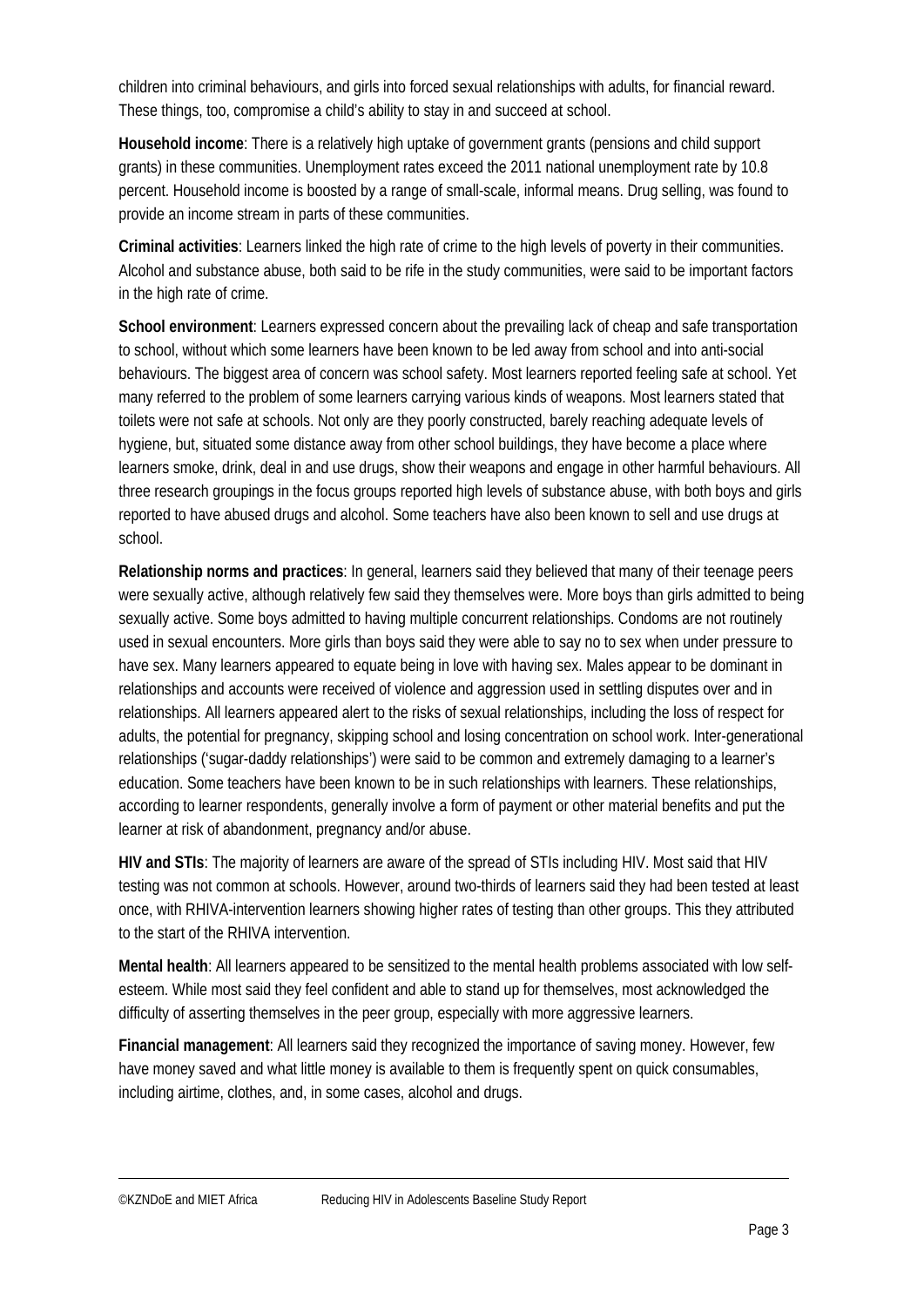children into criminal behaviours, and girls into forced sexual relationships with adults, for financial reward. These things, too, compromise a child's ability to stay in and succeed at school.

**Household income**: There is a relatively high uptake of government grants (pensions and child support grants) in these communities. Unemployment rates exceed the 2011 national unemployment rate by 10.8 percent. Household income is boosted by a range of small-scale, informal means. Drug selling, was found to provide an income stream in parts of these communities.

**Criminal activities**: Learners linked the high rate of crime to the high levels of poverty in their communities. Alcohol and substance abuse, both said to be rife in the study communities, were said to be important factors in the high rate of crime.

**School environment**: Learners expressed concern about the prevailing lack of cheap and safe transportation to school, without which some learners have been known to be led away from school and into anti-social behaviours. The biggest area of concern was school safety. Most learners reported feeling safe at school. Yet many referred to the problem of some learners carrying various kinds of weapons. Most learners stated that toilets were not safe at schools. Not only are they poorly constructed, barely reaching adequate levels of hygiene, but, situated some distance away from other school buildings, they have become a place where learners smoke, drink, deal in and use drugs, show their weapons and engage in other harmful behaviours. All three research groupings in the focus groups reported high levels of substance abuse, with both boys and girls reported to have abused drugs and alcohol. Some teachers have also been known to sell and use drugs at school.

**Relationship norms and practices**: In general, learners said they believed that many of their teenage peers were sexually active, although relatively few said they themselves were. More boys than girls admitted to being sexually active. Some boys admitted to having multiple concurrent relationships. Condoms are not routinely used in sexual encounters. More girls than boys said they were able to say no to sex when under pressure to have sex. Many learners appeared to equate being in love with having sex. Males appear to be dominant in relationships and accounts were received of violence and aggression used in settling disputes over and in relationships. All learners appeared alert to the risks of sexual relationships, including the loss of respect for adults, the potential for pregnancy, skipping school and losing concentration on school work. Inter-generational relationships ('sugar-daddy relationships') were said to be common and extremely damaging to a learner's education. Some teachers have been known to be in such relationships with learners. These relationships, according to learner respondents, generally involve a form of payment or other material benefits and put the learner at risk of abandonment, pregnancy and/or abuse.

**HIV and STIs**: The majority of learners are aware of the spread of STIs including HIV. Most said that HIV testing was not common at schools. However, around two-thirds of learners said they had been tested at least once, with RHIVA-intervention learners showing higher rates of testing than other groups. This they attributed to the start of the RHIVA intervention.

**Mental health**: All learners appeared to be sensitized to the mental health problems associated with low self-esteem. While most said they feel confident and able to stand up for themselves, most acknowledged the difficulty of asserting themselves in the peer group, especially with more aggressive learners.

**Financial management**: All learners said they recognized the importance of saving money. However, few have money saved and what little money is available to them is frequently spent on quick consumables, including airtime, clothes, and, in some cases, alcohol and drugs.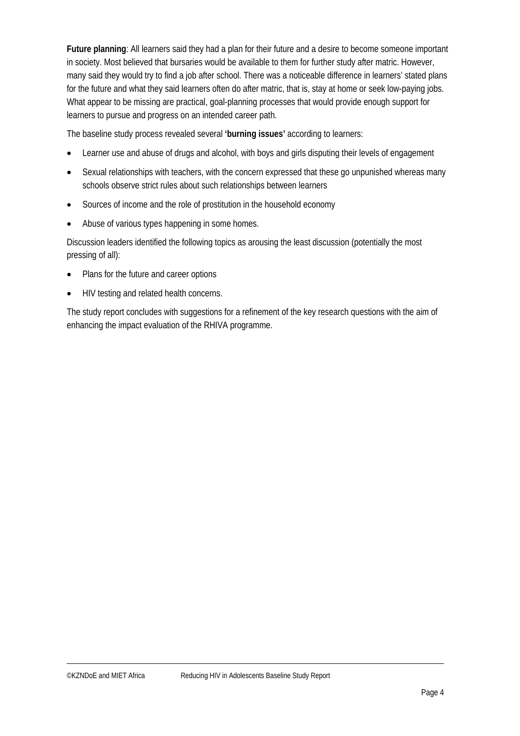**Future planning**: All learners said they had a plan for their future and a desire to become someone important in society. Most believed that bursaries would be available to them for further study after matric. However, many said they would try to find a job after school. There was a noticeable difference in learners' stated plans for the future and what they said learners often do after matric, that is, stay at home or seek low-paying jobs. What appear to be missing are practical, goal-planning processes that would provide enough support for learners to pursue and progress on an intended career path.

The baseline study process revealed several **'burning issues'** according to learners:

- Learner use and abuse of drugs and alcohol, with boys and girls disputing their levels of engagement
- Sexual relationships with teachers, with the concern expressed that these go unpunished whereas many schools observe strict rules about such relationships between learners
- Sources of income and the role of prostitution in the household economy
- Abuse of various types happening in some homes.

Discussion leaders identified the following topics as arousing the least discussion (potentially the most pressing of all):

- Plans for the future and career options
- HIV testing and related health concerns.

The study report concludes with suggestions for a refinement of the key research questions with the aim of enhancing the impact evaluation of the RHIVA programme.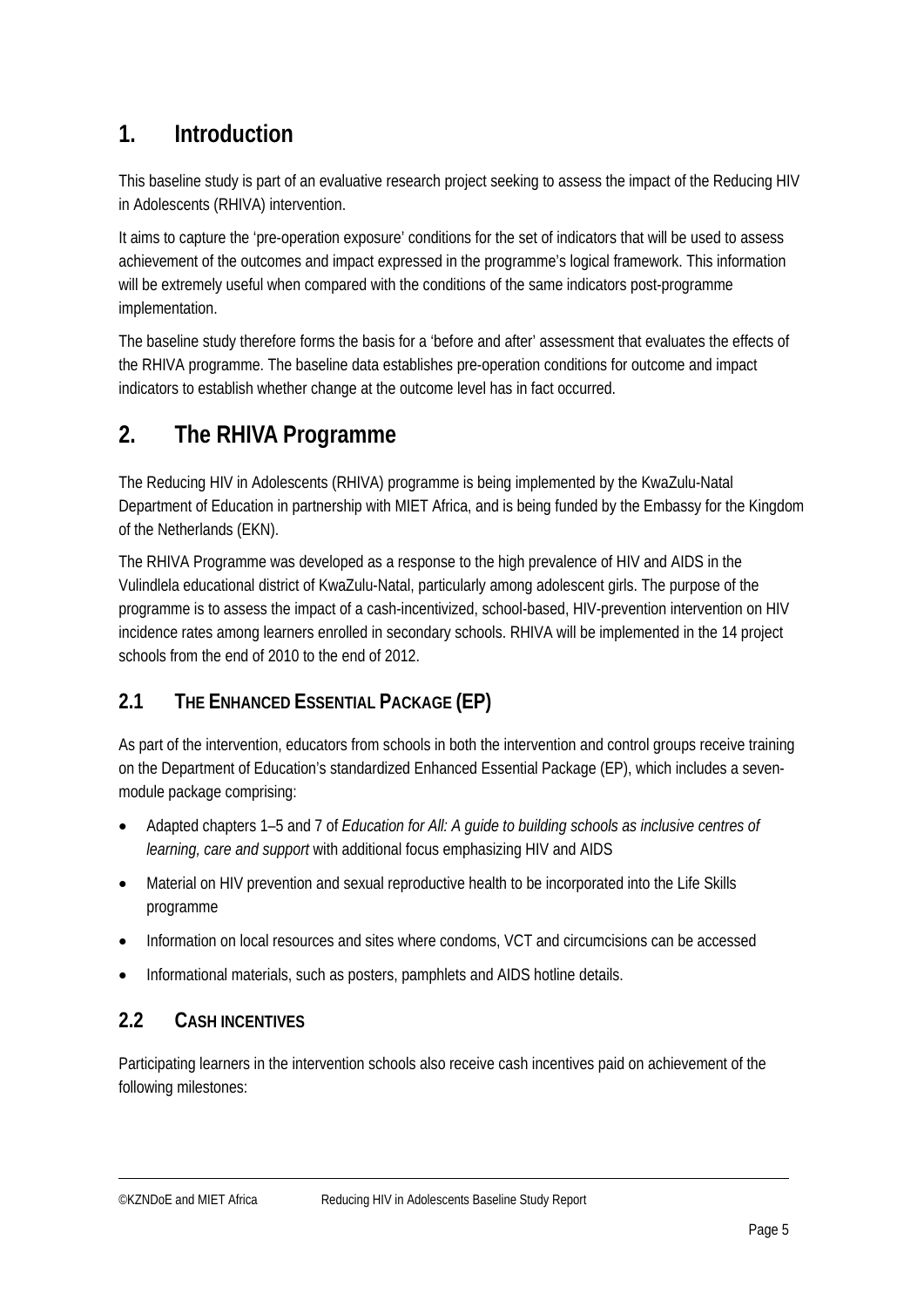# 1. Introduction

This baseline study is part of an evaluative research project seeking to assess the impact of the Reducing HIV in Adolescents (RHIVA) intervention.

It aims to capture the 'pre-operation exposure' conditions for the set of indicators that will be used to assess achievement of the outcomes and impact expressed in the programme's logical framework. This information will be extremely useful when compared with the conditions of the same indicators post-programme implementation.

The baseline study therefore forms the basis for a 'before and after' assessment that evaluates the effects of the RHIVA programme. The baseline data establishes pre-operation conditions for outcome and impact indicators to establish whether change at the outcome level has in fact occurred.

# 2. The RHIVA Programme

The Reducing HIV in Adolescents (RHIVA) programme is being implemented by the KwaZulu-Natal Department of Education in partnership with MIET Africa, and is being funded by the Embassy for the Kingdom of the Netherlands (EKN).

The RHIVA Programme was developed as a response to the high prevalence of HIV and AIDS in the Vulindlela educational district of KwaZulu-Natal, particularly among adolescent girls. The purpose of the programme is to assess the impact of a cash-incentivized, school-based, HIV-prevention intervention on HIV incidence rates among learners enrolled in secondary schools. RHIVA will be implemented in the 14 project schools from the end of 2010 to the end of 2012.

## 2.1 The Enhanced Essential Package (EP)

As part of the intervention, educators from schools in both the intervention and control groups receive training on the Department of Education's standardized Enhanced Essential Package (EP), which includes a seven-module package comprising:

- Adapted chapters 1–5 and 7 of *Education for All: A guide to building schools as inclusive centres of learning, care and support* with additional focus emphasizing HIV and AIDS
- Material on HIV prevention and sexual reproductive health to be incorporated into the Life Skills programme
- Information on local resources and sites where condoms, VCT and circumcisions can be accessed
- Informational materials, such as posters, pamphlets and AIDS hotline details.

## 2.2 Cash Incentives

Participating learners in the intervention schools also receive cash incentives paid on achievement of the following milestones: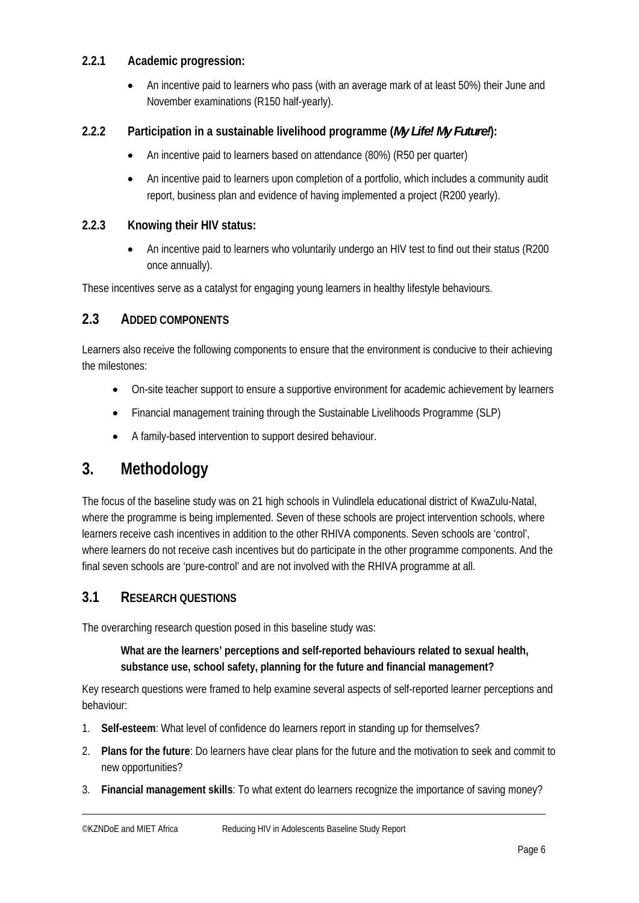#### 2.2.1 Academic progression:

- An incentive paid to learners who pass (with an average mark of at least 50%) their June and November examinations (R150 half-yearly).

#### 2.2.2 Participation in a sustainable livelihood programme (*My Life! My Future!*):

- An incentive paid to learners based on attendance (80%) (R50 per quarter)
- An incentive paid to learners upon completion of a portfolio, which includes a community audit report, business plan and evidence of having implemented a project (R200 yearly).

#### 2.2.3 Knowing their HIV status:

- An incentive paid to learners who voluntarily undergo an HIV test to find out their status (R200 once annually).

These incentives serve as a catalyst for engaging young learners in healthy lifestyle behaviours.

### 2.3 ADDED COMPONENTS

Learners also receive the following components to ensure that the environment is conducive to their achieving the milestones:

- On-site teacher support to ensure a supportive environment for academic achievement by learners
- Financial management training through the Sustainable Livelihoods Programme (SLP)
- A family-based intervention to support desired behaviour.

## 3. Methodology

The focus of the baseline study was on 21 high schools in Vulindlela educational district of KwaZulu-Natal, where the programme is being implemented. Seven of these schools are project intervention schools, where learners receive cash incentives in addition to the other RHIVA components. Seven schools are 'control', where learners do not receive cash incentives but do participate in the other programme components. And the final seven schools are 'pure-control' and are not involved with the RHIVA programme at all.

### 3.1 RESEARCH QUESTIONS

The overarching research question posed in this baseline study was:

> **What are the learners' perceptions and self-reported behaviours related to sexual health, substance use, school safety, planning for the future and financial management?**

Key research questions were framed to help examine several aspects of self-reported learner perceptions and behaviour:

1. **Self-esteem**: What level of confidence do learners report in standing up for themselves?
2. **Plans for the future**: Do learners have clear plans for the future and the motivation to seek and commit to new opportunities?
3. **Financial management skills**: To what extent do learners recognize the importance of saving money?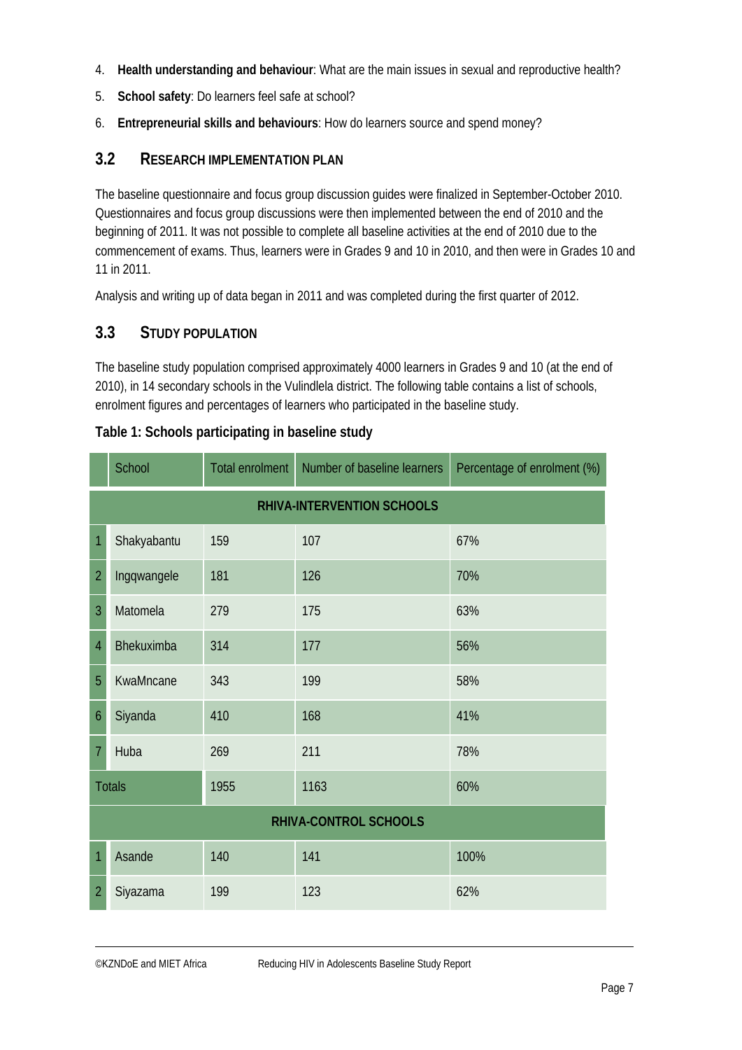4. **Health understanding and behaviour**: What are the main issues in sexual and reproductive health?
5. **School safety**: Do learners feel safe at school?
6. **Entrepreneurial skills and behaviours**: How do learners source and spend money?

## 3.2 RESEARCH IMPLEMENTATION PLAN

The baseline questionnaire and focus group discussion guides were finalized in September-October 2010. Questionnaires and focus group discussions were then implemented between the end of 2010 and the beginning of 2011. It was not possible to complete all baseline activities at the end of 2010 due to the commencement of exams. Thus, learners were in Grades 9 and 10 in 2010, and then were in Grades 10 and 11 in 2011.

Analysis and writing up of data began in 2011 and was completed during the first quarter of 2012.

## 3.3 STUDY POPULATION

The baseline study population comprised approximately 4000 learners in Grades 9 and 10 (at the end of 2010), in 14 secondary schools in the Vulindlela district. The following table contains a list of schools, enrolment figures and percentages of learners who participated in the baseline study.

**Table 1: Schools participating in baseline study**

| | School | Total enrolment | Number of baseline learners | Percentage of enrolment (%) |
|---|---|---|---|---|
| **RHIVA-INTERVENTION SCHOOLS** | | | | |
| 1 | Shakyabantu | 159 | 107 | 67% |
| 2 | Ingqwangele | 181 | 126 | 70% |
| 3 | Matomela | 279 | 175 | 63% |
| 4 | Bhekuximba | 314 | 177 | 56% |
| 5 | KwaMncane | 343 | 199 | 58% |
| 6 | Siyanda | 410 | 168 | 41% |
| 7 | Huba | 269 | 211 | 78% |
| Totals | | 1955 | 1163 | 60% |
| **RHIVA-CONTROL SCHOOLS** | | | | |
| 1 | Asande | 140 | 141 | 100% |
| 2 | Siyazama | 199 | 123 | 62% |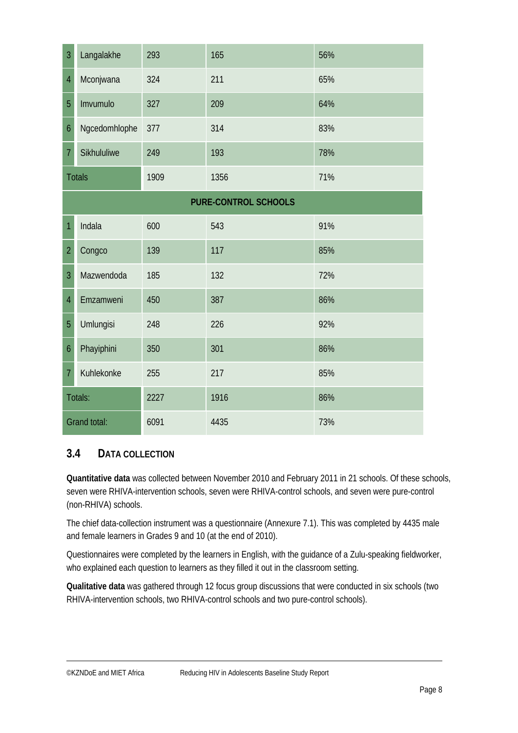| | | | | |
|---|---|---|---|---|
| 3 | Langalakhe | 293 | 165 | 56% |
| 4 | Mconjwana | 324 | 211 | 65% |
| 5 | Imvumulo | 327 | 209 | 64% |
| 6 | Ngcedomhlophe | 377 | 314 | 83% |
| 7 | Sikhululiwe | 249 | 193 | 78% |
| Totals | | 1909 | 1356 | 71% |
| **PURE-CONTROL SCHOOLS** | | | | |
| 1 | Indala | 600 | 543 | 91% |
| 2 | Congco | 139 | 117 | 85% |
| 3 | Mazwendoda | 185 | 132 | 72% |
| 4 | Emzamweni | 450 | 387 | 86% |
| 5 | Umlungisi | 248 | 226 | 92% |
| 6 | Phayiphini | 350 | 301 | 86% |
| 7 | Kuhlekonke | 255 | 217 | 85% |
| Totals: | | 2227 | 1916 | 86% |
| Grand total: | | 6091 | 4435 | 73% |

## 3.4 DATA COLLECTION

**Quantitative data** was collected between November 2010 and February 2011 in 21 schools. Of these schools, seven were RHIVA-intervention schools, seven were RHIVA-control schools, and seven were pure-control (non-RHIVA) schools.

The chief data-collection instrument was a questionnaire (Annexure 7.1). This was completed by 4435 male and female learners in Grades 9 and 10 (at the end of 2010).

Questionnaires were completed by the learners in English, with the guidance of a Zulu-speaking fieldworker, who explained each question to learners as they filled it out in the classroom setting.

**Qualitative data** was gathered through 12 focus group discussions that were conducted in six schools (two RHIVA-intervention schools, two RHIVA-control schools and two pure-control schools).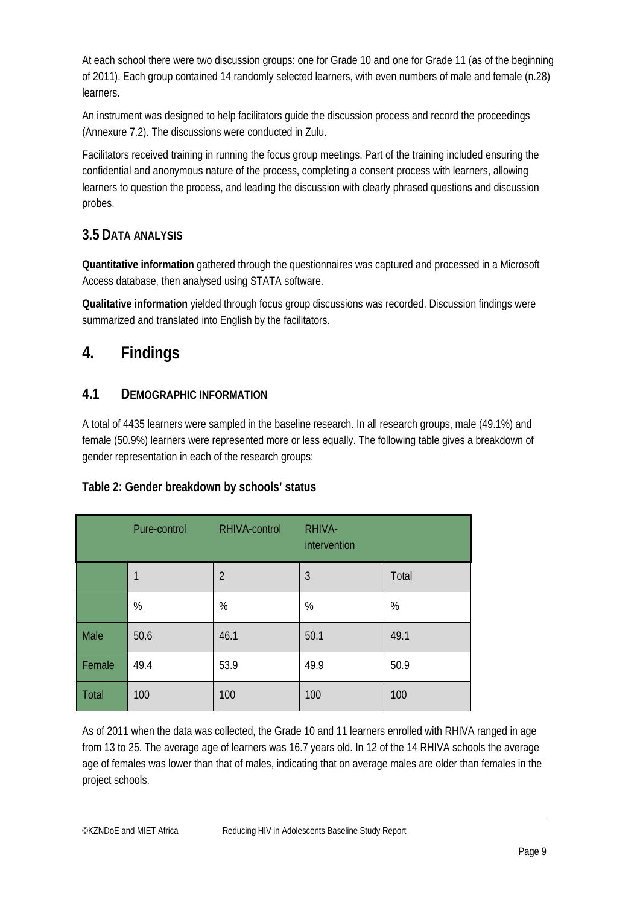At each school there were two discussion groups: one for Grade 10 and one for Grade 11 (as of the beginning of 2011). Each group contained 14 randomly selected learners, with even numbers of male and female (n.28) learners.

An instrument was designed to help facilitators guide the discussion process and record the proceedings (Annexure 7.2). The discussions were conducted in Zulu.

Facilitators received training in running the focus group meetings. Part of the training included ensuring the confidential and anonymous nature of the process, completing a consent process with learners, allowing learners to question the process, and leading the discussion with clearly phrased questions and discussion probes.

### 3.5 Data analysis

**Quantitative information** gathered through the questionnaires was captured and processed in a Microsoft Access database, then analysed using STATA software.

**Qualitative information** yielded through focus group discussions was recorded. Discussion findings were summarized and translated into English by the facilitators.

# 4. Findings

## 4.1 Demographic information

A total of 4435 learners were sampled in the baseline research. In all research groups, male (49.1%) and female (50.9%) learners were represented more or less equally. The following table gives a breakdown of gender representation in each of the research groups:

**Table 2: Gender breakdown by schools' status**

| | Pure-control | RHIVA-control | RHIVA-intervention | |
|---|---|---|---|---|
| | 1 | 2 | 3 | Total |
| | % | % | % | % |
| Male | 50.6 | 46.1 | 50.1 | 49.1 |
| Female | 49.4 | 53.9 | 49.9 | 50.9 |
| Total | 100 | 100 | 100 | 100 |

As of 2011 when the data was collected, the Grade 10 and 11 learners enrolled with RHIVA ranged in age from 13 to 25. The average age of learners was 16.7 years old. In 12 of the 14 RHIVA schools the average age of females was lower than that of males, indicating that on average males are older than females in the project schools.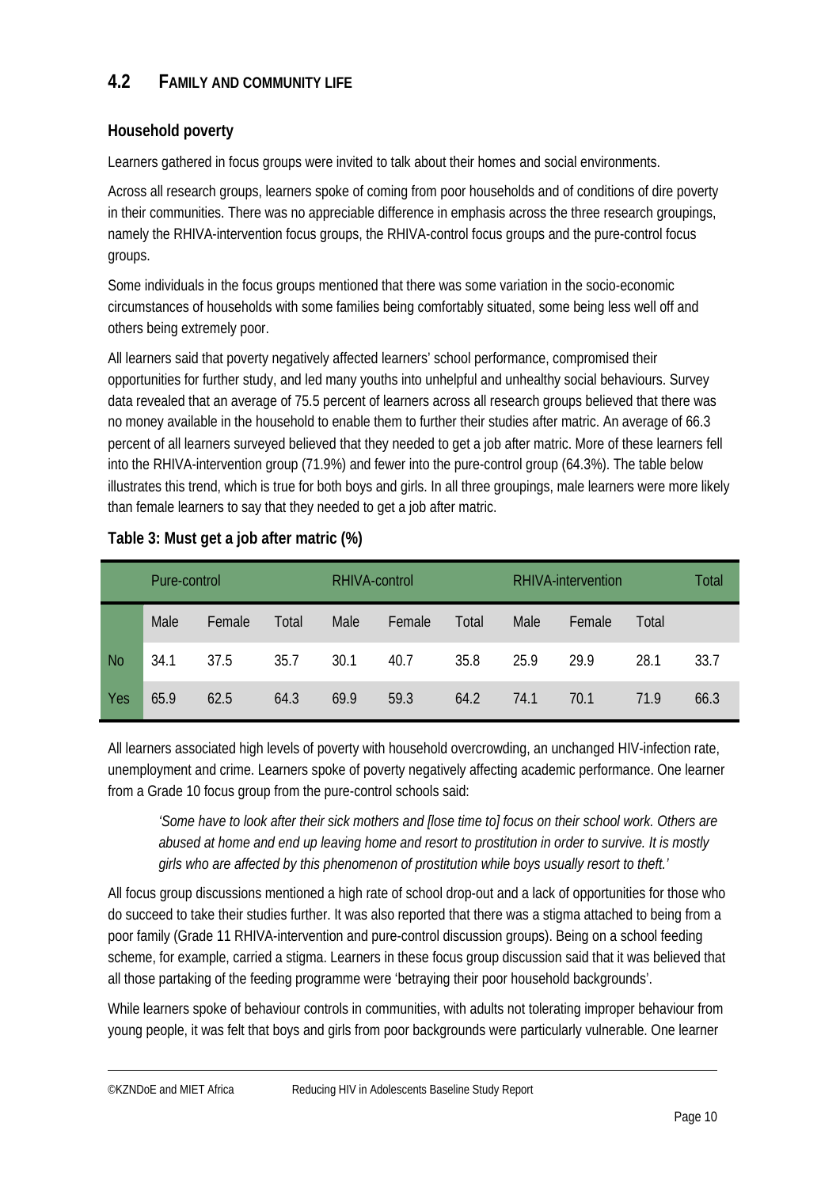## 4.2 FAMILY AND COMMUNITY LIFE

### Household poverty

Learners gathered in focus groups were invited to talk about their homes and social environments.

Across all research groups, learners spoke of coming from poor households and of conditions of dire poverty in their communities. There was no appreciable difference in emphasis across the three research groupings, namely the RHIVA-intervention focus groups, the RHIVA-control focus groups and the pure-control focus groups.

Some individuals in the focus groups mentioned that there was some variation in the socio-economic circumstances of households with some families being comfortably situated, some being less well off and others being extremely poor.

All learners said that poverty negatively affected learners' school performance, compromised their opportunities for further study, and led many youths into unhelpful and unhealthy social behaviours. Survey data revealed that an average of 75.5 percent of learners across all research groups believed that there was no money available in the household to enable them to further their studies after matric. An average of 66.3 percent of all learners surveyed believed that they needed to get a job after matric. More of these learners fell into the RHIVA-intervention group (71.9%) and fewer into the pure-control group (64.3%). The table below illustrates this trend, which is true for both boys and girls. In all three groupings, male learners were more likely than female learners to say that they needed to get a job after matric.

**Table 3: Must get a job after matric (%)**

| | Pure-control | | | RHIVA-control | | | RHIVA-intervention | | | Total |
|---|---|---|---|---|---|---|---|---|---|---|
| | Male | Female | Total | Male | Female | Total | Male | Female | Total | |
| No | 34.1 | 37.5 | 35.7 | 30.1 | 40.7 | 35.8 | 25.9 | 29.9 | 28.1 | 33.7 |
| Yes | 65.9 | 62.5 | 64.3 | 69.9 | 59.3 | 64.2 | 74.1 | 70.1 | 71.9 | 66.3 |

All learners associated high levels of poverty with household overcrowding, an unchanged HIV-infection rate, unemployment and crime. Learners spoke of poverty negatively affecting academic performance. One learner from a Grade 10 focus group from the pure-control schools said:

> *'Some have to look after their sick mothers and [lose time to] focus on their school work. Others are abused at home and end up leaving home and resort to prostitution in order to survive. It is mostly girls who are affected by this phenomenon of prostitution while boys usually resort to theft.'*

All focus group discussions mentioned a high rate of school drop-out and a lack of opportunities for those who do succeed to take their studies further. It was also reported that there was a stigma attached to being from a poor family (Grade 11 RHIVA-intervention and pure-control discussion groups). Being on a school feeding scheme, for example, carried a stigma. Learners in these focus group discussion said that it was believed that all those partaking of the feeding programme were 'betraying their poor household backgrounds'.

While learners spoke of behaviour controls in communities, with adults not tolerating improper behaviour from young people, it was felt that boys and girls from poor backgrounds were particularly vulnerable. One learner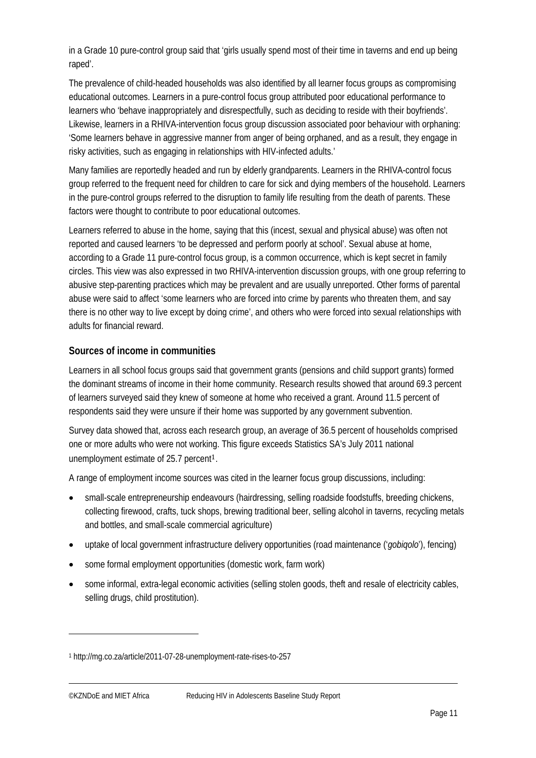in a Grade 10 pure-control group said that 'girls usually spend most of their time in taverns and end up being raped'.

The prevalence of child-headed households was also identified by all learner focus groups as compromising educational outcomes. Learners in a pure-control focus group attributed poor educational performance to learners who 'behave inappropriately and disrespectfully, such as deciding to reside with their boyfriends'. Likewise, learners in a RHIVA-intervention focus group discussion associated poor behaviour with orphaning: 'Some learners behave in aggressive manner from anger of being orphaned, and as a result, they engage in risky activities, such as engaging in relationships with HIV-infected adults.'

Many families are reportedly headed and run by elderly grandparents. Learners in the RHIVA-control focus group referred to the frequent need for children to care for sick and dying members of the household. Learners in the pure-control groups referred to the disruption to family life resulting from the death of parents. These factors were thought to contribute to poor educational outcomes.

Learners referred to abuse in the home, saying that this (incest, sexual and physical abuse) was often not reported and caused learners 'to be depressed and perform poorly at school'. Sexual abuse at home, according to a Grade 11 pure-control focus group, is a common occurrence, which is kept secret in family circles. This view was also expressed in two RHIVA-intervention discussion groups, with one group referring to abusive step-parenting practices which may be prevalent and are usually unreported. Other forms of parental abuse were said to affect 'some learners who are forced into crime by parents who threaten them, and say there is no other way to live except by doing crime', and others who were forced into sexual relationships with adults for financial reward.

### Sources of income in communities

Learners in all school focus groups said that government grants (pensions and child support grants) formed the dominant streams of income in their home community. Research results showed that around 69.3 percent of learners surveyed said they knew of someone at home who received a grant. Around 11.5 percent of respondents said they were unsure if their home was supported by any government subvention.

Survey data showed that, across each research group, an average of 36.5 percent of households comprised one or more adults who were not working. This figure exceeds Statistics SA's July 2011 national unemployment estimate of 25.7 percent[1].

A range of employment income sources was cited in the learner focus group discussions, including:

- small-scale entrepreneurship endeavours (hairdressing, selling roadside foodstuffs, breeding chickens, collecting firewood, crafts, tuck shops, brewing traditional beer, selling alcohol in taverns, recycling metals and bottles, and small-scale commercial agriculture)
- uptake of local government infrastructure delivery opportunities (road maintenance ('*gobiqolo*'), fencing)
- some formal employment opportunities (domestic work, farm work)
- some informal, extra-legal economic activities (selling stolen goods, theft and resale of electricity cables, selling drugs, child prostitution).

---

[1] http://mg.co.za/article/2011-07-28-unemployment-rate-rises-to-257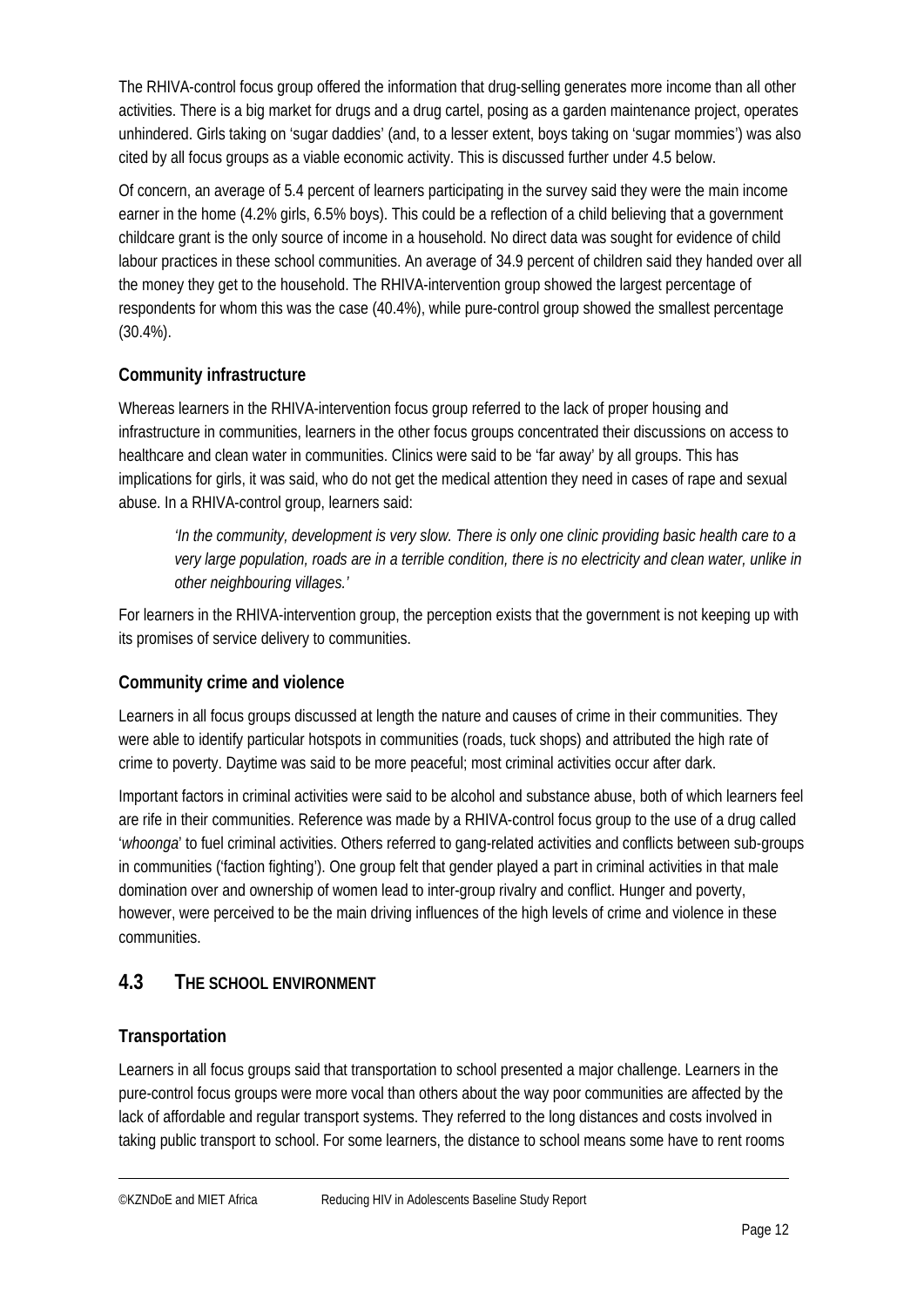The RHIVA-control focus group offered the information that drug-selling generates more income than all other activities. There is a big market for drugs and a drug cartel, posing as a garden maintenance project, operates unhindered. Girls taking on 'sugar daddies' (and, to a lesser extent, boys taking on 'sugar mommies') was also cited by all focus groups as a viable economic activity. This is discussed further under 4.5 below.

Of concern, an average of 5.4 percent of learners participating in the survey said they were the main income earner in the home (4.2% girls, 6.5% boys). This could be a reflection of a child believing that a government childcare grant is the only source of income in a household. No direct data was sought for evidence of child labour practices in these school communities. An average of 34.9 percent of children said they handed over all the money they get to the household. The RHIVA-intervention group showed the largest percentage of respondents for whom this was the case (40.4%), while pure-control group showed the smallest percentage (30.4%).

### Community infrastructure

Whereas learners in the RHIVA-intervention focus group referred to the lack of proper housing and infrastructure in communities, learners in the other focus groups concentrated their discussions on access to healthcare and clean water in communities. Clinics were said to be 'far away' by all groups. This has implications for girls, it was said, who do not get the medical attention they need in cases of rape and sexual abuse. In a RHIVA-control group, learners said:

> *'In the community, development is very slow. There is only one clinic providing basic health care to a very large population, roads are in a terrible condition, there is no electricity and clean water, unlike in other neighbouring villages.'*

For learners in the RHIVA-intervention group, the perception exists that the government is not keeping up with its promises of service delivery to communities.

### Community crime and violence

Learners in all focus groups discussed at length the nature and causes of crime in their communities. They were able to identify particular hotspots in communities (roads, tuck shops) and attributed the high rate of crime to poverty. Daytime was said to be more peaceful; most criminal activities occur after dark.

Important factors in criminal activities were said to be alcohol and substance abuse, both of which learners feel are rife in their communities. Reference was made by a RHIVA-control focus group to the use of a drug called '*whoonga*' to fuel criminal activities. Others referred to gang-related activities and conflicts between sub-groups in communities ('faction fighting'). One group felt that gender played a part in criminal activities in that male domination over and ownership of women lead to inter-group rivalry and conflict. Hunger and poverty, however, were perceived to be the main driving influences of the high levels of crime and violence in these communities.

## 4.3 THE SCHOOL ENVIRONMENT

### Transportation

Learners in all focus groups said that transportation to school presented a major challenge. Learners in the pure-control focus groups were more vocal than others about the way poor communities are affected by the lack of affordable and regular transport systems. They referred to the long distances and costs involved in taking public transport to school. For some learners, the distance to school means some have to rent rooms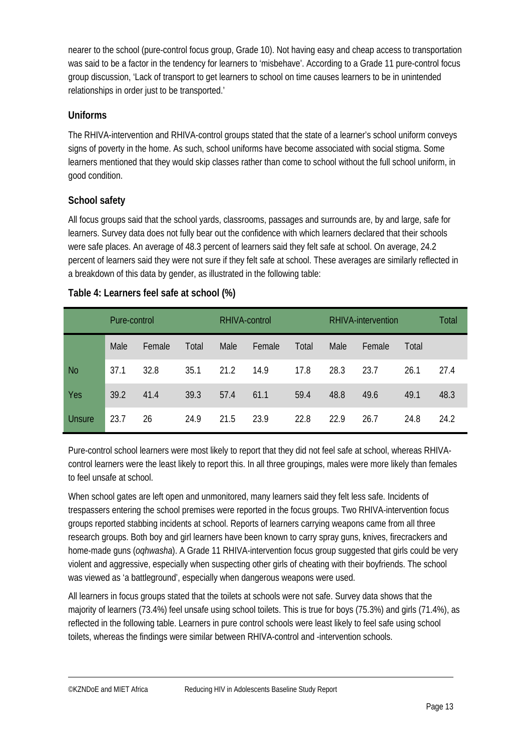nearer to the school (pure-control focus group, Grade 10). Not having easy and cheap access to transportation was said to be a factor in the tendency for learners to 'misbehave'. According to a Grade 11 pure-control focus group discussion, 'Lack of transport to get learners to school on time causes learners to be in unintended relationships in order just to be transported.'

### Uniforms

The RHIVA-intervention and RHIVA-control groups stated that the state of a learner's school uniform conveys signs of poverty in the home. As such, school uniforms have become associated with social stigma. Some learners mentioned that they would skip classes rather than come to school without the full school uniform, in good condition.

### School safety

All focus groups said that the school yards, classrooms, passages and surrounds are, by and large, safe for learners. Survey data does not fully bear out the confidence with which learners declared that their schools were safe places. An average of 48.3 percent of learners said they felt safe at school. On average, 24.2 percent of learners said they were not sure if they felt safe at school. These averages are similarly reflected in a breakdown of this data by gender, as illustrated in the following table:

**Table 4: Learners feel safe at school (%)**

| | Pure-control | | | RHIVA-control | | | RHIVA-intervention | | | Total |
|---|---|---|---|---|---|---|---|---|---|---|
| | Male | Female | Total | Male | Female | Total | Male | Female | Total | |
| No | 37.1 | 32.8 | 35.1 | 21.2 | 14.9 | 17.8 | 28.3 | 23.7 | 26.1 | 27.4 |
| Yes | 39.2 | 41.4 | 39.3 | 57.4 | 61.1 | 59.4 | 48.8 | 49.6 | 49.1 | 48.3 |
| Unsure | 23.7 | 26 | 24.9 | 21.5 | 23.9 | 22.8 | 22.9 | 26.7 | 24.8 | 24.2 |

Pure-control school learners were most likely to report that they did not feel safe at school, whereas RHIVA-control learners were the least likely to report this. In all three groupings, males were more likely than females to feel unsafe at school.

When school gates are left open and unmonitored, many learners said they felt less safe. Incidents of trespassers entering the school premises were reported in the focus groups. Two RHIVA-intervention focus groups reported stabbing incidents at school. Reports of learners carrying weapons came from all three research groups. Both boy and girl learners have been known to carry spray guns, knives, firecrackers and home-made guns (*oqhwasha*). A Grade 11 RHIVA-intervention focus group suggested that girls could be very violent and aggressive, especially when suspecting other girls of cheating with their boyfriends. The school was viewed as 'a battleground', especially when dangerous weapons were used.

All learners in focus groups stated that the toilets at schools were not safe. Survey data shows that the majority of learners (73.4%) feel unsafe using school toilets. This is true for boys (75.3%) and girls (71.4%), as reflected in the following table. Learners in pure control schools were least likely to feel safe using school toilets, whereas the findings were similar between RHIVA-control and -intervention schools.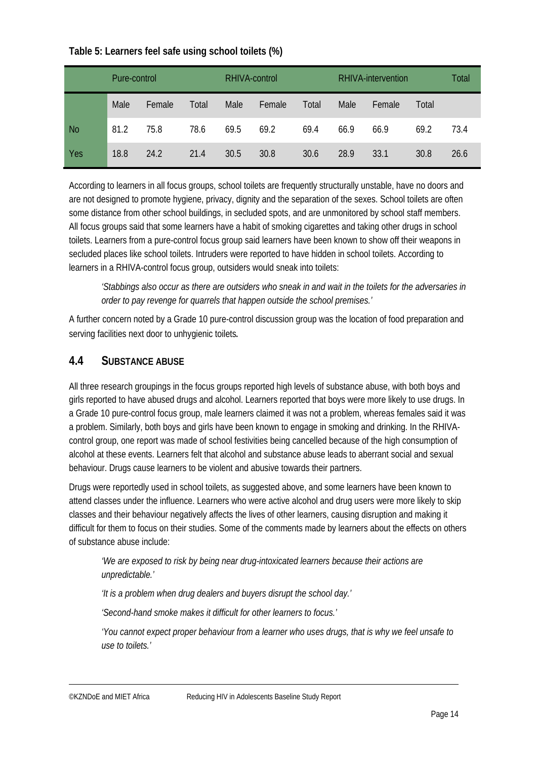**Table 5: Learners feel safe using school toilets (%)**

| | Pure-control | | | RHIVA-control | | | RHIVA-intervention | | | Total |
|---|---|---|---|---|---|---|---|---|---|---|
| | Male | Female | Total | Male | Female | Total | Male | Female | Total | |
| No | 81.2 | 75.8 | 78.6 | 69.5 | 69.2 | 69.4 | 66.9 | 66.9 | 69.2 | 73.4 |
| Yes | 18.8 | 24.2 | 21.4 | 30.5 | 30.8 | 30.6 | 28.9 | 33.1 | 30.8 | 26.6 |

According to learners in all focus groups, school toilets are frequently structurally unstable, have no doors and are not designed to promote hygiene, privacy, dignity and the separation of the sexes. School toilets are often some distance from other school buildings, in secluded spots, and are unmonitored by school staff members. All focus groups said that some learners have a habit of smoking cigarettes and taking other drugs in school toilets. Learners from a pure-control focus group said learners have been known to show off their weapons in secluded places like school toilets. Intruders were reported to have hidden in school toilets. According to learners in a RHIVA-control focus group, outsiders would sneak into toilets:

> *'Stabbings also occur as there are outsiders who sneak in and wait in the toilets for the adversaries in order to pay revenge for quarrels that happen outside the school premises.'*

A further concern noted by a Grade 10 pure-control discussion group was the location of food preparation and serving facilities next door to unhygienic toilets.

## 4.4 Substance abuse

All three research groupings in the focus groups reported high levels of substance abuse, with both boys and girls reported to have abused drugs and alcohol. Learners reported that boys were more likely to use drugs. In a Grade 10 pure-control focus group, male learners claimed it was not a problem, whereas females said it was a problem. Similarly, both boys and girls have been known to engage in smoking and drinking. In the RHIVA-control group, one report was made of school festivities being cancelled because of the high consumption of alcohol at these events. Learners felt that alcohol and substance abuse leads to aberrant social and sexual behaviour. Drugs cause learners to be violent and abusive towards their partners.

Drugs were reportedly used in school toilets, as suggested above, and some learners have been known to attend classes under the influence. Learners who were active alcohol and drug users were more likely to skip classes and their behaviour negatively affects the lives of other learners, causing disruption and making it difficult for them to focus on their studies. Some of the comments made by learners about the effects on others of substance abuse include:

> *'We are exposed to risk by being near drug-intoxicated learners because their actions are unpredictable.'*
>
> *'It is a problem when drug dealers and buyers disrupt the school day.'*
>
> *'Second-hand smoke makes it difficult for other learners to focus.'*
>
> *'You cannot expect proper behaviour from a learner who uses drugs, that is why we feel unsafe to use to toilets.'*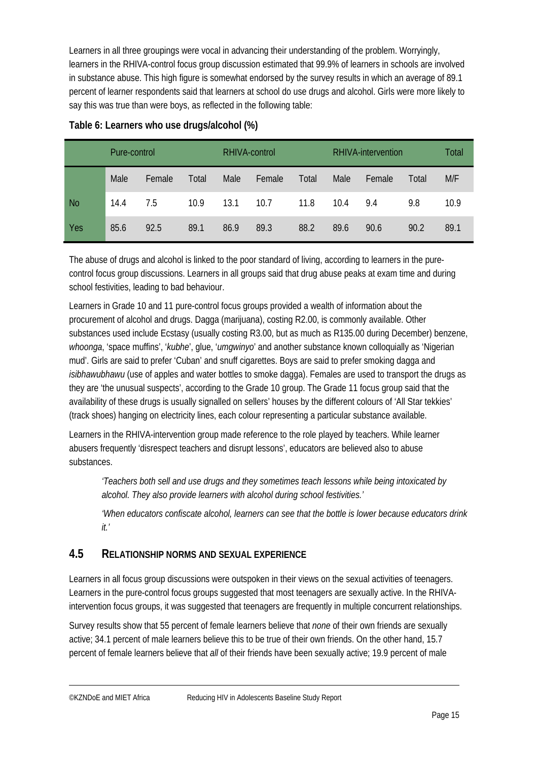Learners in all three groupings were vocal in advancing their understanding of the problem. Worryingly, learners in the RHIVA-control focus group discussion estimated that 99.9% of learners in schools are involved in substance abuse. This high figure is somewhat endorsed by the survey results in which an average of 89.1 percent of learner respondents said that learners at school do use drugs and alcohol. Girls were more likely to say this was true than were boys, as reflected in the following table:

**Table 6: Learners who use drugs/alcohol (%)**

| | Pure-control | | | RHIVA-control | | | RHIVA-intervention | | | Total |
|---|---|---|---|---|---|---|---|---|---|---|
| | Male | Female | Total | Male | Female | Total | Male | Female | Total | M/F |
| No | 14.4 | 7.5 | 10.9 | 13.1 | 10.7 | 11.8 | 10.4 | 9.4 | 9.8 | 10.9 |
| Yes | 85.6 | 92.5 | 89.1 | 86.9 | 89.3 | 88.2 | 89.6 | 90.6 | 90.2 | 89.1 |

The abuse of drugs and alcohol is linked to the poor standard of living, according to learners in the pure-control focus group discussions. Learners in all groups said that drug abuse peaks at exam time and during school festivities, leading to bad behaviour.

Learners in Grade 10 and 11 pure-control focus groups provided a wealth of information about the procurement of alcohol and drugs. Dagga (marijuana), costing R2.00, is commonly available. Other substances used include Ecstasy (usually costing R3.00, but as much as R135.00 during December) benzene, *whoonga*, 'space muffins', '*kubhe*', glue, '*umgwinyo*' and another substance known colloquially as 'Nigerian mud'. Girls are said to prefer 'Cuban' and snuff cigarettes. Boys are said to prefer smoking dagga and *isibhawubhawu* (use of apples and water bottles to smoke dagga). Females are used to transport the drugs as they are 'the unusual suspects', according to the Grade 10 group. The Grade 11 focus group said that the availability of these drugs is usually signalled on sellers' houses by the different colours of 'All Star tekkies' (track shoes) hanging on electricity lines, each colour representing a particular substance available.

Learners in the RHIVA-intervention group made reference to the role played by teachers. While learner abusers frequently 'disrespect teachers and disrupt lessons', educators are believed also to abuse substances.

> *'Teachers both sell and use drugs and they sometimes teach lessons while being intoxicated by alcohol. They also provide learners with alcohol during school festivities.'*
>
> *'When educators confiscate alcohol, learners can see that the bottle is lower because educators drink it.'*

## 4.5 Relationship norms and sexual experience

Learners in all focus group discussions were outspoken in their views on the sexual activities of teenagers. Learners in the pure-control focus groups suggested that most teenagers are sexually active. In the RHIVA-intervention focus groups, it was suggested that teenagers are frequently in multiple concurrent relationships.

Survey results show that 55 percent of female learners believe that *none* of their own friends are sexually active; 34.1 percent of male learners believe this to be true of their own friends. On the other hand, 15.7 percent of female learners believe that *all* of their friends have been sexually active; 19.9 percent of male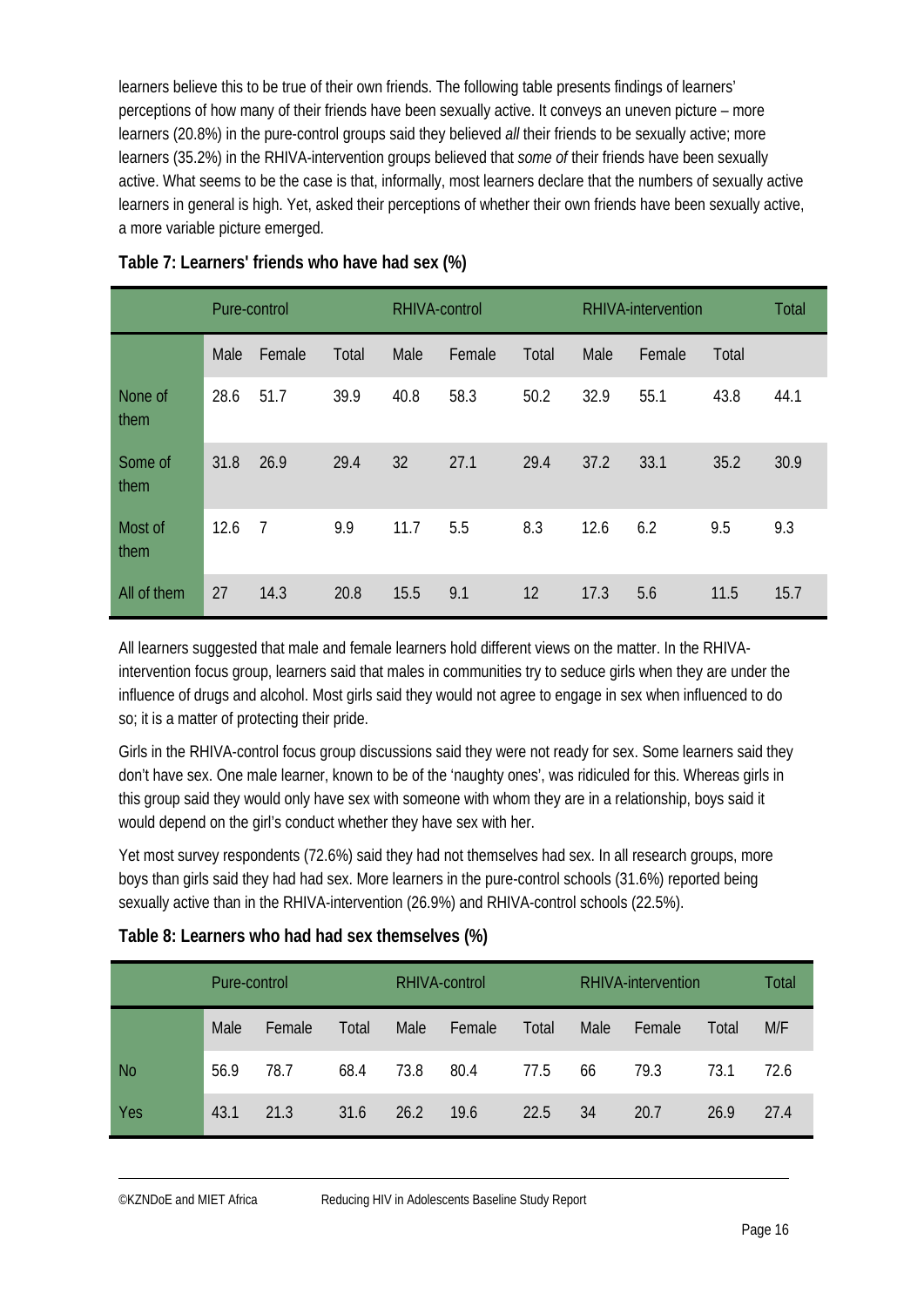learners believe this to be true of their own friends. The following table presents findings of learners' perceptions of how many of their friends have been sexually active. It conveys an uneven picture – more learners (20.8%) in the pure-control groups said they believed *all* their friends to be sexually active; more learners (35.2%) in the RHIVA-intervention groups believed that *some of* their friends have been sexually active. What seems to be the case is that, informally, most learners declare that the numbers of sexually active learners in general is high. Yet, asked their perceptions of whether their own friends have been sexually active, a more variable picture emerged.

**Table 7: Learners' friends who have had sex (%)**

| | Pure-control | | | RHIVA-control | | | RHIVA-intervention | | | Total |
|---|---|---|---|---|---|---|---|---|---|---|
| | Male | Female | Total | Male | Female | Total | Male | Female | Total | |
| None of them | 28.6 | 51.7 | 39.9 | 40.8 | 58.3 | 50.2 | 32.9 | 55.1 | 43.8 | 44.1 |
| Some of them | 31.8 | 26.9 | 29.4 | 32 | 27.1 | 29.4 | 37.2 | 33.1 | 35.2 | 30.9 |
| Most of them | 12.6 | 7 | 9.9 | 11.7 | 5.5 | 8.3 | 12.6 | 6.2 | 9.5 | 9.3 |
| All of them | 27 | 14.3 | 20.8 | 15.5 | 9.1 | 12 | 17.3 | 5.6 | 11.5 | 15.7 |

All learners suggested that male and female learners hold different views on the matter. In the RHIVA-intervention focus group, learners said that males in communities try to seduce girls when they are under the influence of drugs and alcohol. Most girls said they would not agree to engage in sex when influenced to do so; it is a matter of protecting their pride.

Girls in the RHIVA-control focus group discussions said they were not ready for sex. Some learners said they don't have sex. One male learner, known to be of the 'naughty ones', was ridiculed for this. Whereas girls in this group said they would only have sex with someone with whom they are in a relationship, boys said it would depend on the girl's conduct whether they have sex with her.

Yet most survey respondents (72.6%) said they had not themselves had sex. In all research groups, more boys than girls said they had had sex. More learners in the pure-control schools (31.6%) reported being sexually active than in the RHIVA-intervention (26.9%) and RHIVA-control schools (22.5%).

**Table 8: Learners who had had sex themselves (%)**

| | Pure-control | | | RHIVA-control | | | RHIVA-intervention | | | Total |
|---|---|---|---|---|---|---|---|---|---|---|
| | Male | Female | Total | Male | Female | Total | Male | Female | Total | M/F |
| No | 56.9 | 78.7 | 68.4 | 73.8 | 80.4 | 77.5 | 66 | 79.3 | 73.1 | 72.6 |
| Yes | 43.1 | 21.3 | 31.6 | 26.2 | 19.6 | 22.5 | 34 | 20.7 | 26.9 | 27.4 |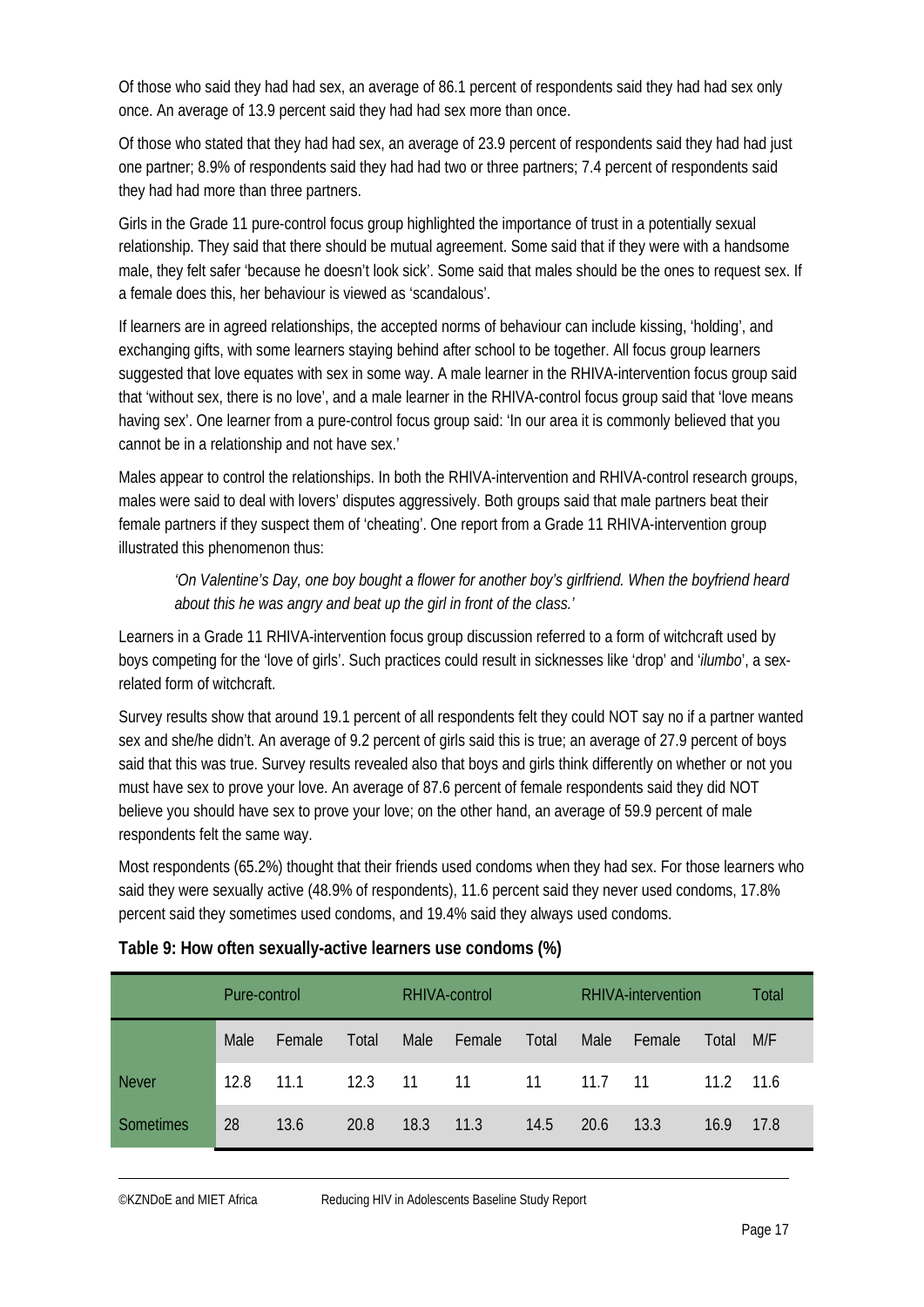Of those who said they had had sex, an average of 86.1 percent of respondents said they had had sex only once. An average of 13.9 percent said they had had sex more than once.

Of those who stated that they had had sex, an average of 23.9 percent of respondents said they had had just one partner; 8.9% of respondents said they had had two or three partners; 7.4 percent of respondents said they had had more than three partners.

Girls in the Grade 11 pure-control focus group highlighted the importance of trust in a potentially sexual relationship. They said that there should be mutual agreement. Some said that if they were with a handsome male, they felt safer 'because he doesn't look sick'. Some said that males should be the ones to request sex. If a female does this, her behaviour is viewed as 'scandalous'.

If learners are in agreed relationships, the accepted norms of behaviour can include kissing, 'holding', and exchanging gifts, with some learners staying behind after school to be together. All focus group learners suggested that love equates with sex in some way. A male learner in the RHIVA-intervention focus group said that 'without sex, there is no love', and a male learner in the RHIVA-control focus group said that 'love means having sex'. One learner from a pure-control focus group said: 'In our area it is commonly believed that you cannot be in a relationship and not have sex.'

Males appear to control the relationships. In both the RHIVA-intervention and RHIVA-control research groups, males were said to deal with lovers' disputes aggressively. Both groups said that male partners beat their female partners if they suspect them of 'cheating'. One report from a Grade 11 RHIVA-intervention group illustrated this phenomenon thus:

> *'On Valentine's Day, one boy bought a flower for another boy's girlfriend. When the boyfriend heard about this he was angry and beat up the girl in front of the class.'*

Learners in a Grade 11 RHIVA-intervention focus group discussion referred to a form of witchcraft used by boys competing for the 'love of girls'. Such practices could result in sicknesses like 'drop' and '*ilumbo*', a sex-related form of witchcraft.

Survey results show that around 19.1 percent of all respondents felt they could NOT say no if a partner wanted sex and she/he didn't. An average of 9.2 percent of girls said this is true; an average of 27.9 percent of boys said that this was true. Survey results revealed also that boys and girls think differently on whether or not you must have sex to prove your love. An average of 87.6 percent of female respondents said they did NOT believe you should have sex to prove your love; on the other hand, an average of 59.9 percent of male respondents felt the same way.

Most respondents (65.2%) thought that their friends used condoms when they had sex. For those learners who said they were sexually active (48.9% of respondents), 11.6 percent said they never used condoms, 17.8% percent said they sometimes used condoms, and 19.4% said they always used condoms.

**Table 9: How often sexually-active learners use condoms (%)**

| | Pure-control | | | RHIVA-control | | | RHIVA-intervention | | | Total |
|---|---|---|---|---|---|---|---|---|---|---|
| | Male | Female | Total | Male | Female | Total | Male | Female | Total | M/F |
| Never | 12.8 | 11.1 | 12.3 | 11 | 11 | 11 | 11.7 | 11 | 11.2 | 11.6 |
| Sometimes | 28 | 13.6 | 20.8 | 18.3 | 11.3 | 14.5 | 20.6 | 13.3 | 16.9 | 17.8 |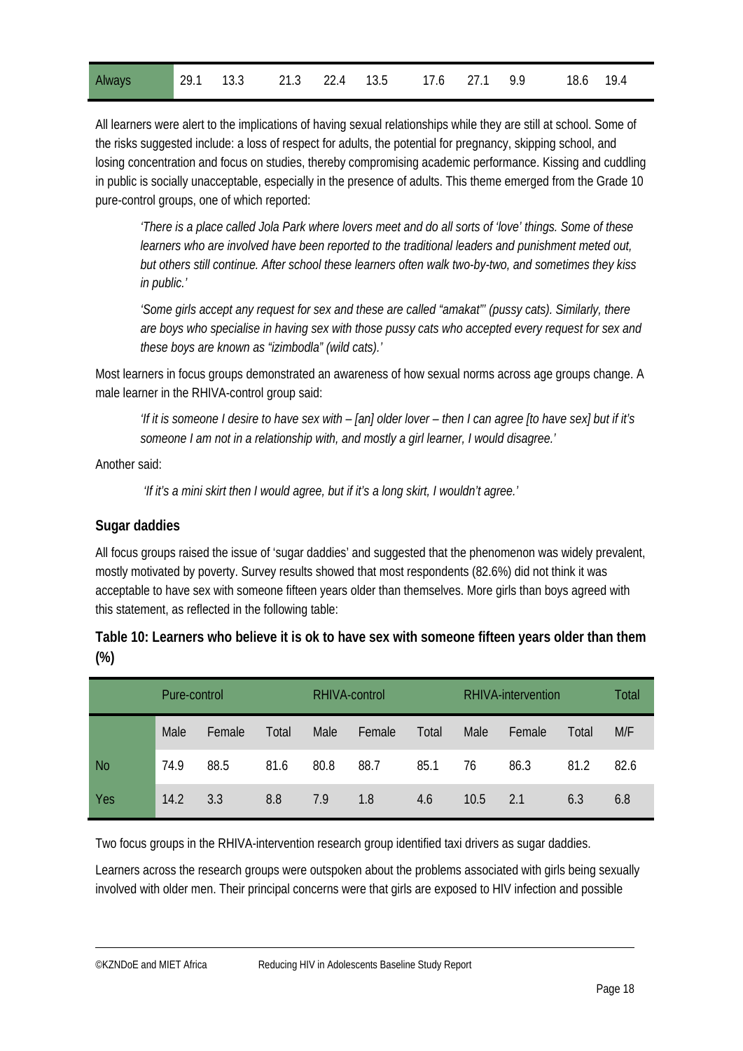| Always | 29.1 | 13.3 | 21.3 | 22.4 | 13.5 | 17.6 | 27.1 | 9.9 | 18.6 | 19.4 |
|---|---|---|---|---|---|---|---|---|---|---|

All learners were alert to the implications of having sexual relationships while they are still at school. Some of the risks suggested include: a loss of respect for adults, the potential for pregnancy, skipping school, and losing concentration and focus on studies, thereby compromising academic performance. Kissing and cuddling in public is socially unacceptable, especially in the presence of adults. This theme emerged from the Grade 10 pure-control groups, one of which reported:

> *'There is a place called Jola Park where lovers meet and do all sorts of 'love' things. Some of these learners who are involved have been reported to the traditional leaders and punishment meted out, but others still continue. After school these learners often walk two-by-two, and sometimes they kiss in public.'*

> *'Some girls accept any request for sex and these are called "amakat"' (pussy cats). Similarly, there are boys who specialise in having sex with those pussy cats who accepted every request for sex and these boys are known as "izimbodla" (wild cats).'*

Most learners in focus groups demonstrated an awareness of how sexual norms across age groups change. A male learner in the RHIVA-control group said:

> *'If it is someone I desire to have sex with – [an] older lover – then I can agree [to have sex] but if it's someone I am not in a relationship with, and mostly a girl learner, I would disagree.'*

Another said:

> *'If it's a mini skirt then I would agree, but if it's a long skirt, I wouldn't agree.'*

### Sugar daddies

All focus groups raised the issue of 'sugar daddies' and suggested that the phenomenon was widely prevalent, mostly motivated by poverty. Survey results showed that most respondents (82.6%) did not think it was acceptable to have sex with someone fifteen years older than themselves. More girls than boys agreed with this statement, as reflected in the following table:

**Table 10: Learners who believe it is ok to have sex with someone fifteen years older than them (%)**

| | Pure-control | | | RHIVA-control | | | RHIVA-intervention | | | Total |
|---|---|---|---|---|---|---|---|---|---|---|
| | Male | Female | Total | Male | Female | Total | Male | Female | Total | M/F |
| No | 74.9 | 88.5 | 81.6 | 80.8 | 88.7 | 85.1 | 76 | 86.3 | 81.2 | 82.6 |
| Yes | 14.2 | 3.3 | 8.8 | 7.9 | 1.8 | 4.6 | 10.5 | 2.1 | 6.3 | 6.8 |

Two focus groups in the RHIVA-intervention research group identified taxi drivers as sugar daddies.

Learners across the research groups were outspoken about the problems associated with girls being sexually involved with older men. Their principal concerns were that girls are exposed to HIV infection and possible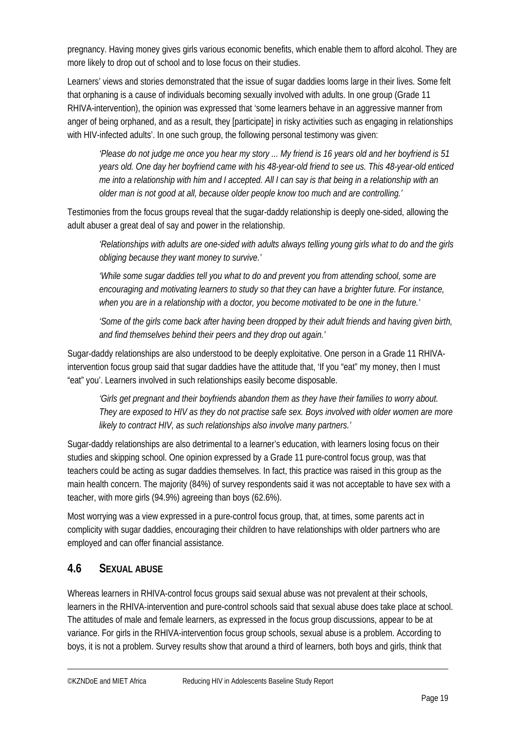pregnancy. Having money gives girls various economic benefits, which enable them to afford alcohol. They are more likely to drop out of school and to lose focus on their studies.

Learners' views and stories demonstrated that the issue of sugar daddies looms large in their lives. Some felt that orphaning is a cause of individuals becoming sexually involved with adults. In one group (Grade 11 RHIVA-intervention), the opinion was expressed that 'some learners behave in an aggressive manner from anger of being orphaned, and as a result, they [participate] in risky activities such as engaging in relationships with HIV-infected adults'. In one such group, the following personal testimony was given:

> *'Please do not judge me once you hear my story ... My friend is 16 years old and her boyfriend is 51 years old. One day her boyfriend came with his 48-year-old friend to see us. This 48-year-old enticed me into a relationship with him and I accepted. All I can say is that being in a relationship with an older man is not good at all, because older people know too much and are controlling.'*

Testimonies from the focus groups reveal that the sugar-daddy relationship is deeply one-sided, allowing the adult abuser a great deal of say and power in the relationship.

> *'Relationships with adults are one-sided with adults always telling young girls what to do and the girls obliging because they want money to survive.'*
>
> *'While some sugar daddies tell you what to do and prevent you from attending school, some are encouraging and motivating learners to study so that they can have a brighter future. For instance, when you are in a relationship with a doctor, you become motivated to be one in the future.'*
>
> *'Some of the girls come back after having been dropped by their adult friends and having given birth, and find themselves behind their peers and they drop out again.'*

Sugar-daddy relationships are also understood to be deeply exploitative. One person in a Grade 11 RHIVA-intervention focus group said that sugar daddies have the attitude that, 'If you "eat" my money, then I must "eat" you'. Learners involved in such relationships easily become disposable.

> *'Girls get pregnant and their boyfriends abandon them as they have their families to worry about. They are exposed to HIV as they do not practise safe sex. Boys involved with older women are more likely to contract HIV, as such relationships also involve many partners.'*

Sugar-daddy relationships are also detrimental to a learner's education, with learners losing focus on their studies and skipping school. One opinion expressed by a Grade 11 pure-control focus group, was that teachers could be acting as sugar daddies themselves. In fact, this practice was raised in this group as the main health concern. The majority (84%) of survey respondents said it was not acceptable to have sex with a teacher, with more girls (94.9%) agreeing than boys (62.6%).

Most worrying was a view expressed in a pure-control focus group, that, at times, some parents act in complicity with sugar daddies, encouraging their children to have relationships with older partners who are employed and can offer financial assistance.

## 4.6 Sexual abuse

Whereas learners in RHIVA-control focus groups said sexual abuse was not prevalent at their schools, learners in the RHIVA-intervention and pure-control schools said that sexual abuse does take place at school. The attitudes of male and female learners, as expressed in the focus group discussions, appear to be at variance. For girls in the RHIVA-intervention focus group schools, sexual abuse is a problem. According to boys, it is not a problem. Survey results show that around a third of learners, both boys and girls, think that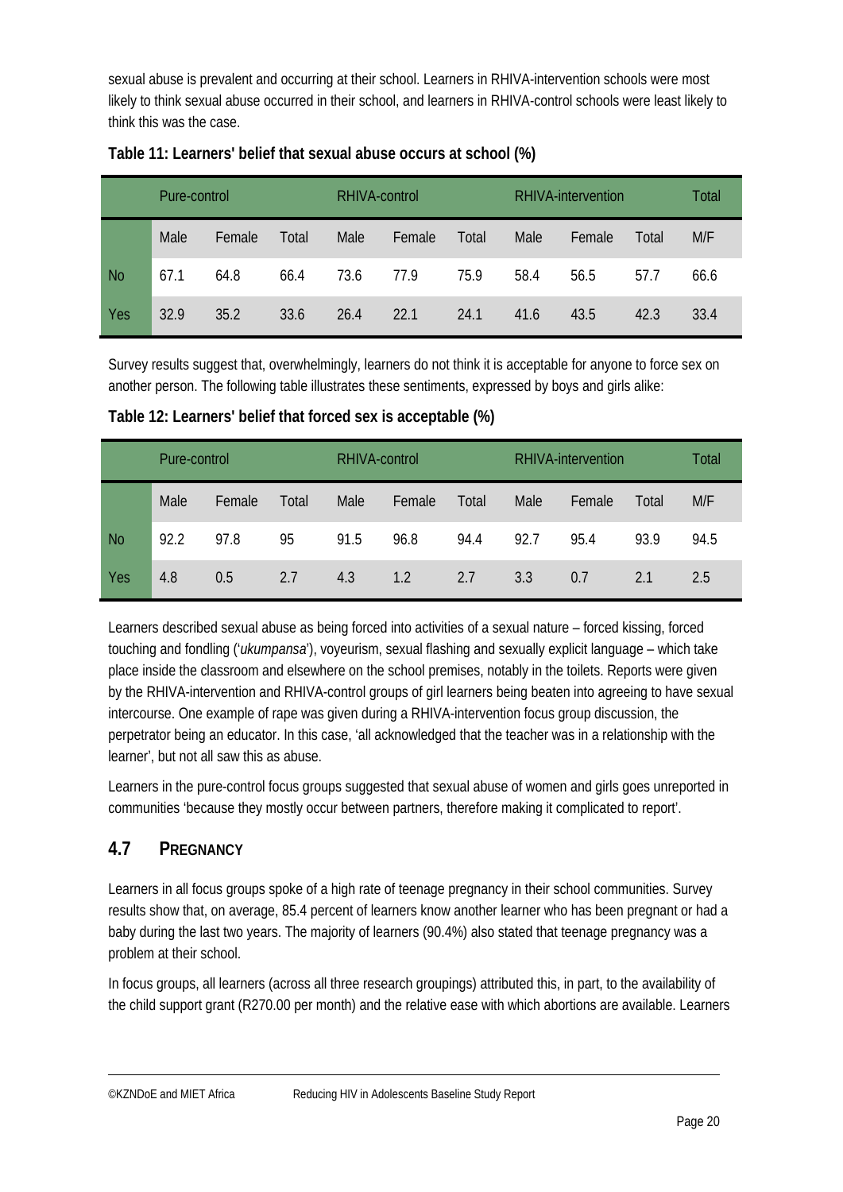sexual abuse is prevalent and occurring at their school. Learners in RHIVA-intervention schools were most likely to think sexual abuse occurred in their school, and learners in RHIVA-control schools were least likely to think this was the case.

**Table 11: Learners' belief that sexual abuse occurs at school (%)**

| | Pure-control | | | RHIVA-control | | | RHIVA-intervention | | | Total |
|---|---|---|---|---|---|---|---|---|---|---|
| | Male | Female | Total | Male | Female | Total | Male | Female | Total | M/F |
| No | 67.1 | 64.8 | 66.4 | 73.6 | 77.9 | 75.9 | 58.4 | 56.5 | 57.7 | 66.6 |
| Yes | 32.9 | 35.2 | 33.6 | 26.4 | 22.1 | 24.1 | 41.6 | 43.5 | 42.3 | 33.4 |

Survey results suggest that, overwhelmingly, learners do not think it is acceptable for anyone to force sex on another person. The following table illustrates these sentiments, expressed by boys and girls alike:

**Table 12: Learners' belief that forced sex is acceptable (%)**

| | Pure-control | | | RHIVA-control | | | RHIVA-intervention | | | Total |
|---|---|---|---|---|---|---|---|---|---|---|
| | Male | Female | Total | Male | Female | Total | Male | Female | Total | M/F |
| No | 92.2 | 97.8 | 95 | 91.5 | 96.8 | 94.4 | 92.7 | 95.4 | 93.9 | 94.5 |
| Yes | 4.8 | 0.5 | 2.7 | 4.3 | 1.2 | 2.7 | 3.3 | 0.7 | 2.1 | 2.5 |

Learners described sexual abuse as being forced into activities of a sexual nature – forced kissing, forced touching and fondling ('*ukumpansa*'), voyeurism, sexual flashing and sexually explicit language – which take place inside the classroom and elsewhere on the school premises, notably in the toilets. Reports were given by the RHIVA-intervention and RHIVA-control groups of girl learners being beaten into agreeing to have sexual intercourse. One example of rape was given during a RHIVA-intervention focus group discussion, the perpetrator being an educator. In this case, 'all acknowledged that the teacher was in a relationship with the learner', but not all saw this as abuse.

Learners in the pure-control focus groups suggested that sexual abuse of women and girls goes unreported in communities 'because they mostly occur between partners, therefore making it complicated to report'.

## 4.7 PREGNANCY

Learners in all focus groups spoke of a high rate of teenage pregnancy in their school communities. Survey results show that, on average, 85.4 percent of learners know another learner who has been pregnant or had a baby during the last two years. The majority of learners (90.4%) also stated that teenage pregnancy was a problem at their school.

In focus groups, all learners (across all three research groupings) attributed this, in part, to the availability of the child support grant (R270.00 per month) and the relative ease with which abortions are available. Learners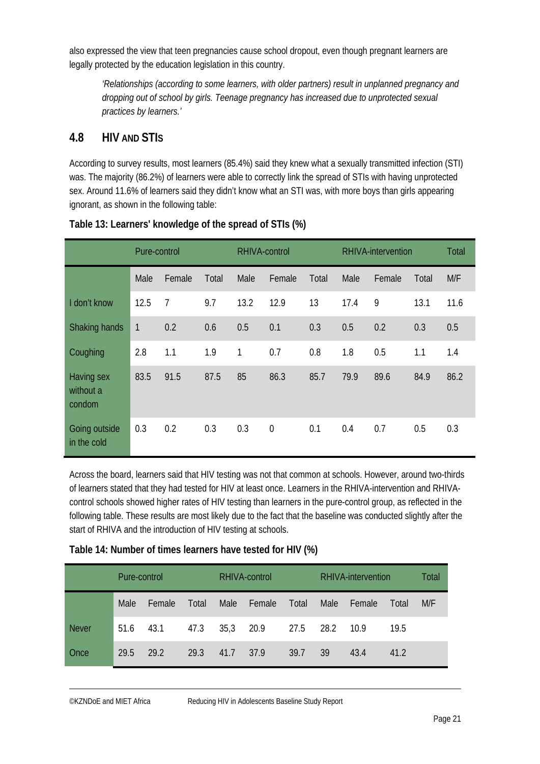also expressed the view that teen pregnancies cause school dropout, even though pregnant learners are legally protected by the education legislation in this country.

> *'Relationships (according to some learners, with older partners) result in unplanned pregnancy and dropping out of school by girls. Teenage pregnancy has increased due to unprotected sexual practices by learners.'*

## 4.8 HIV AND STIs

According to survey results, most learners (85.4%) said they knew what a sexually transmitted infection (STI) was. The majority (86.2%) of learners were able to correctly link the spread of STIs with having unprotected sex. Around 11.6% of learners said they didn't know what an STI was, with more boys than girls appearing ignorant, as shown in the following table:

**Table 13: Learners' knowledge of the spread of STIs (%)**

| | Pure-control | | | RHIVA-control | | | RHIVA-intervention | | | Total |
|---|---|---|---|---|---|---|---|---|---|---|
| | Male | Female | Total | Male | Female | Total | Male | Female | Total | M/F |
| I don't know | 12.5 | 7 | 9.7 | 13.2 | 12.9 | 13 | 17.4 | 9 | 13.1 | 11.6 |
| Shaking hands | 1 | 0.2 | 0.6 | 0.5 | 0.1 | 0.3 | 0.5 | 0.2 | 0.3 | 0.5 |
| Coughing | 2.8 | 1.1 | 1.9 | 1 | 0.7 | 0.8 | 1.8 | 0.5 | 1.1 | 1.4 |
| Having sex without a condom | 83.5 | 91.5 | 87.5 | 85 | 86.3 | 85.7 | 79.9 | 89.6 | 84.9 | 86.2 |
| Going outside in the cold | 0.3 | 0.2 | 0.3 | 0.3 | 0 | 0.1 | 0.4 | 0.7 | 0.5 | 0.3 |

Across the board, learners said that HIV testing was not that common at schools. However, around two-thirds of learners stated that they had tested for HIV at least once. Learners in the RHIVA-intervention and RHIVA-control schools showed higher rates of HIV testing than learners in the pure-control group, as reflected in the following table. These results are most likely due to the fact that the baseline was conducted slightly after the start of RHIVA and the introduction of HIV testing at schools.

**Table 14: Number of times learners have tested for HIV (%)**

| | Pure-control | | | RHIVA-control | | | RHIVA-intervention | | | Total |
|---|---|---|---|---|---|---|---|---|---|---|
| | Male | Female | Total | Male | Female | Total | Male | Female | Total | M/F |
| Never | 51.6 | 43.1 | 47.3 | 35,3 | 20.9 | 27.5 | 28.2 | 10.9 | 19.5 | |
| Once | 29.5 | 29.2 | 29.3 | 41.7 | 37.9 | 39.7 | 39 | 43.4 | 41.2 | |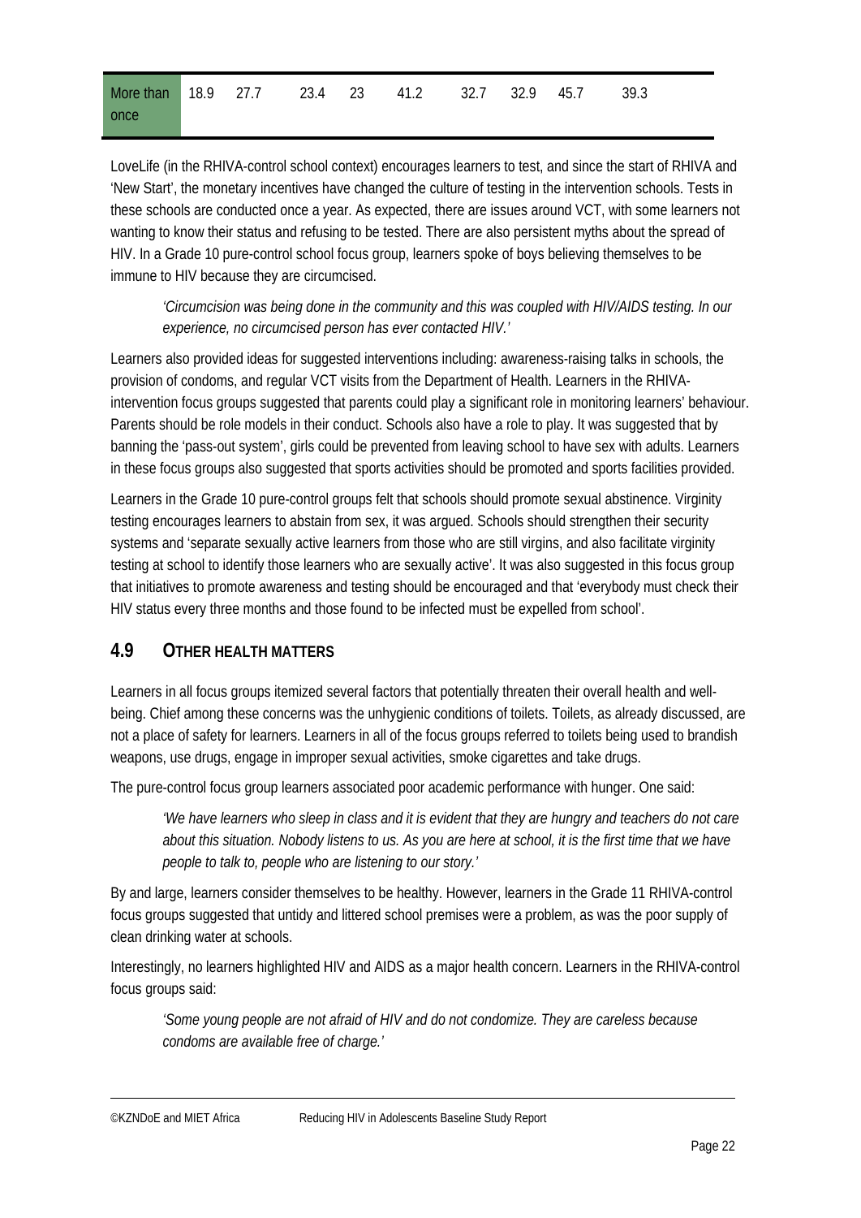| More than once | 18.9 | 27.7 | 23.4 | 23 | 41.2 | 32.7 | 32.9 | 45.7 | 39.3 |
|---|---|---|---|---|---|---|---|---|---|

LoveLife (in the RHIVA-control school context) encourages learners to test, and since the start of RHIVA and 'New Start', the monetary incentives have changed the culture of testing in the intervention schools. Tests in these schools are conducted once a year. As expected, there are issues around VCT, with some learners not wanting to know their status and refusing to be tested. There are also persistent myths about the spread of HIV. In a Grade 10 pure-control school focus group, learners spoke of boys believing themselves to be immune to HIV because they are circumcised.

> *'Circumcision was being done in the community and this was coupled with HIV/AIDS testing. In our experience, no circumcised person has ever contacted HIV.'*

Learners also provided ideas for suggested interventions including: awareness-raising talks in schools, the provision of condoms, and regular VCT visits from the Department of Health. Learners in the RHIVA-intervention focus groups suggested that parents could play a significant role in monitoring learners' behaviour. Parents should be role models in their conduct. Schools also have a role to play. It was suggested that by banning the 'pass-out system', girls could be prevented from leaving school to have sex with adults. Learners in these focus groups also suggested that sports activities should be promoted and sports facilities provided.

Learners in the Grade 10 pure-control groups felt that schools should promote sexual abstinence. Virginity testing encourages learners to abstain from sex, it was argued. Schools should strengthen their security systems and 'separate sexually active learners from those who are still virgins, and also facilitate virginity testing at school to identify those learners who are sexually active'. It was also suggested in this focus group that initiatives to promote awareness and testing should be encouraged and that 'everybody must check their HIV status every three months and those found to be infected must be expelled from school'.

## 4.9 OTHER HEALTH MATTERS

Learners in all focus groups itemized several factors that potentially threaten their overall health and well-being. Chief among these concerns was the unhygienic conditions of toilets. Toilets, as already discussed, are not a place of safety for learners. Learners in all of the focus groups referred to toilets being used to brandish weapons, use drugs, engage in improper sexual activities, smoke cigarettes and take drugs.

The pure-control focus group learners associated poor academic performance with hunger. One said:

> *'We have learners who sleep in class and it is evident that they are hungry and teachers do not care about this situation. Nobody listens to us. As you are here at school, it is the first time that we have people to talk to, people who are listening to our story.'*

By and large, learners consider themselves to be healthy. However, learners in the Grade 11 RHIVA-control focus groups suggested that untidy and littered school premises were a problem, as was the poor supply of clean drinking water at schools.

Interestingly, no learners highlighted HIV and AIDS as a major health concern. Learners in the RHIVA-control focus groups said:

> *'Some young people are not afraid of HIV and do not condomize. They are careless because condoms are available free of charge.'*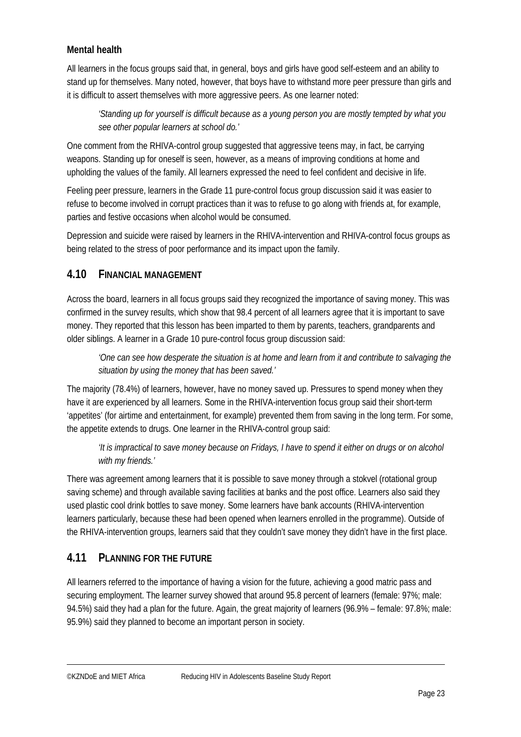### Mental health

All learners in the focus groups said that, in general, boys and girls have good self-esteem and an ability to stand up for themselves. Many noted, however, that boys have to withstand more peer pressure than girls and it is difficult to assert themselves with more aggressive peers. As one learner noted:

> *'Standing up for yourself is difficult because as a young person you are mostly tempted by what you see other popular learners at school do.'*

One comment from the RHIVA-control group suggested that aggressive teens may, in fact, be carrying weapons. Standing up for oneself is seen, however, as a means of improving conditions at home and upholding the values of the family. All learners expressed the need to feel confident and decisive in life.

Feeling peer pressure, learners in the Grade 11 pure-control focus group discussion said it was easier to refuse to become involved in corrupt practices than it was to refuse to go along with friends at, for example, parties and festive occasions when alcohol would be consumed.

Depression and suicide were raised by learners in the RHIVA-intervention and RHIVA-control focus groups as being related to the stress of poor performance and its impact upon the family.

## 4.10 FINANCIAL MANAGEMENT

Across the board, learners in all focus groups said they recognized the importance of saving money. This was confirmed in the survey results, which show that 98.4 percent of all learners agree that it is important to save money. They reported that this lesson has been imparted to them by parents, teachers, grandparents and older siblings. A learner in a Grade 10 pure-control focus group discussion said:

> *'One can see how desperate the situation is at home and learn from it and contribute to salvaging the situation by using the money that has been saved.'*

The majority (78.4%) of learners, however, have no money saved up. Pressures to spend money when they have it are experienced by all learners. Some in the RHIVA-intervention focus group said their short-term 'appetites' (for airtime and entertainment, for example) prevented them from saving in the long term. For some, the appetite extends to drugs. One learner in the RHIVA-control group said:

> *'It is impractical to save money because on Fridays, I have to spend it either on drugs or on alcohol with my friends.'*

There was agreement among learners that it is possible to save money through a stokvel (rotational group saving scheme) and through available saving facilities at banks and the post office. Learners also said they used plastic cool drink bottles to save money. Some learners have bank accounts (RHIVA-intervention learners particularly, because these had been opened when learners enrolled in the programme). Outside of the RHIVA-intervention groups, learners said that they couldn't save money they didn't have in the first place.

## 4.11 PLANNING FOR THE FUTURE

All learners referred to the importance of having a vision for the future, achieving a good matric pass and securing employment. The learner survey showed that around 95.8 percent of learners (female: 97%; male: 94.5%) said they had a plan for the future. Again, the great majority of learners (96.9% – female: 97.8%; male: 95.9%) said they planned to become an important person in society.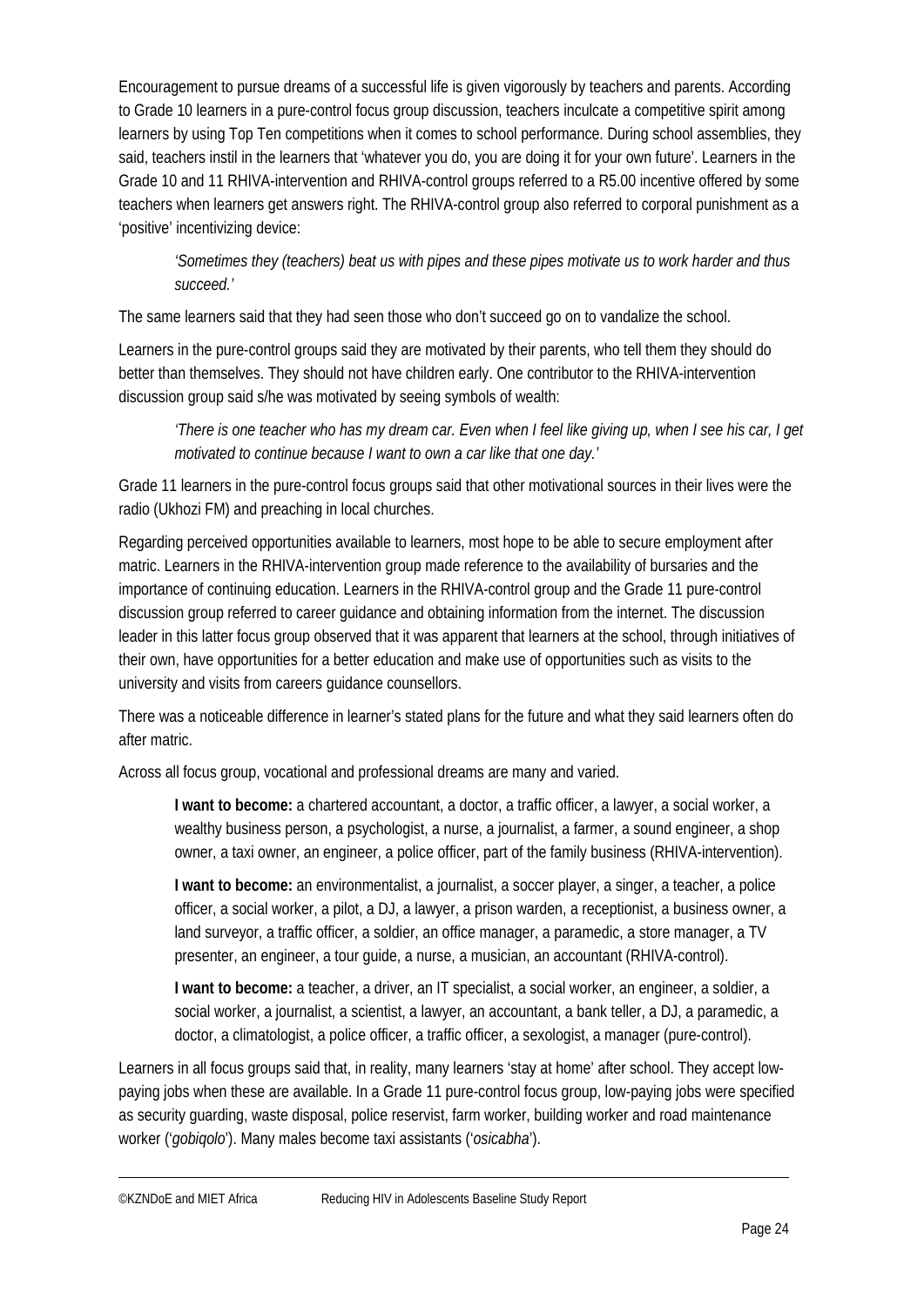Encouragement to pursue dreams of a successful life is given vigorously by teachers and parents. According to Grade 10 learners in a pure-control focus group discussion, teachers inculcate a competitive spirit among learners by using Top Ten competitions when it comes to school performance. During school assemblies, they said, teachers instil in the learners that 'whatever you do, you are doing it for your own future'. Learners in the Grade 10 and 11 RHIVA-intervention and RHIVA-control groups referred to a R5.00 incentive offered by some teachers when learners get answers right. The RHIVA-control group also referred to corporal punishment as a 'positive' incentivizing device:

> *'Sometimes they (teachers) beat us with pipes and these pipes motivate us to work harder and thus succeed.'*

The same learners said that they had seen those who don't succeed go on to vandalize the school.

Learners in the pure-control groups said they are motivated by their parents, who tell them they should do better than themselves. They should not have children early. One contributor to the RHIVA-intervention discussion group said s/he was motivated by seeing symbols of wealth:

> *'There is one teacher who has my dream car. Even when I feel like giving up, when I see his car, I get motivated to continue because I want to own a car like that one day.'*

Grade 11 learners in the pure-control focus groups said that other motivational sources in their lives were the radio (Ukhozi FM) and preaching in local churches.

Regarding perceived opportunities available to learners, most hope to be able to secure employment after matric. Learners in the RHIVA-intervention group made reference to the availability of bursaries and the importance of continuing education. Learners in the RHIVA-control group and the Grade 11 pure-control discussion group referred to career guidance and obtaining information from the internet. The discussion leader in this latter focus group observed that it was apparent that learners at the school, through initiatives of their own, have opportunities for a better education and make use of opportunities such as visits to the university and visits from careers guidance counsellors.

There was a noticeable difference in learner's stated plans for the future and what they said learners often do after matric.

Across all focus group, vocational and professional dreams are many and varied.

> **I want to become:** a chartered accountant, a doctor, a traffic officer, a lawyer, a social worker, a wealthy business person, a psychologist, a nurse, a journalist, a farmer, a sound engineer, a shop owner, a taxi owner, an engineer, a police officer, part of the family business (RHIVA-intervention).
>
> **I want to become:** an environmentalist, a journalist, a soccer player, a singer, a teacher, a police officer, a social worker, a pilot, a DJ, a lawyer, a prison warden, a receptionist, a business owner, a land surveyor, a traffic officer, a soldier, an office manager, a paramedic, a store manager, a TV presenter, an engineer, a tour guide, a nurse, a musician, an accountant (RHIVA-control).
>
> **I want to become:** a teacher, a driver, an IT specialist, a social worker, an engineer, a soldier, a social worker, a journalist, a scientist, a lawyer, an accountant, a bank teller, a DJ, a paramedic, a doctor, a climatologist, a police officer, a traffic officer, a sexologist, a manager (pure-control).

Learners in all focus groups said that, in reality, many learners 'stay at home' after school. They accept low-paying jobs when these are available. In a Grade 11 pure-control focus group, low-paying jobs were specified as security guarding, waste disposal, police reservist, farm worker, building worker and road maintenance worker ('*gobiqolo*'). Many males become taxi assistants ('*osicabha*').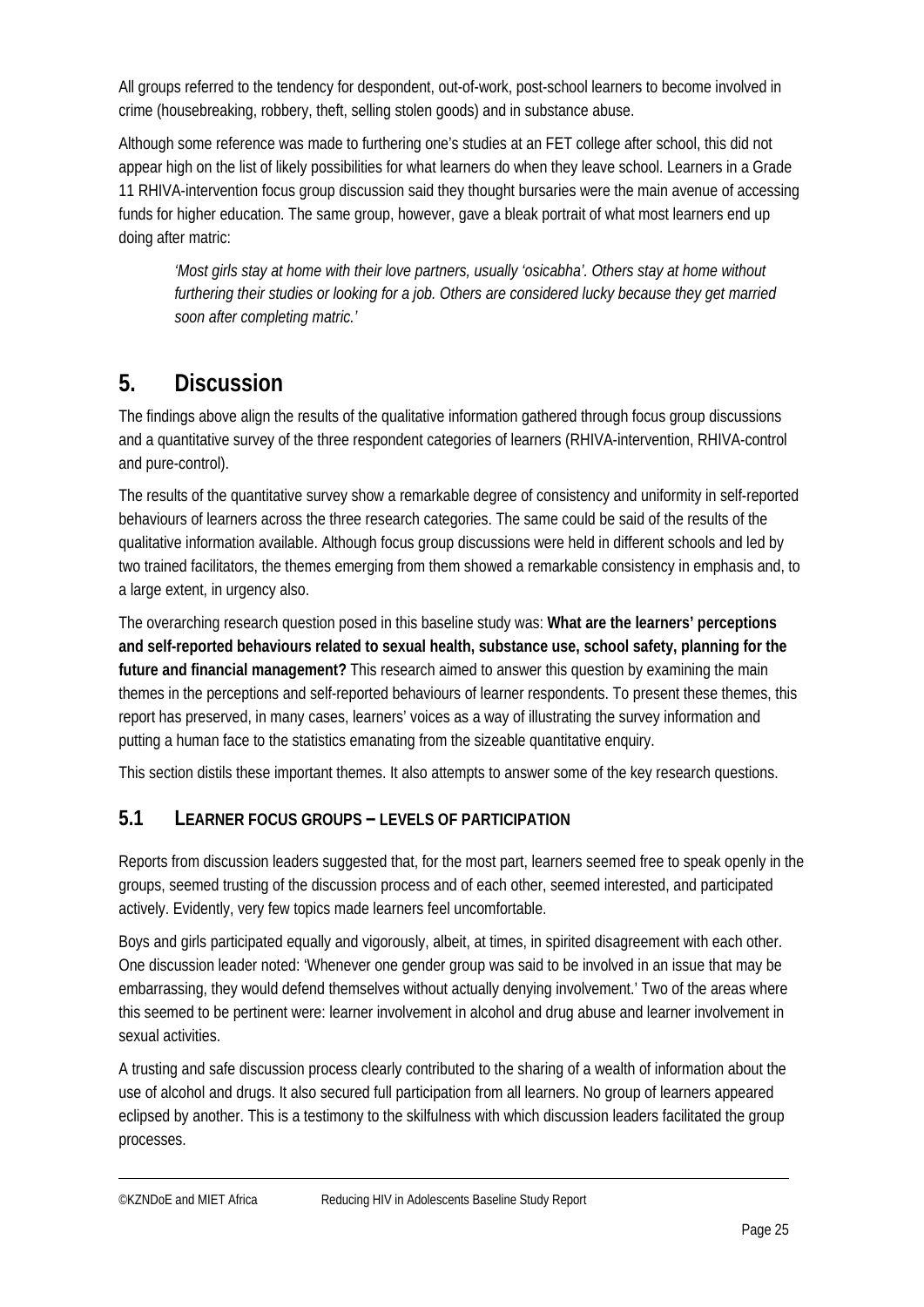All groups referred to the tendency for despondent, out-of-work, post-school learners to become involved in crime (housebreaking, robbery, theft, selling stolen goods) and in substance abuse.

Although some reference was made to furthering one's studies at an FET college after school, this did not appear high on the list of likely possibilities for what learners do when they leave school. Learners in a Grade 11 RHIVA-intervention focus group discussion said they thought bursaries were the main avenue of accessing funds for higher education. The same group, however, gave a bleak portrait of what most learners end up doing after matric:

> *'Most girls stay at home with their love partners, usually 'osicabha'. Others stay at home without furthering their studies or looking for a job. Others are considered lucky because they get married soon after completing matric.'*

# 5. Discussion

The findings above align the results of the qualitative information gathered through focus group discussions and a quantitative survey of the three respondent categories of learners (RHIVA-intervention, RHIVA-control and pure-control).

The results of the quantitative survey show a remarkable degree of consistency and uniformity in self-reported behaviours of learners across the three research categories. The same could be said of the results of the qualitative information available. Although focus group discussions were held in different schools and led by two trained facilitators, the themes emerging from them showed a remarkable consistency in emphasis and, to a large extent, in urgency also.

The overarching research question posed in this baseline study was: **What are the learners' perceptions and self-reported behaviours related to sexual health, substance use, school safety, planning for the future and financial management?** This research aimed to answer this question by examining the main themes in the perceptions and self-reported behaviours of learner respondents. To present these themes, this report has preserved, in many cases, learners' voices as a way of illustrating the survey information and putting a human face to the statistics emanating from the sizeable quantitative enquiry.

This section distils these important themes. It also attempts to answer some of the key research questions.

## 5.1 Learner focus groups – levels of participation

Reports from discussion leaders suggested that, for the most part, learners seemed free to speak openly in the groups, seemed trusting of the discussion process and of each other, seemed interested, and participated actively. Evidently, very few topics made learners feel uncomfortable.

Boys and girls participated equally and vigorously, albeit, at times, in spirited disagreement with each other. One discussion leader noted: 'Whenever one gender group was said to be involved in an issue that may be embarrassing, they would defend themselves without actually denying involvement.' Two of the areas where this seemed to be pertinent were: learner involvement in alcohol and drug abuse and learner involvement in sexual activities.

A trusting and safe discussion process clearly contributed to the sharing of a wealth of information about the use of alcohol and drugs. It also secured full participation from all learners. No group of learners appeared eclipsed by another. This is a testimony to the skilfulness with which discussion leaders facilitated the group processes.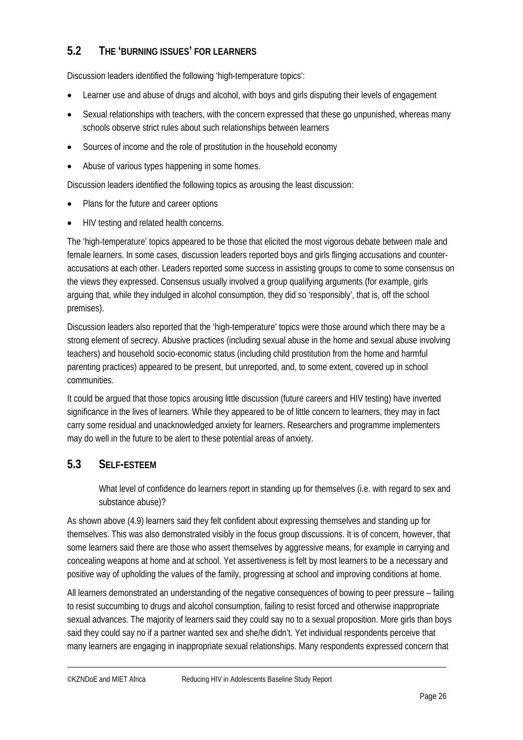## 5.2 The 'burning issues' for learners

Discussion leaders identified the following 'high-temperature topics':

- Learner use and abuse of drugs and alcohol, with boys and girls disputing their levels of engagement
- Sexual relationships with teachers, with the concern expressed that these go unpunished, whereas many schools observe strict rules about such relationships between learners
- Sources of income and the role of prostitution in the household economy
- Abuse of various types happening in some homes.

Discussion leaders identified the following topics as arousing the least discussion:

- Plans for the future and career options
- HIV testing and related health concerns.

The 'high-temperature' topics appeared to be those that elicited the most vigorous debate between male and female learners. In some cases, discussion leaders reported boys and girls flinging accusations and counter-accusations at each other. Leaders reported some success in assisting groups to come to some consensus on the views they expressed. Consensus usually involved a group qualifying arguments (for example, girls arguing that, while they indulged in alcohol consumption, they did so 'responsibly', that is, off the school premises).

Discussion leaders also reported that the 'high-temperature' topics were those around which there may be a strong element of secrecy. Abusive practices (including sexual abuse in the home and sexual abuse involving teachers) and household socio-economic status (including child prostitution from the home and harmful parenting practices) appeared to be present, but unreported, and, to some extent, covered up in school communities.

It could be argued that those topics arousing little discussion (future careers and HIV testing) have inverted significance in the lives of learners. While they appeared to be of little concern to learners, they may in fact carry some residual and unacknowledged anxiety for learners. Researchers and programme implementers may do well in the future to be alert to these potential areas of anxiety.

## 5.3 Self-esteem

> What level of confidence do learners report in standing up for themselves (i.e. with regard to sex and substance abuse)?

As shown above (4.9) learners said they felt confident about expressing themselves and standing up for themselves. This was also demonstrated visibly in the focus group discussions. It is of concern, however, that some learners said there are those who assert themselves by aggressive means, for example in carrying and concealing weapons at home and at school. Yet assertiveness is felt by most learners to be a necessary and positive way of upholding the values of the family, progressing at school and improving conditions at home.

All learners demonstrated an understanding of the negative consequences of bowing to peer pressure – failing to resist succumbing to drugs and alcohol consumption, failing to resist forced and otherwise inappropriate sexual advances. The majority of learners said they could say no to a sexual proposition. More girls than boys said they could say no if a partner wanted sex and she/he didn't. Yet individual respondents perceive that many learners are engaging in inappropriate sexual relationships. Many respondents expressed concern that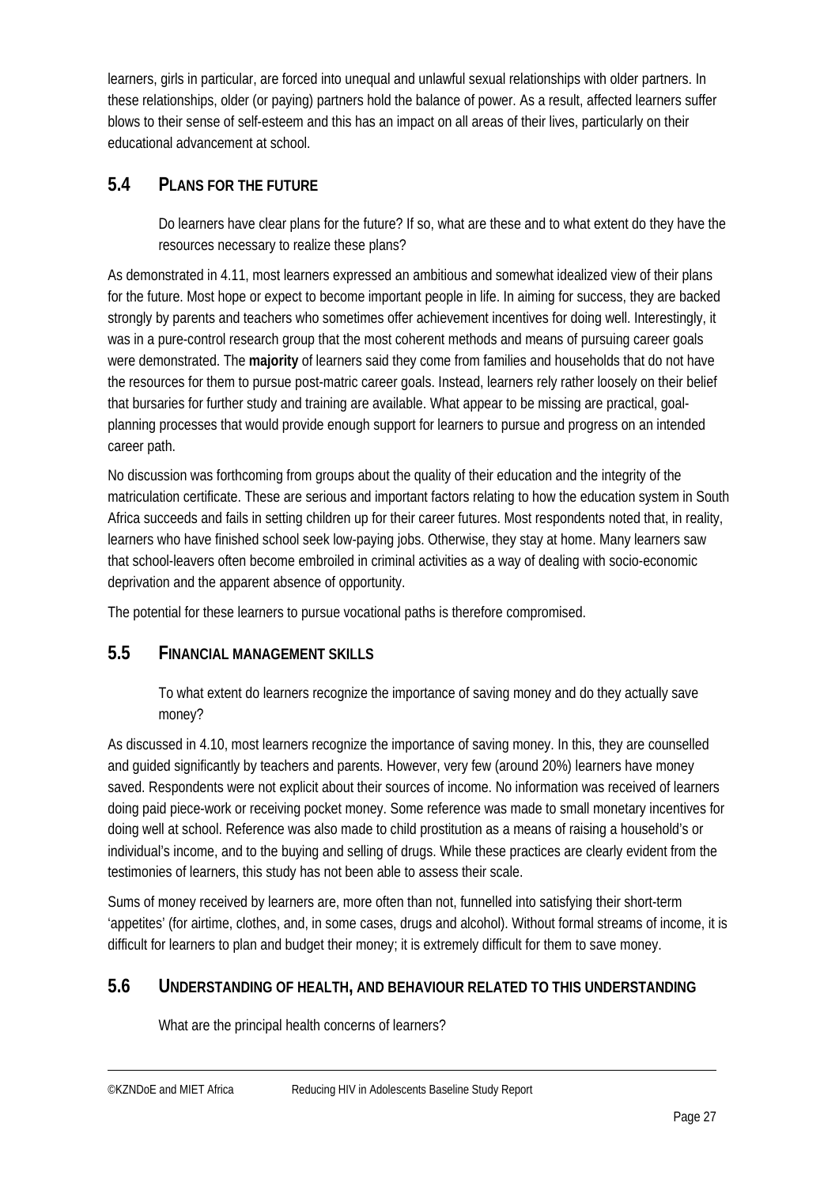learners, girls in particular, are forced into unequal and unlawful sexual relationships with older partners. In these relationships, older (or paying) partners hold the balance of power. As a result, affected learners suffer blows to their sense of self-esteem and this has an impact on all areas of their lives, particularly on their educational advancement at school.

## 5.4 PLANS FOR THE FUTURE

> Do learners have clear plans for the future? If so, what are these and to what extent do they have the resources necessary to realize these plans?

As demonstrated in 4.11, most learners expressed an ambitious and somewhat idealized view of their plans for the future. Most hope or expect to become important people in life. In aiming for success, they are backed strongly by parents and teachers who sometimes offer achievement incentives for doing well. Interestingly, it was in a pure-control research group that the most coherent methods and means of pursuing career goals were demonstrated. The **majority** of learners said they come from families and households that do not have the resources for them to pursue post-matric career goals. Instead, learners rely rather loosely on their belief that bursaries for further study and training are available. What appear to be missing are practical, goal-planning processes that would provide enough support for learners to pursue and progress on an intended career path.

No discussion was forthcoming from groups about the quality of their education and the integrity of the matriculation certificate. These are serious and important factors relating to how the education system in South Africa succeeds and fails in setting children up for their career futures. Most respondents noted that, in reality, learners who have finished school seek low-paying jobs. Otherwise, they stay at home. Many learners saw that school-leavers often become embroiled in criminal activities as a way of dealing with socio-economic deprivation and the apparent absence of opportunity.

The potential for these learners to pursue vocational paths is therefore compromised.

## 5.5 FINANCIAL MANAGEMENT SKILLS

> To what extent do learners recognize the importance of saving money and do they actually save money?

As discussed in 4.10, most learners recognize the importance of saving money. In this, they are counselled and guided significantly by teachers and parents. However, very few (around 20%) learners have money saved. Respondents were not explicit about their sources of income. No information was received of learners doing paid piece-work or receiving pocket money. Some reference was made to small monetary incentives for doing well at school. Reference was also made to child prostitution as a means of raising a household's or individual's income, and to the buying and selling of drugs. While these practices are clearly evident from the testimonies of learners, this study has not been able to assess their scale.

Sums of money received by learners are, more often than not, funnelled into satisfying their short-term 'appetites' (for airtime, clothes, and, in some cases, drugs and alcohol). Without formal streams of income, it is difficult for learners to plan and budget their money; it is extremely difficult for them to save money.

## 5.6 UNDERSTANDING OF HEALTH, AND BEHAVIOUR RELATED TO THIS UNDERSTANDING

> What are the principal health concerns of learners?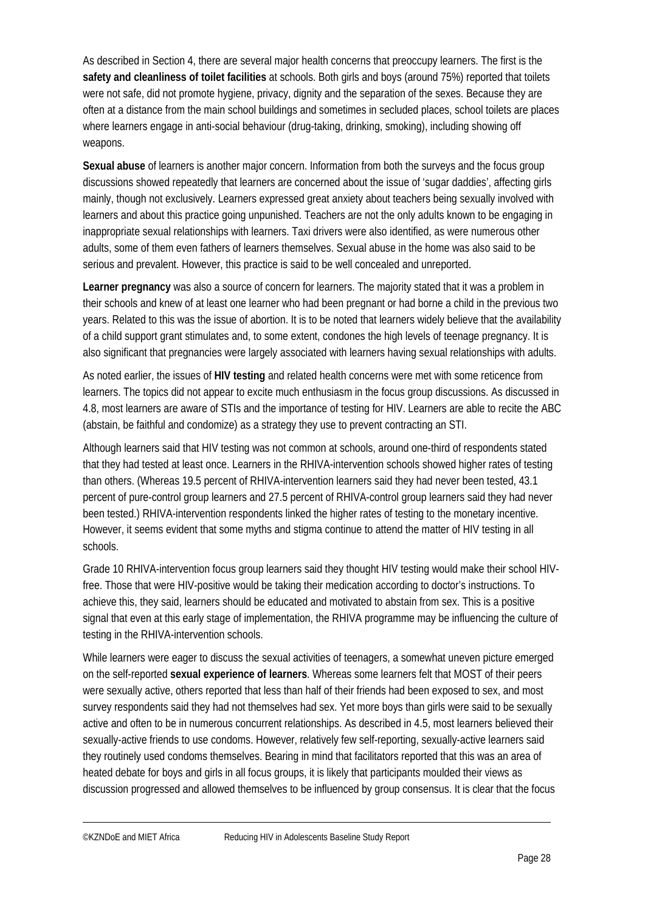As described in Section 4, there are several major health concerns that preoccupy learners. The first is the **safety and cleanliness of toilet facilities** at schools. Both girls and boys (around 75%) reported that toilets were not safe, did not promote hygiene, privacy, dignity and the separation of the sexes. Because they are often at a distance from the main school buildings and sometimes in secluded places, school toilets are places where learners engage in anti-social behaviour (drug-taking, drinking, smoking), including showing off weapons.

**Sexual abuse** of learners is another major concern. Information from both the surveys and the focus group discussions showed repeatedly that learners are concerned about the issue of 'sugar daddies', affecting girls mainly, though not exclusively. Learners expressed great anxiety about teachers being sexually involved with learners and about this practice going unpunished. Teachers are not the only adults known to be engaging in inappropriate sexual relationships with learners. Taxi drivers were also identified, as were numerous other adults, some of them even fathers of learners themselves. Sexual abuse in the home was also said to be serious and prevalent. However, this practice is said to be well concealed and unreported.

**Learner pregnancy** was also a source of concern for learners. The majority stated that it was a problem in their schools and knew of at least one learner who had been pregnant or had borne a child in the previous two years. Related to this was the issue of abortion. It is to be noted that learners widely believe that the availability of a child support grant stimulates and, to some extent, condones the high levels of teenage pregnancy. It is also significant that pregnancies were largely associated with learners having sexual relationships with adults.

As noted earlier, the issues of **HIV testing** and related health concerns were met with some reticence from learners. The topics did not appear to excite much enthusiasm in the focus group discussions. As discussed in 4.8, most learners are aware of STIs and the importance of testing for HIV. Learners are able to recite the ABC (abstain, be faithful and condomize) as a strategy they use to prevent contracting an STI.

Although learners said that HIV testing was not common at schools, around one-third of respondents stated that they had tested at least once. Learners in the RHIVA-intervention schools showed higher rates of testing than others. (Whereas 19.5 percent of RHIVA-intervention learners said they had never been tested, 43.1 percent of pure-control group learners and 27.5 percent of RHIVA-control group learners said they had never been tested.) RHIVA-intervention respondents linked the higher rates of testing to the monetary incentive. However, it seems evident that some myths and stigma continue to attend the matter of HIV testing in all schools.

Grade 10 RHIVA-intervention focus group learners said they thought HIV testing would make their school HIV-free. Those that were HIV-positive would be taking their medication according to doctor's instructions. To achieve this, they said, learners should be educated and motivated to abstain from sex. This is a positive signal that even at this early stage of implementation, the RHIVA programme may be influencing the culture of testing in the RHIVA-intervention schools.

While learners were eager to discuss the sexual activities of teenagers, a somewhat uneven picture emerged on the self-reported **sexual experience of learners**. Whereas some learners felt that MOST of their peers were sexually active, others reported that less than half of their friends had been exposed to sex, and most survey respondents said they had not themselves had sex. Yet more boys than girls were said to be sexually active and often to be in numerous concurrent relationships. As described in 4.5, most learners believed their sexually-active friends to use condoms. However, relatively few self-reporting, sexually-active learners said they routinely used condoms themselves. Bearing in mind that facilitators reported that this was an area of heated debate for boys and girls in all focus groups, it is likely that participants moulded their views as discussion progressed and allowed themselves to be influenced by group consensus. It is clear that the focus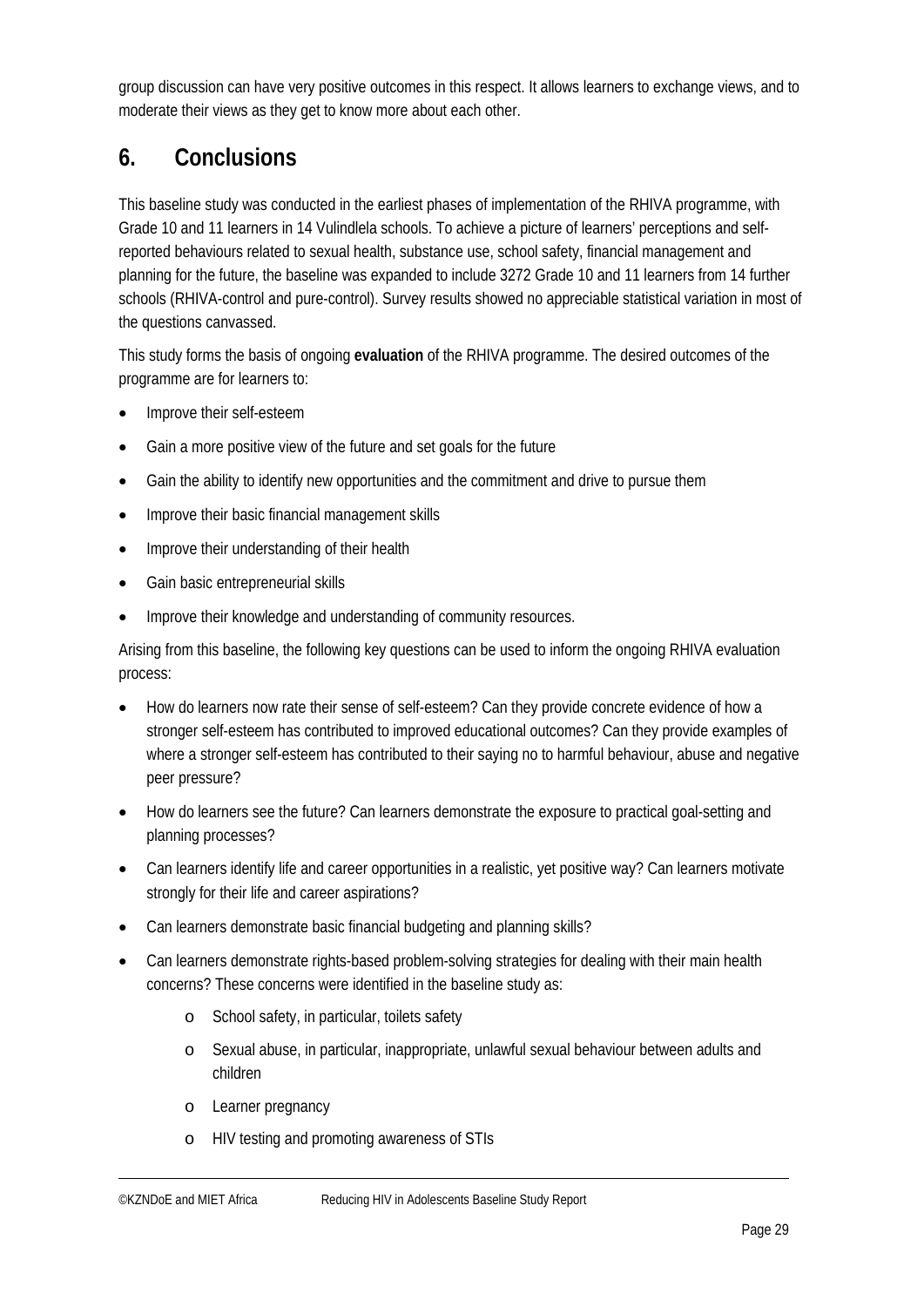group discussion can have very positive outcomes in this respect. It allows learners to exchange views, and to moderate their views as they get to know more about each other.

# 6. Conclusions

This baseline study was conducted in the earliest phases of implementation of the RHIVA programme, with Grade 10 and 11 learners in 14 Vulindlela schools. To achieve a picture of learners' perceptions and self-reported behaviours related to sexual health, substance use, school safety, financial management and planning for the future, the baseline was expanded to include 3272 Grade 10 and 11 learners from 14 further schools (RHIVA-control and pure-control). Survey results showed no appreciable statistical variation in most of the questions canvassed.

This study forms the basis of ongoing **evaluation** of the RHIVA programme. The desired outcomes of the programme are for learners to:

- Improve their self-esteem
- Gain a more positive view of the future and set goals for the future
- Gain the ability to identify new opportunities and the commitment and drive to pursue them
- Improve their basic financial management skills
- Improve their understanding of their health
- Gain basic entrepreneurial skills
- Improve their knowledge and understanding of community resources.

Arising from this baseline, the following key questions can be used to inform the ongoing RHIVA evaluation process:

- How do learners now rate their sense of self-esteem? Can they provide concrete evidence of how a stronger self-esteem has contributed to improved educational outcomes? Can they provide examples of where a stronger self-esteem has contributed to their saying no to harmful behaviour, abuse and negative peer pressure?
- How do learners see the future? Can learners demonstrate the exposure to practical goal-setting and planning processes?
- Can learners identify life and career opportunities in a realistic, yet positive way? Can learners motivate strongly for their life and career aspirations?
- Can learners demonstrate basic financial budgeting and planning skills?
- Can learners demonstrate rights-based problem-solving strategies for dealing with their main health concerns? These concerns were identified in the baseline study as:
  - School safety, in particular, toilets safety
  - Sexual abuse, in particular, inappropriate, unlawful sexual behaviour between adults and children
  - Learner pregnancy
  - HIV testing and promoting awareness of STIs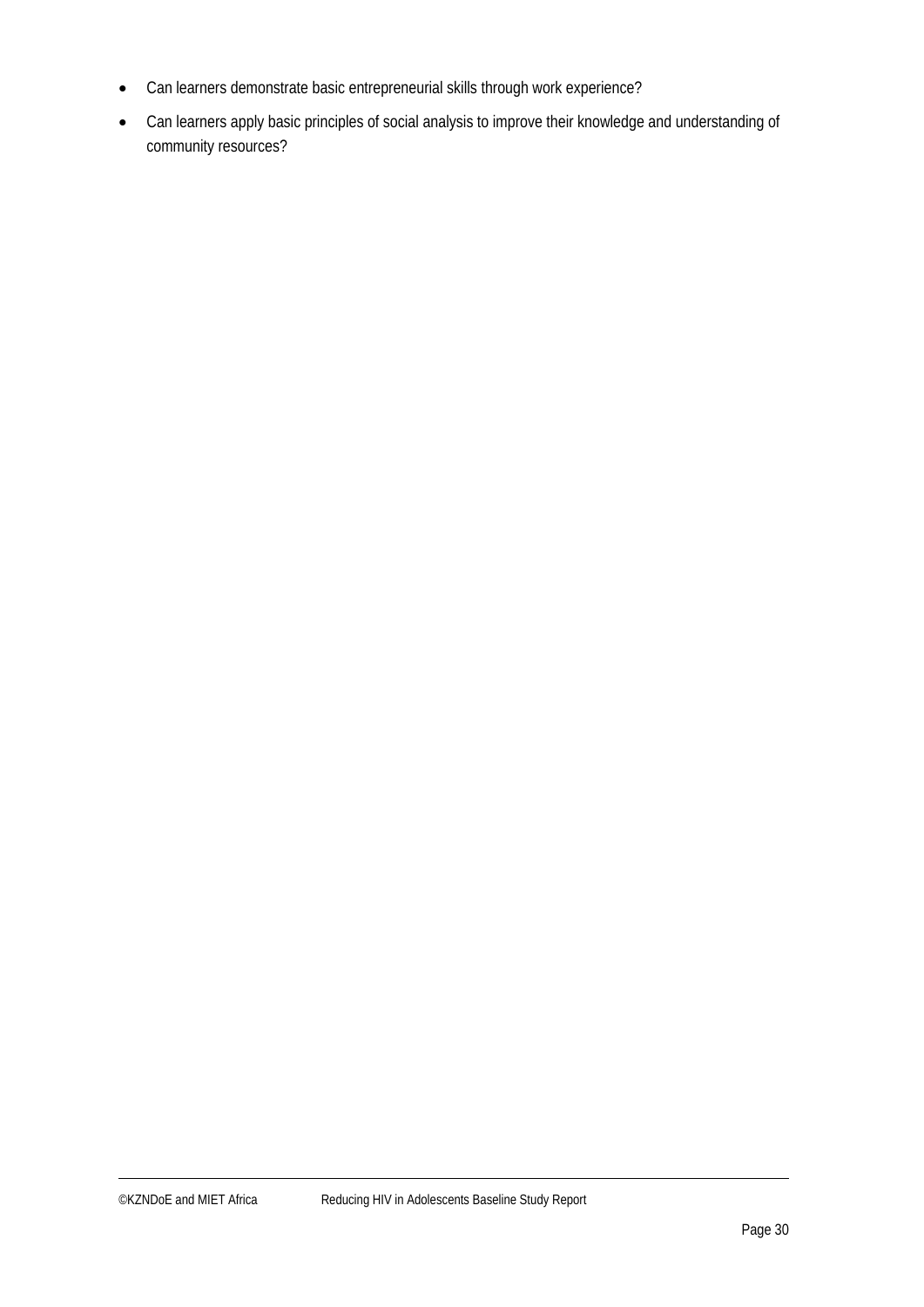- Can learners demonstrate basic entrepreneurial skills through work experience?
- Can learners apply basic principles of social analysis to improve their knowledge and understanding of community resources?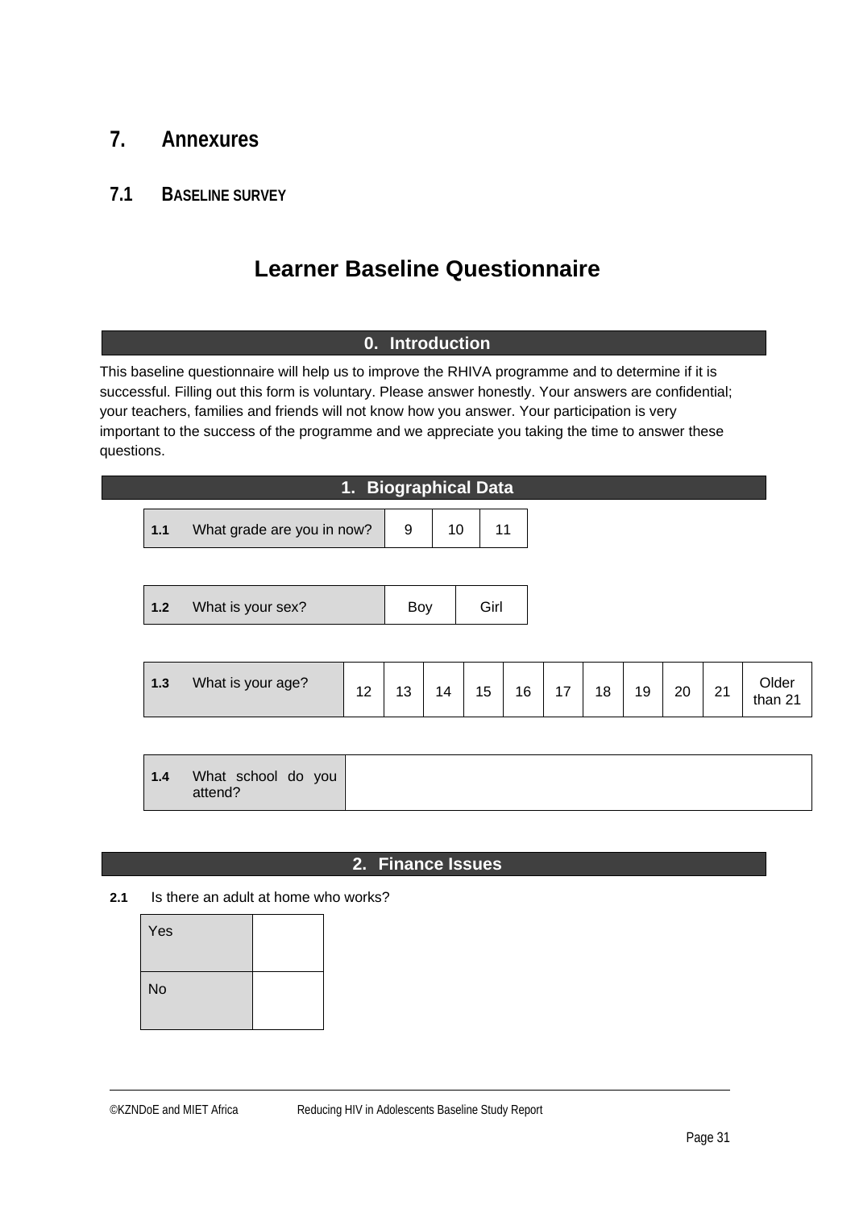# 7. Annexures

## 7.1 Baseline survey

# Learner Baseline Questionnaire

### 0. Introduction

This baseline questionnaire will help us to improve the RHIVA programme and to determine if it is successful. Filling out this form is voluntary. Please answer honestly. Your answers are confidential; your teachers, families and friends will not know how you answer. Your participation is very important to the success of the programme and we appreciate you taking the time to answer these questions.

### 1. Biographical Data

| **1.1** | What grade are you in now? | 9 | 10 | 11 |
|---|---|---|---|---|

| **1.2** | What is your sex? | Boy | Girl |
|---|---|---|---|

| **1.3** | What is your age? | 12 | 13 | 14 | 15 | 16 | 17 | 18 | 19 | 20 | 21 | Older than 21 |
|---|---|---|---|---|---|---|---|---|---|---|---|---|

| **1.4** | What school do you attend? | |
|---|---|---|

### 2. Finance Issues

**2.1** Is there an adult at home who works?

| Yes | |
|---|---|
| No | |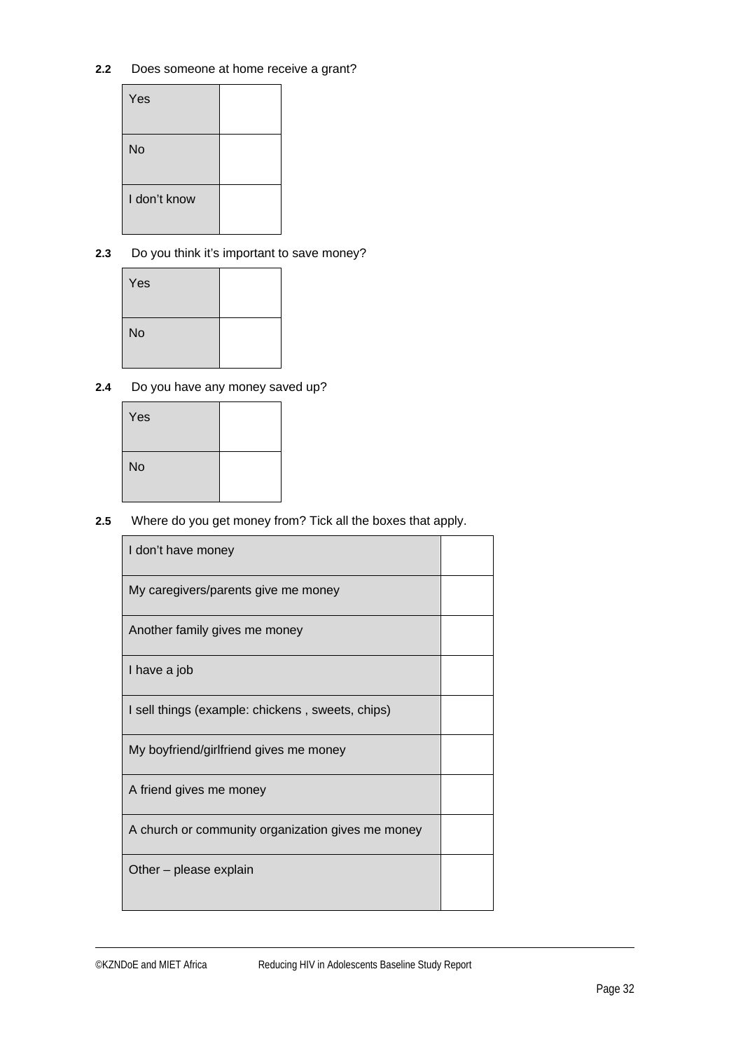**2.2** Does someone at home receive a grant?

| | |
|---|---|
| Yes | |
| No | |
| I don't know | |

**2.3** Do you think it's important to save money?

| | |
|---|---|
| Yes | |
| No | |

**2.4** Do you have any money saved up?

| | |
|---|---|
| Yes | |
| No | |

**2.5** Where do you get money from? Tick all the boxes that apply.

| | |
|---|---|
| I don't have money | |
| My caregivers/parents give me money | |
| Another family gives me money | |
| I have a job | |
| I sell things (example: chickens , sweets, chips) | |
| My boyfriend/girlfriend gives me money | |
| A friend gives me money | |
| A church or community organization gives me money | |
| Other – please explain | |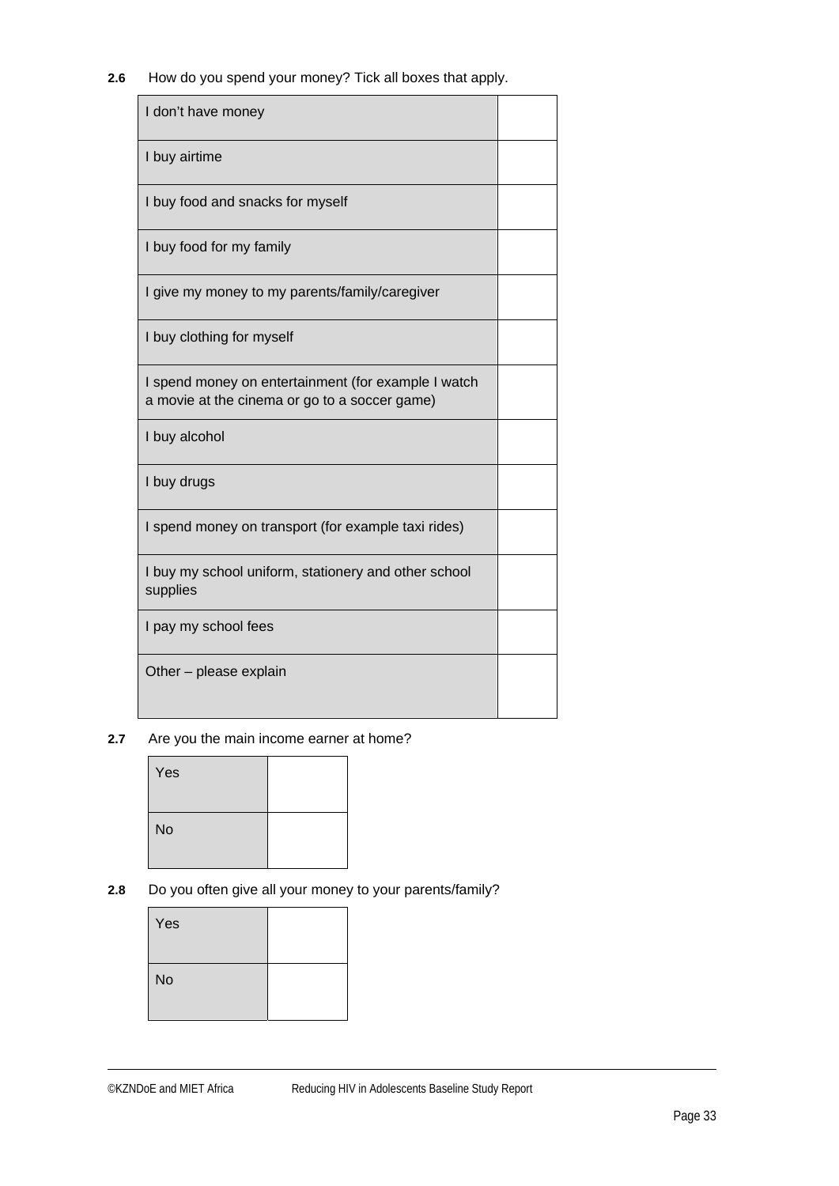**2.6** How do you spend your money? Tick all boxes that apply.

| | |
|---|---|
| I don't have money | |
| I buy airtime | |
| I buy food and snacks for myself | |
| I buy food for my family | |
| I give my money to my parents/family/caregiver | |
| I buy clothing for myself | |
| I spend money on entertainment (for example I watch a movie at the cinema or go to a soccer game) | |
| I buy alcohol | |
| I buy drugs | |
| I spend money on transport (for example taxi rides) | |
| I buy my school uniform, stationery and other school supplies | |
| I pay my school fees | |
| Other – please explain | |

**2.7** Are you the main income earner at home?

| | |
|---|---|
| Yes | |
| No | |

**2.8** Do you often give all your money to your parents/family?

| | |
|---|---|
| Yes | |
| No | |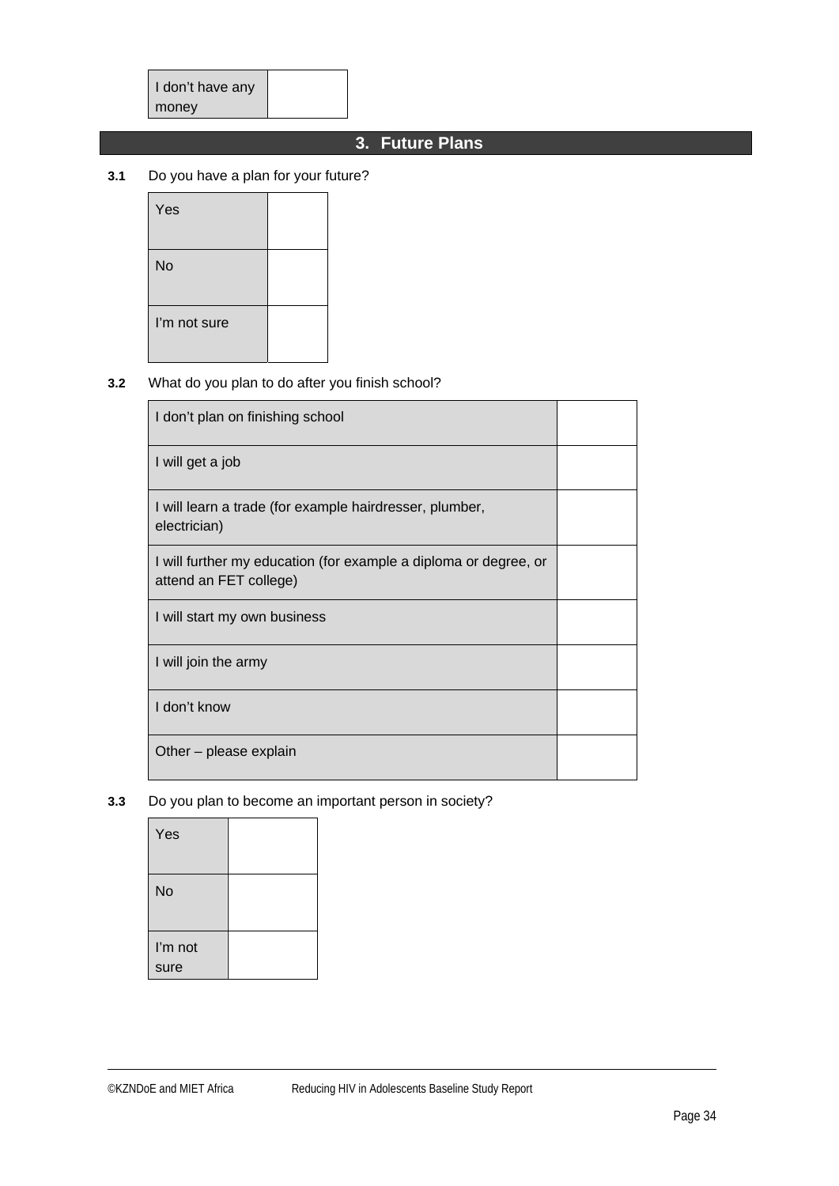| I don't have any money | |
|---|---|

## 3. Future Plans

**3.1** Do you have a plan for your future?

| Yes | |
|---|---|
| No | |
| I'm not sure | |

**3.2** What do you plan to do after you finish school?

| I don't plan on finishing school | |
|---|---|
| I will get a job | |
| I will learn a trade (for example hairdresser, plumber, electrician) | |
| I will further my education (for example a diploma or degree, or attend an FET college) | |
| I will start my own business | |
| I will join the army | |
| I don't know | |
| Other – please explain | |

**3.3** Do you plan to become an important person in society?

| Yes | |
|---|---|
| No | |
| I'm not sure | |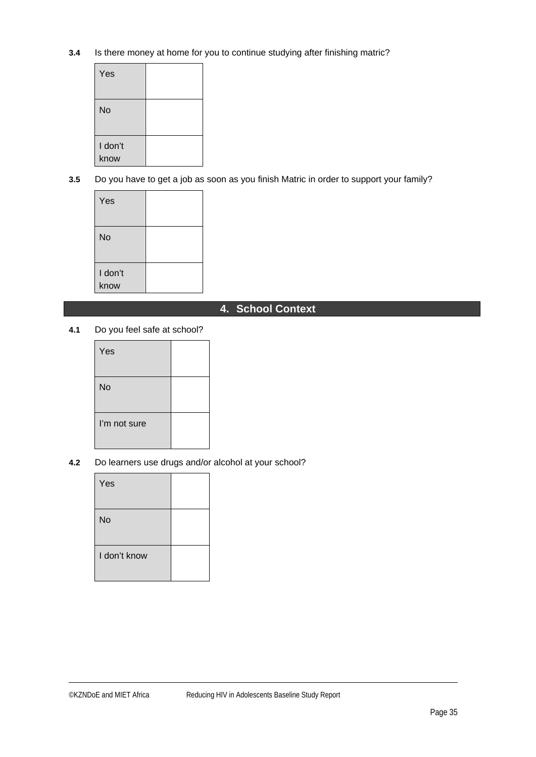**3.4** Is there money at home for you to continue studying after finishing matric?

| | |
|---|---|
| Yes | |
| No | |
| I don't know | |

**3.5** Do you have to get a job as soon as you finish Matric in order to support your family?

| | |
|---|---|
| Yes | |
| No | |
| I don't know | |

## 4. School Context

**4.1** Do you feel safe at school?

| | |
|---|---|
| Yes | |
| No | |
| I'm not sure | |

**4.2** Do learners use drugs and/or alcohol at your school?

| | |
|---|---|
| Yes | |
| No | |
| I don't know | |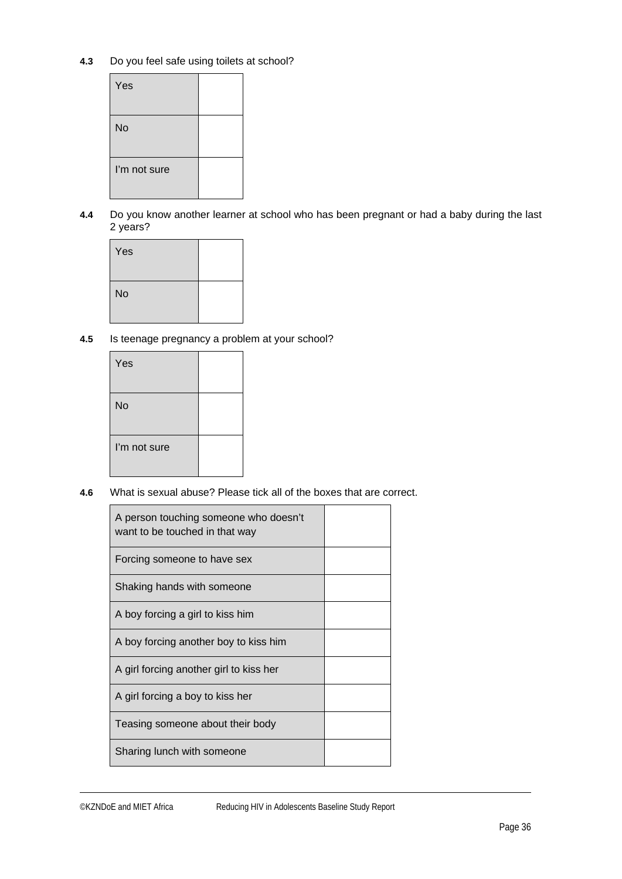**4.3** Do you feel safe using toilets at school?

| | |
|---|---|
| Yes | |
| No | |
| I'm not sure | |

**4.4** Do you know another learner at school who has been pregnant or had a baby during the last 2 years?

| | |
|---|---|
| Yes | |
| No | |

**4.5** Is teenage pregnancy a problem at your school?

| | |
|---|---|
| Yes | |
| No | |
| I'm not sure | |

**4.6** What is sexual abuse? Please tick all of the boxes that are correct.

| | |
|---|---|
| A person touching someone who doesn't want to be touched in that way | |
| Forcing someone to have sex | |
| Shaking hands with someone | |
| A boy forcing a girl to kiss him | |
| A boy forcing another boy to kiss him | |
| A girl forcing another girl to kiss her | |
| A girl forcing a boy to kiss her | |
| Teasing someone about their body | |
| Sharing lunch with someone | |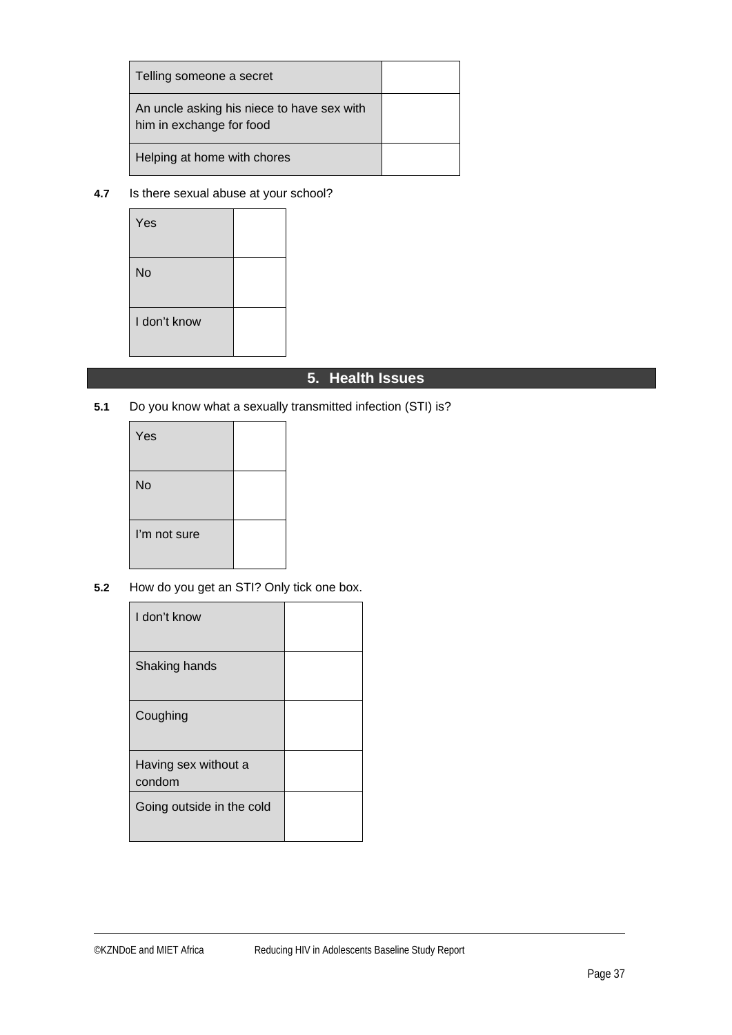| | |
|---|---|
| Telling someone a secret | |
| An uncle asking his niece to have sex with him in exchange for food | |
| Helping at home with chores | |

**4.7** Is there sexual abuse at your school?

| | |
|---|---|
| Yes | |
| No | |
| I don't know | |

## 5. Health Issues

**5.1** Do you know what a sexually transmitted infection (STI) is?

| | |
|---|---|
| Yes | |
| No | |
| I'm not sure | |

**5.2** How do you get an STI? Only tick one box.

| | |
|---|---|
| I don't know | |
| Shaking hands | |
| Coughing | |
| Having sex without a condom | |
| Going outside in the cold | |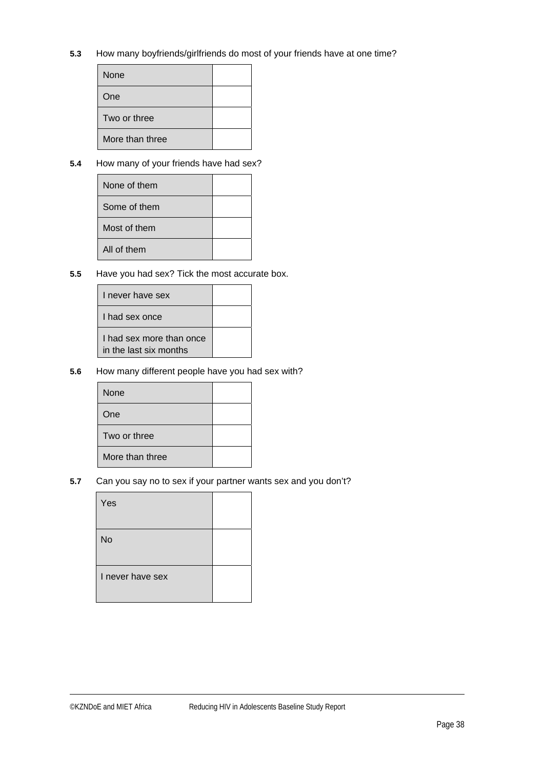**5.3** How many boyfriends/girlfriends do most of your friends have at one time?

| | |
|---|---|
| None | |
| One | |
| Two or three | |
| More than three | |

**5.4** How many of your friends have had sex?

| | |
|---|---|
| None of them | |
| Some of them | |
| Most of them | |
| All of them | |

**5.5** Have you had sex? Tick the most accurate box.

| | |
|---|---|
| I never have sex | |
| I had sex once | |
| I had sex more than once in the last six months | |

**5.6** How many different people have you had sex with?

| | |
|---|---|
| None | |
| One | |
| Two or three | |
| More than three | |

**5.7** Can you say no to sex if your partner wants sex and you don't?

| | |
|---|---|
| Yes | |
| No | |
| I never have sex | |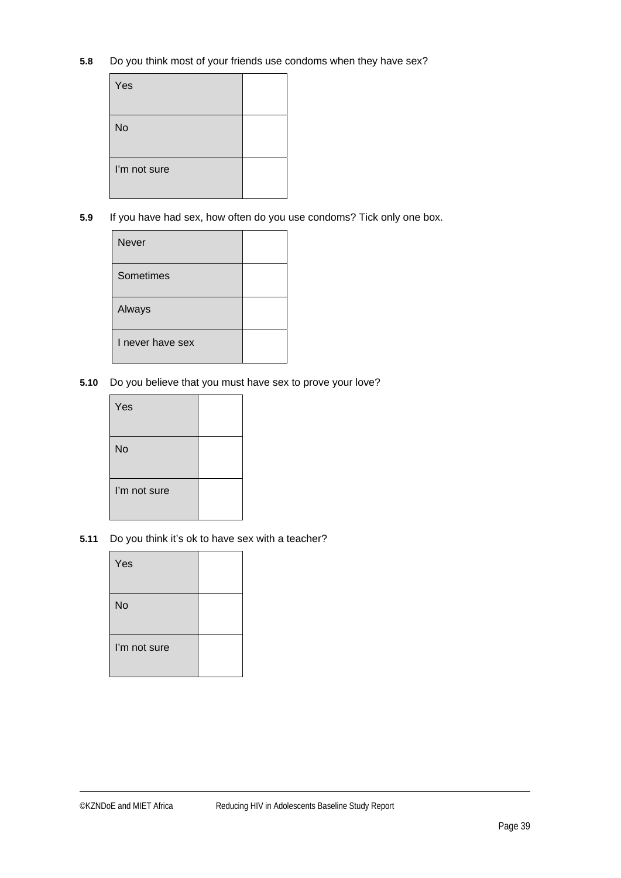**5.8** Do you think most of your friends use condoms when they have sex?

| | |
|---|---|
| Yes | |
| No | |
| I'm not sure | |

**5.9** If you have had sex, how often do you use condoms? Tick only one box.

| | |
|---|---|
| Never | |
| Sometimes | |
| Always | |
| I never have sex | |

**5.10** Do you believe that you must have sex to prove your love?

| | |
|---|---|
| Yes | |
| No | |
| I'm not sure | |

**5.11** Do you think it's ok to have sex with a teacher?

| | |
|---|---|
| Yes | |
| No | |
| I'm not sure | |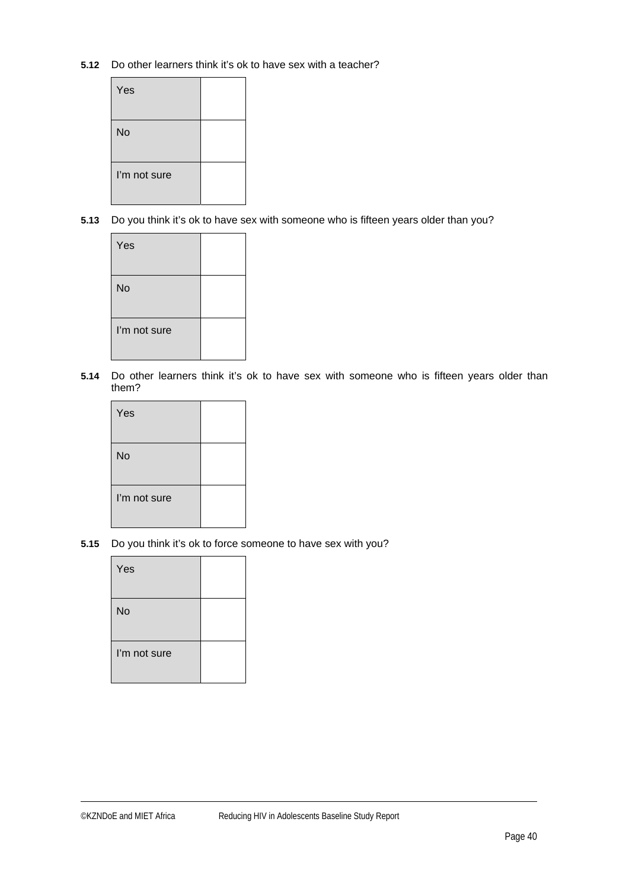**5.12** Do other learners think it's ok to have sex with a teacher?

| | |
|---|---|
| Yes | |
| No | |
| I'm not sure | |

**5.13** Do you think it's ok to have sex with someone who is fifteen years older than you?

| | |
|---|---|
| Yes | |
| No | |
| I'm not sure | |

**5.14** Do other learners think it's ok to have sex with someone who is fifteen years older than them?

| | |
|---|---|
| Yes | |
| No | |
| I'm not sure | |

**5.15** Do you think it's ok to force someone to have sex with you?

| | |
|---|---|
| Yes | |
| No | |
| I'm not sure | |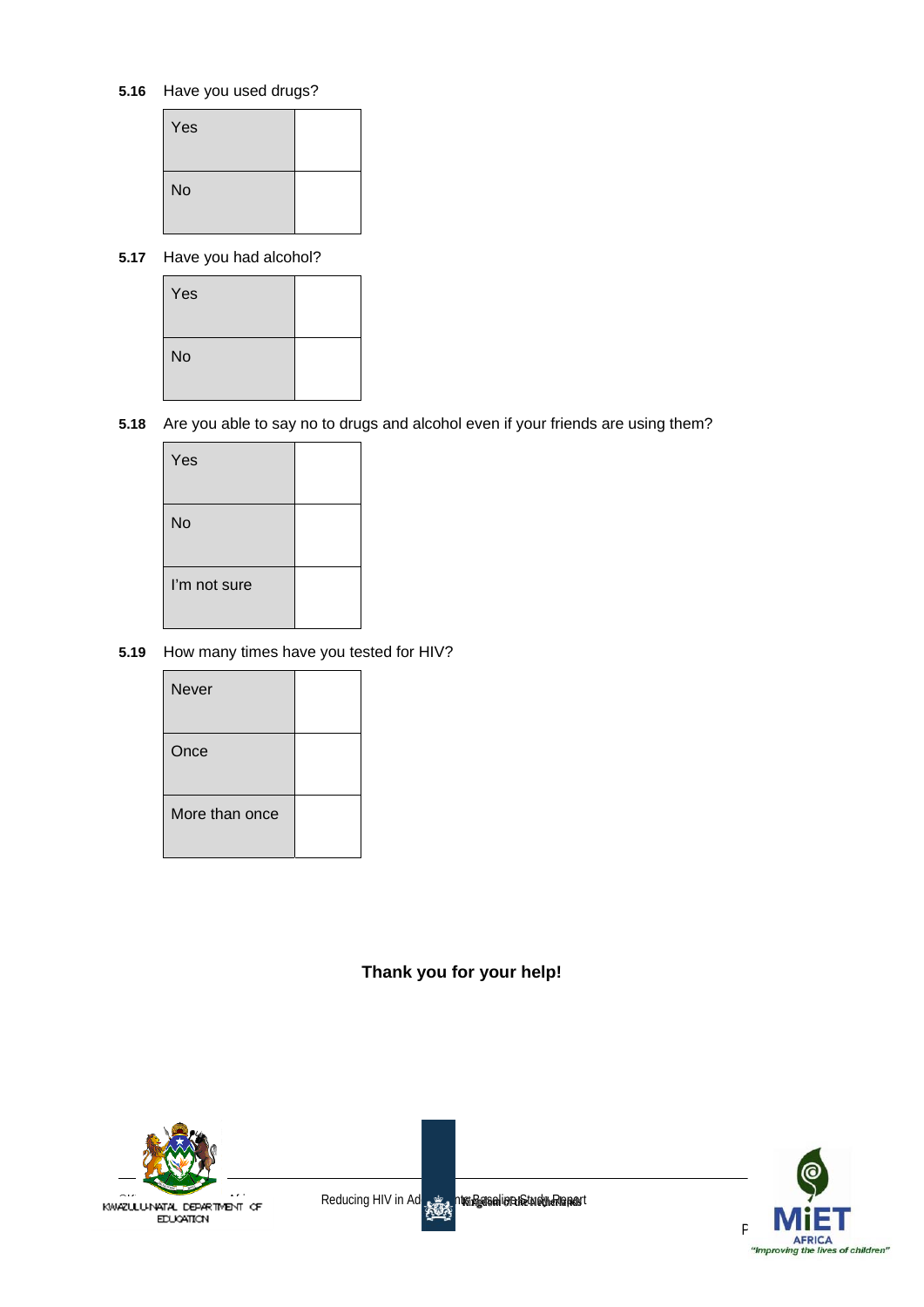**5.16** Have you used drugs?

| | |
|---|---|
| Yes | |
| No | |

**5.17** Have you had alcohol?

| | |
|---|---|
| Yes | |
| No | |

**5.18** Are you able to say no to drugs and alcohol even if your friends are using them?

| | |
|---|---|
| Yes | |
| No | |
| I'm not sure | |

**5.19** How many times have you tested for HIV?

| | |
|---|---|
| Never | |
| Once | |
| More than once | |

**Thank you for your help!**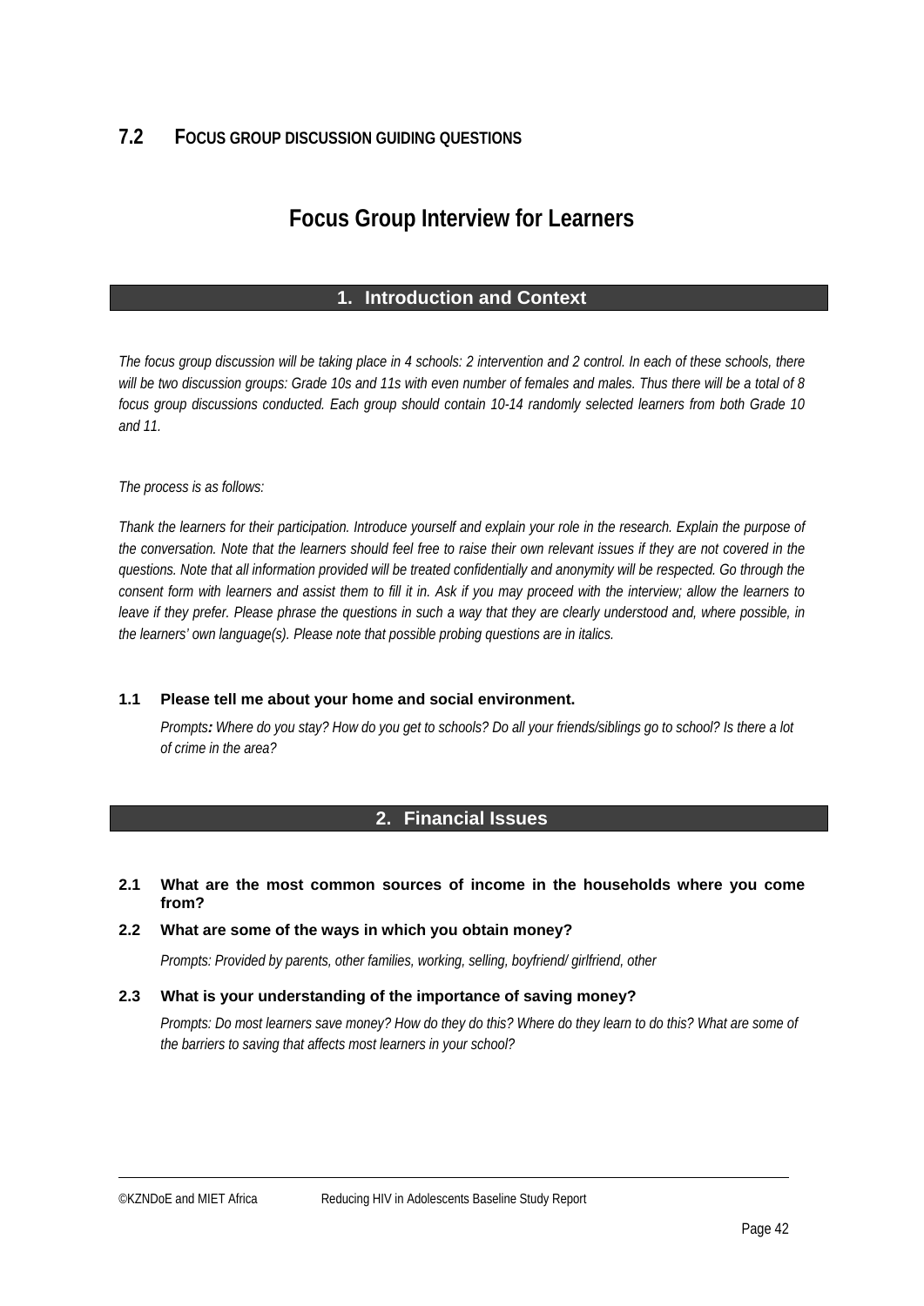## 7.2 FOCUS GROUP DISCUSSION GUIDING QUESTIONS

# Focus Group Interview for Learners

### 1. Introduction and Context

*The focus group discussion will be taking place in 4 schools: 2 intervention and 2 control. In each of these schools, there will be two discussion groups: Grade 10s and 11s with even number of females and males. Thus there will be a total of 8 focus group discussions conducted. Each group should contain 10-14 randomly selected learners from both Grade 10 and 11.*

*The process is as follows:*

*Thank the learners for their participation. Introduce yourself and explain your role in the research. Explain the purpose of the conversation. Note that the learners should feel free to raise their own relevant issues if they are not covered in the questions. Note that all information provided will be treated confidentially and anonymity will be respected. Go through the consent form with learners and assist them to fill it in. Ask if you may proceed with the interview; allow the learners to leave if they prefer. Please phrase the questions in such a way that they are clearly understood and, where possible, in the learners' own language(s). Please note that possible probing questions are in italics.*

**1.1 Please tell me about your home and social environment.**

*Prompts**:** Where do you stay? How do you get to schools? Do all your friends/siblings go to school? Is there a lot of crime in the area?*

### 2. Financial Issues

**2.1 What are the most common sources of income in the households where you come from?**

**2.2 What are some of the ways in which you obtain money?**

*Prompts: Provided by parents, other families, working, selling, boyfriend/ girlfriend, other*

**2.3 What is your understanding of the importance of saving money?**

*Prompts: Do most learners save money? How do they do this? Where do they learn to do this? What are some of the barriers to saving that affects most learners in your school?*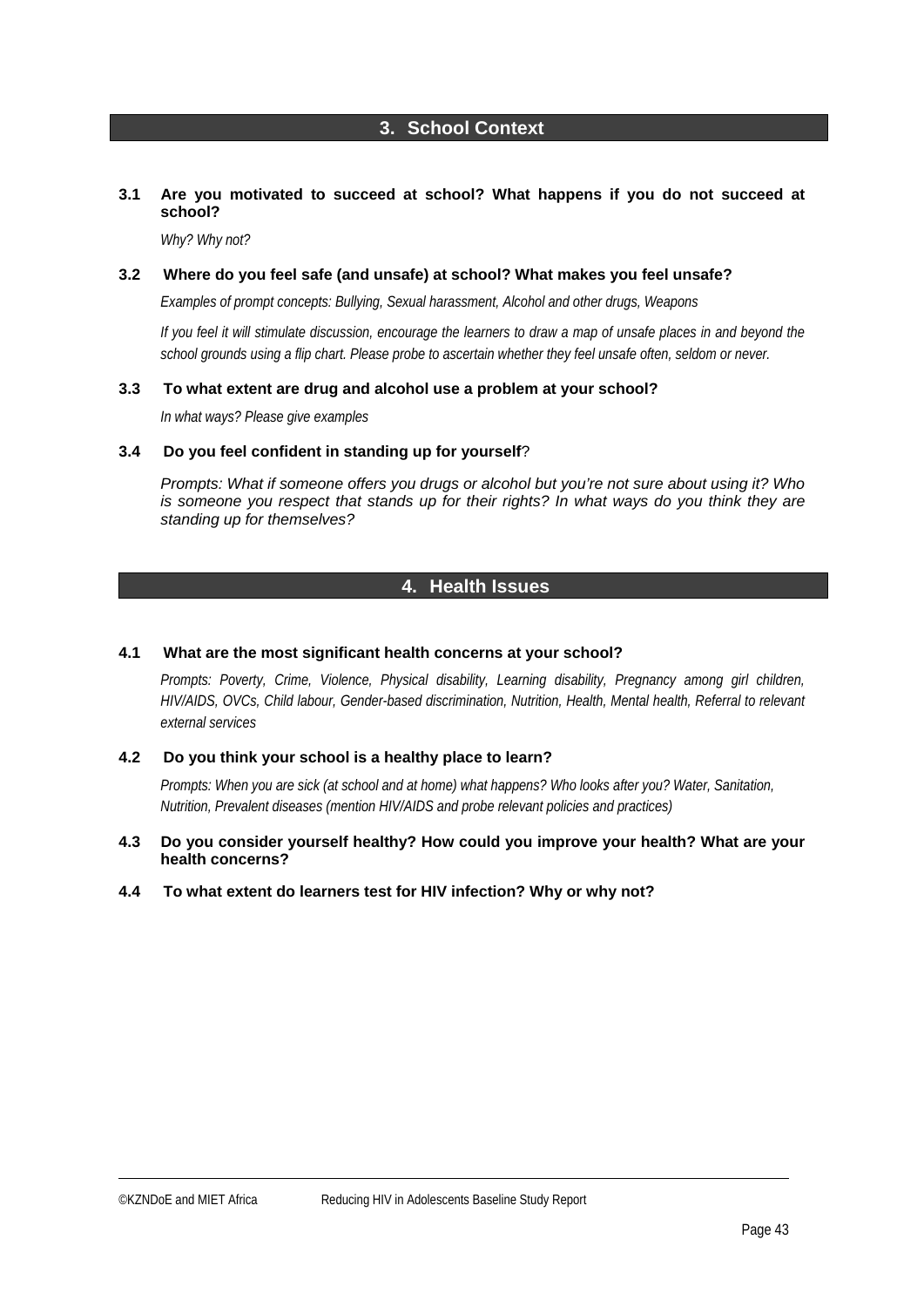## 3. School Context

**3.1 Are you motivated to succeed at school? What happens if you do not succeed at school?**

*Why? Why not?*

**3.2 Where do you feel safe (and unsafe) at school? What makes you feel unsafe?**

*Examples of prompt concepts: Bullying, Sexual harassment, Alcohol and other drugs, Weapons*

*If you feel it will stimulate discussion, encourage the learners to draw a map of unsafe places in and beyond the school grounds using a flip chart. Please probe to ascertain whether they feel unsafe often, seldom or never.*

**3.3 To what extent are drug and alcohol use a problem at your school?**

*In what ways? Please give examples*

**3.4 Do you feel confident in standing up for yourself**?

*Prompts: What if someone offers you drugs or alcohol but you're not sure about using it? Who is someone you respect that stands up for their rights? In what ways do you think they are standing up for themselves?*

## 4. Health Issues

**4.1 What are the most significant health concerns at your school?**

*Prompts: Poverty, Crime, Violence, Physical disability, Learning disability, Pregnancy among girl children, HIV/AIDS, OVCs, Child labour, Gender-based discrimination, Nutrition, Health, Mental health, Referral to relevant external services*

**4.2 Do you think your school is a healthy place to learn?**

*Prompts: When you are sick (at school and at home) what happens? Who looks after you? Water, Sanitation, Nutrition, Prevalent diseases (mention HIV/AIDS and probe relevant policies and practices)*

**4.3 Do you consider yourself healthy? How could you improve your health? What are your health concerns?**

**4.4 To what extent do learners test for HIV infection? Why or why not?**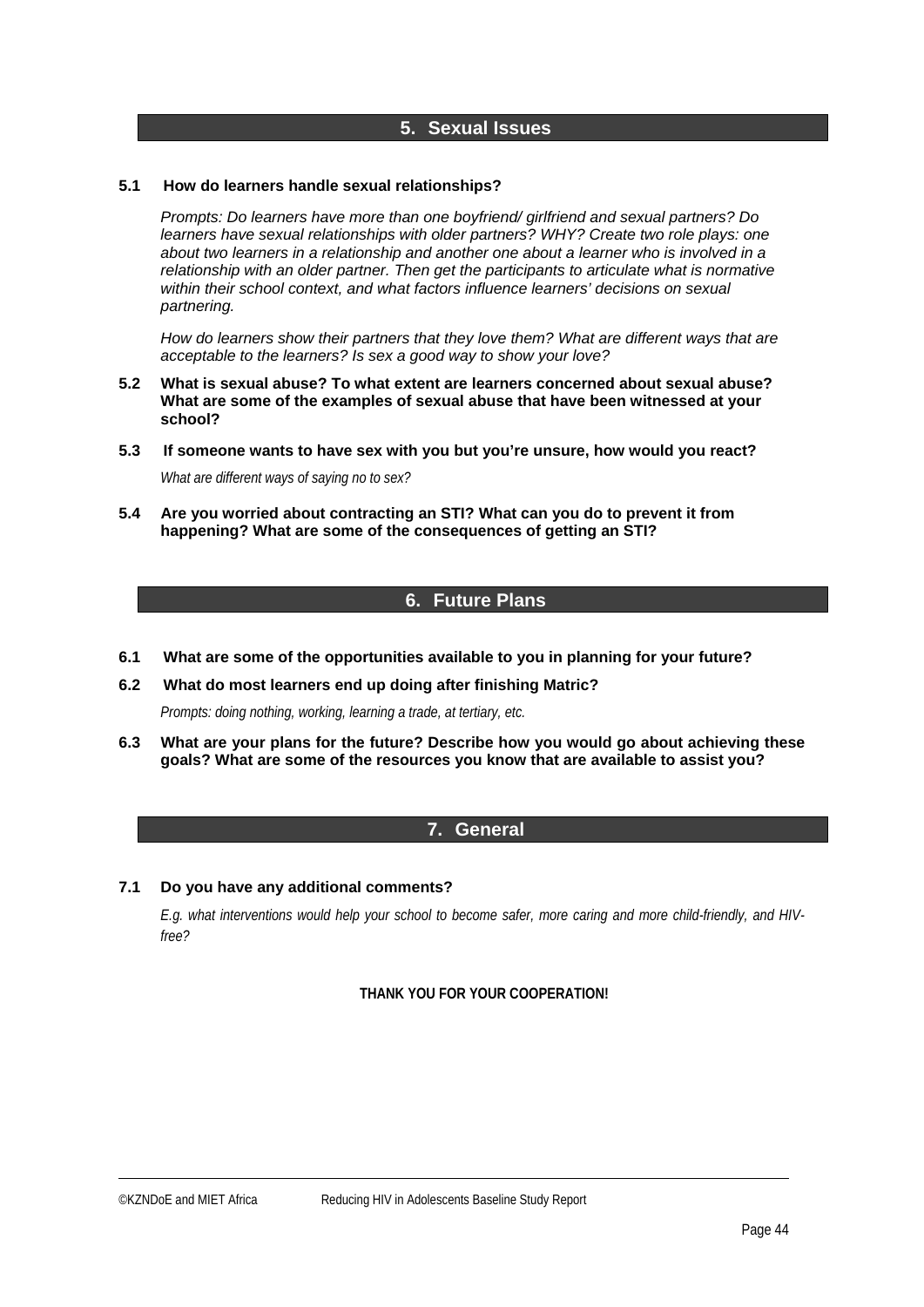## 5. Sexual Issues

**5.1 How do learners handle sexual relationships?**

*Prompts: Do learners have more than one boyfriend/ girlfriend and sexual partners? Do learners have sexual relationships with older partners? WHY? Create two role plays: one about two learners in a relationship and another one about a learner who is involved in a relationship with an older partner. Then get the participants to articulate what is normative within their school context, and what factors influence learners' decisions on sexual partnering.*

*How do learners show their partners that they love them? What are different ways that are acceptable to the learners? Is sex a good way to show your love?*

**5.2 What is sexual abuse? To what extent are learners concerned about sexual abuse? What are some of the examples of sexual abuse that have been witnessed at your school?**

**5.3 If someone wants to have sex with you but you're unsure, how would you react?**

*What are different ways of saying no to sex?*

**5.4 Are you worried about contracting an STI? What can you do to prevent it from happening? What are some of the consequences of getting an STI?**

## 6. Future Plans

**6.1 What are some of the opportunities available to you in planning for your future?**

**6.2 What do most learners end up doing after finishing Matric?**

*Prompts: doing nothing, working, learning a trade, at tertiary, etc.*

**6.3 What are your plans for the future? Describe how you would go about achieving these goals? What are some of the resources you know that are available to assist you?**

## 7. General

**7.1 Do you have any additional comments?**

*E.g. what interventions would help your school to become safer, more caring and more child-friendly, and HIV-free?*

**THANK YOU FOR YOUR COOPERATION!**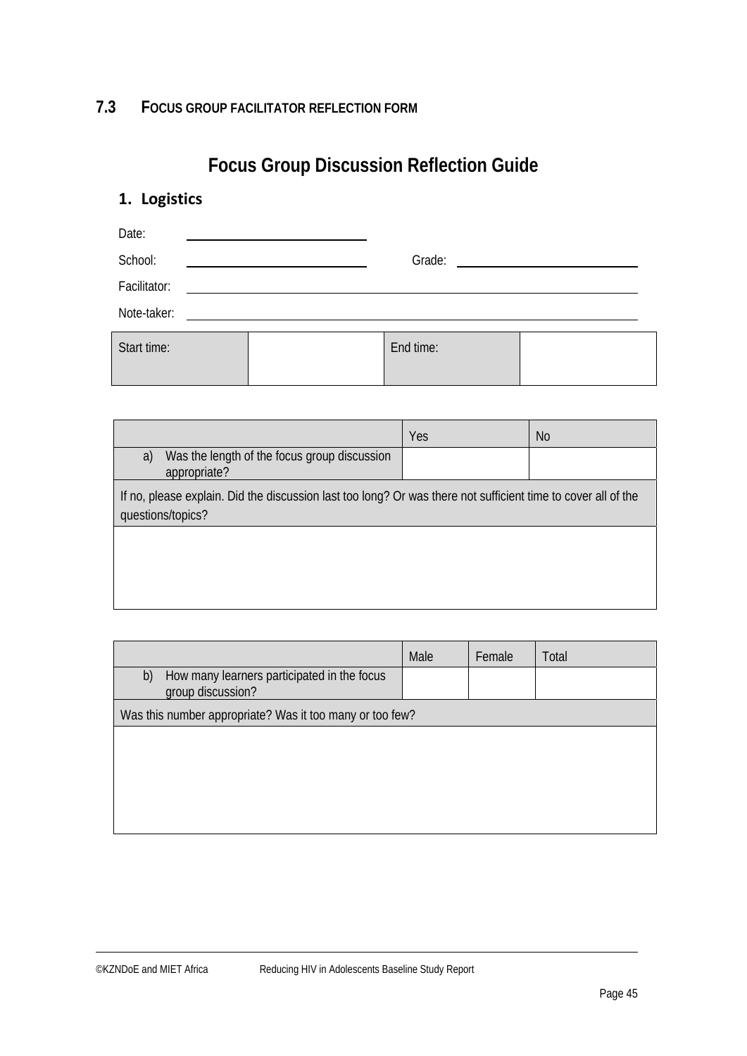## 7.3 FOCUS GROUP FACILITATOR REFLECTION FORM

# Focus Group Discussion Reflection Guide

### 1. Logistics

Date: ______________________

School: ______________________ Grade: ______________________

Facilitator: ______________________________________________

Note-taker: ______________________________________________

| Start time: | | End time: | |
|---|---|---|---|

| | Yes | No |
|---|---|---|
| a) Was the length of the focus group discussion appropriate? | | |
| If no, please explain. Did the discussion last too long? Or was there not sufficient time to cover all of the questions/topics? | | |
| | | |

| | Male | Female | Total |
|---|---|---|---|
| b) How many learners participated in the focus group discussion? | | | |
| Was this number appropriate? Was it too many or too few? | | | |
| | | | |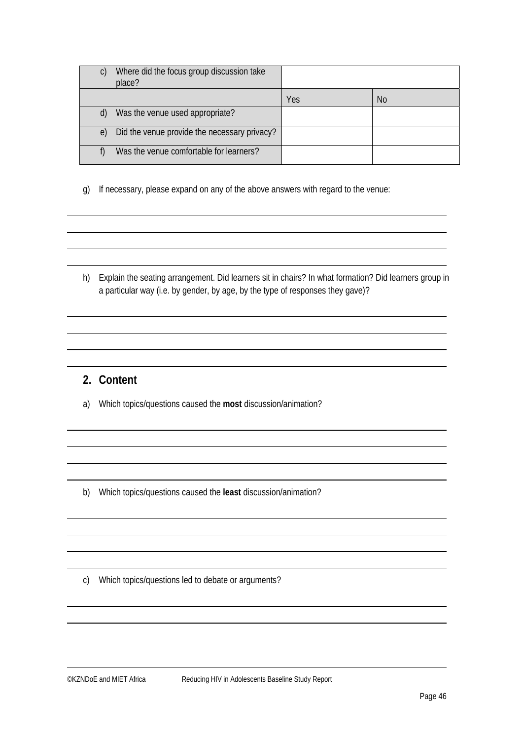| c) Where did the focus group discussion take place? | | |
|---|---|---|
| | Yes | No |
| d) Was the venue used appropriate? | | |
| e) Did the venue provide the necessary privacy? | | |
| f) Was the venue comfortable for learners? | | |

g) If necessary, please expand on any of the above answers with regard to the venue:

h) Explain the seating arrangement. Did learners sit in chairs? In what formation? Did learners group in a particular way (i.e. by gender, by age, by the type of responses they gave)?

## 2. Content

a) Which topics/questions caused the **most** discussion/animation?

b) Which topics/questions caused the **least** discussion/animation?

c) Which topics/questions led to debate or arguments?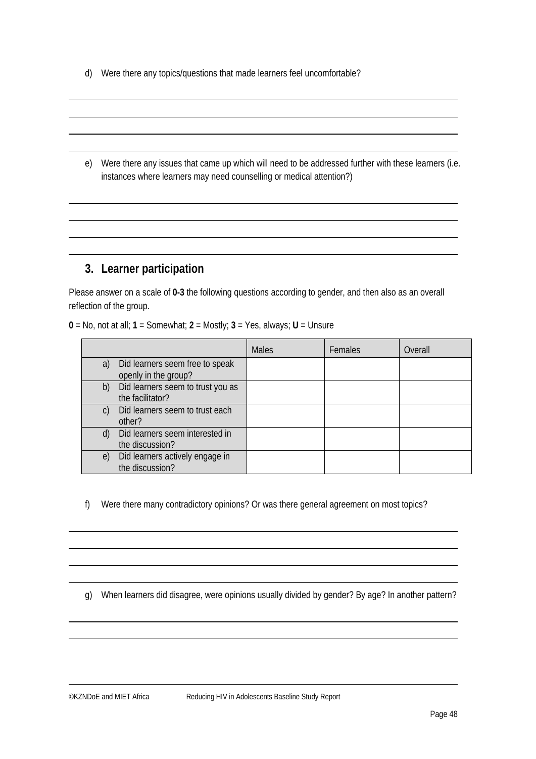d) Were there any topics/questions that made learners feel uncomfortable?

e) Were there any issues that came up which will need to be addressed further with these learners (i.e. instances where learners may need counselling or medical attention?)

## 3. Learner participation

Please answer on a scale of **0-3** the following questions according to gender, and then also as an overall reflection of the group.

**0** = No, not at all; **1** = Somewhat; **2** = Mostly; **3** = Yes, always; **U** = Unsure

| | Males | Females | Overall |
|---|---|---|---|
| a) Did learners seem free to speak openly in the group? | | | |
| b) Did learners seem to trust you as the facilitator? | | | |
| c) Did learners seem to trust each other? | | | |
| d) Did learners seem interested in the discussion? | | | |
| e) Did learners actively engage in the discussion? | | | |

f) Were there many contradictory opinions? Or was there general agreement on most topics?

g) When learners did disagree, were opinions usually divided by gender? By age? In another pattern?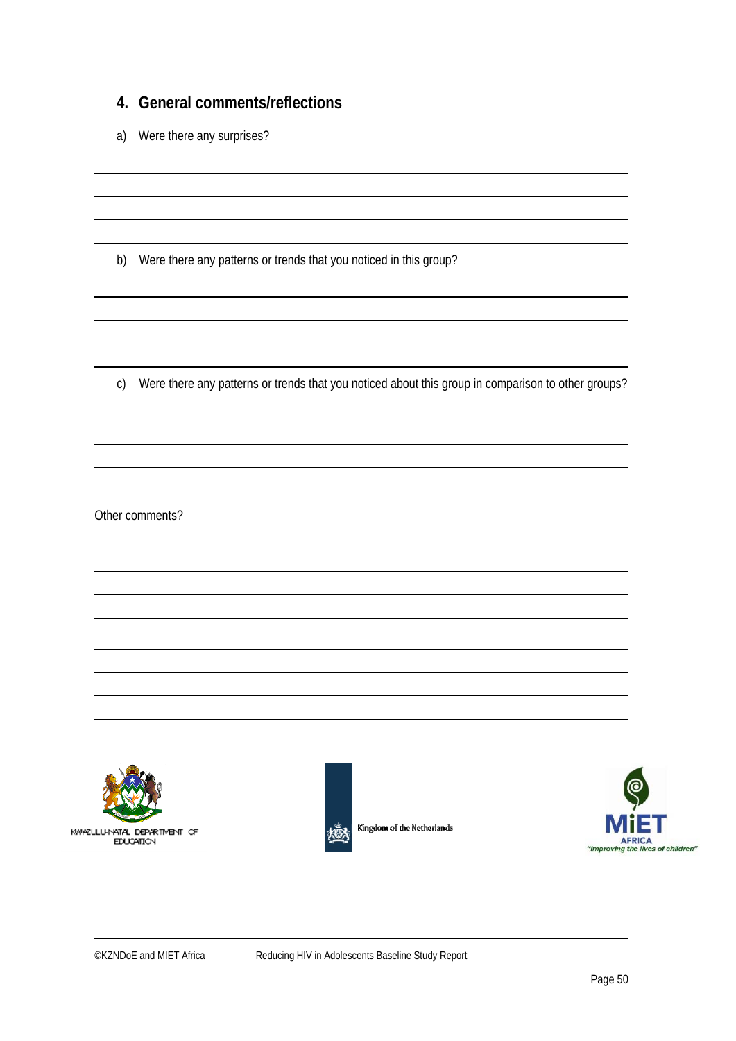## 4. General comments/reflections

a) Were there any surprises?

b) Were there any patterns or trends that you noticed in this group?

c) Were there any patterns or trends that you noticed about this group in comparison to other groups?

Other comments?

KWAZULU-NATAL DEPARTMENT OF EDUCATION

Kingdom of the Netherlands

MiET AFRICA "Improving the lives of children"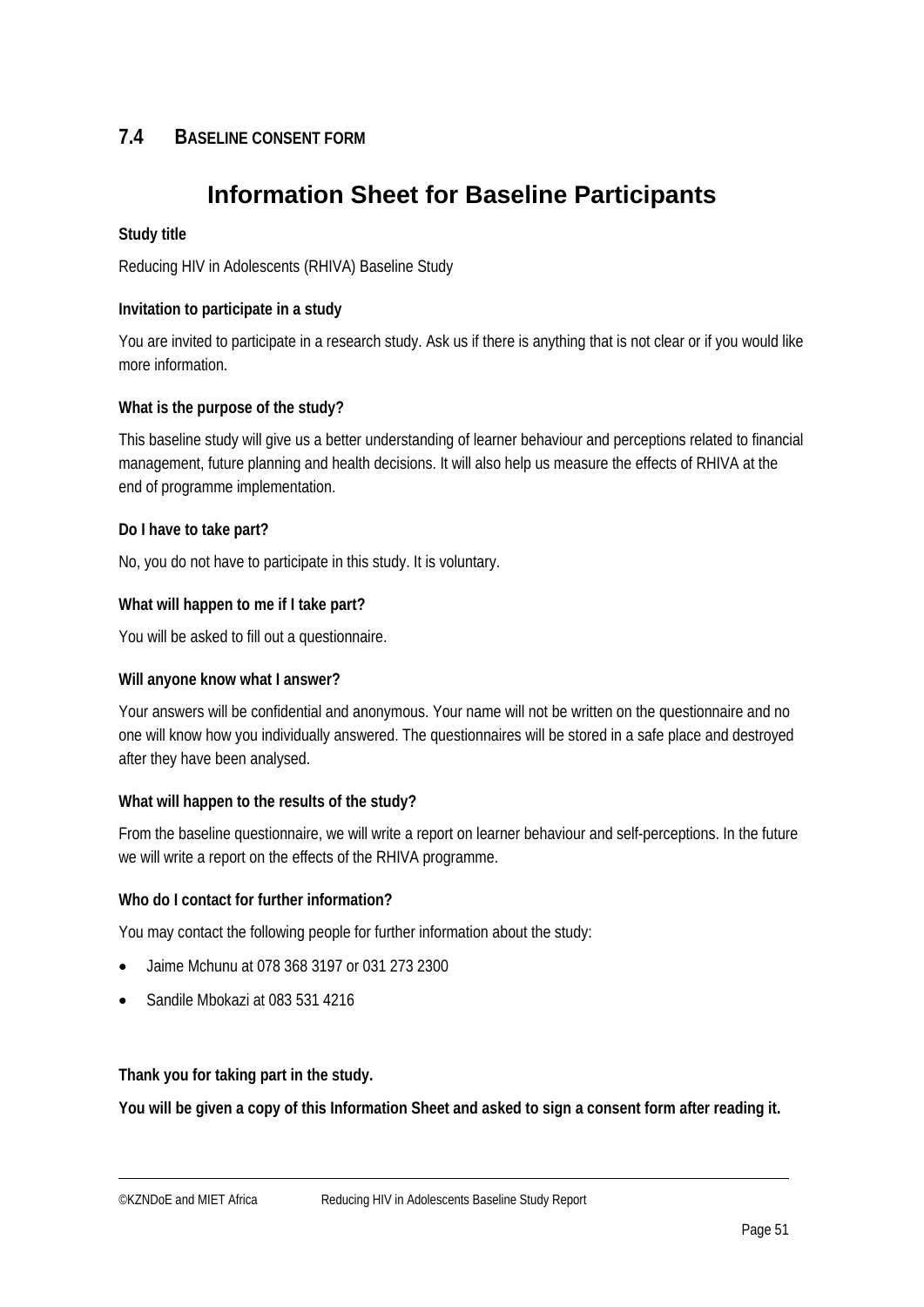## 7.4 BASELINE CONSENT FORM

# Information Sheet for Baseline Participants

**Study title**

Reducing HIV in Adolescents (RHIVA) Baseline Study

**Invitation to participate in a study**

You are invited to participate in a research study. Ask us if there is anything that is not clear or if you would like more information.

**What is the purpose of the study?**

This baseline study will give us a better understanding of learner behaviour and perceptions related to financial management, future planning and health decisions. It will also help us measure the effects of RHIVA at the end of programme implementation.

**Do I have to take part?**

No, you do not have to participate in this study. It is voluntary.

**What will happen to me if I take part?**

You will be asked to fill out a questionnaire.

**Will anyone know what I answer?**

Your answers will be confidential and anonymous. Your name will not be written on the questionnaire and no one will know how you individually answered. The questionnaires will be stored in a safe place and destroyed after they have been analysed.

**What will happen to the results of the study?**

From the baseline questionnaire, we will write a report on learner behaviour and self-perceptions. In the future we will write a report on the effects of the RHIVA programme.

**Who do I contact for further information?**

You may contact the following people for further information about the study:

- Jaime Mchunu at 078 368 3197 or 031 273 2300
- Sandile Mbokazi at 083 531 4216

**Thank you for taking part in the study.**

**You will be given a copy of this Information Sheet and asked to sign a consent form after reading it.**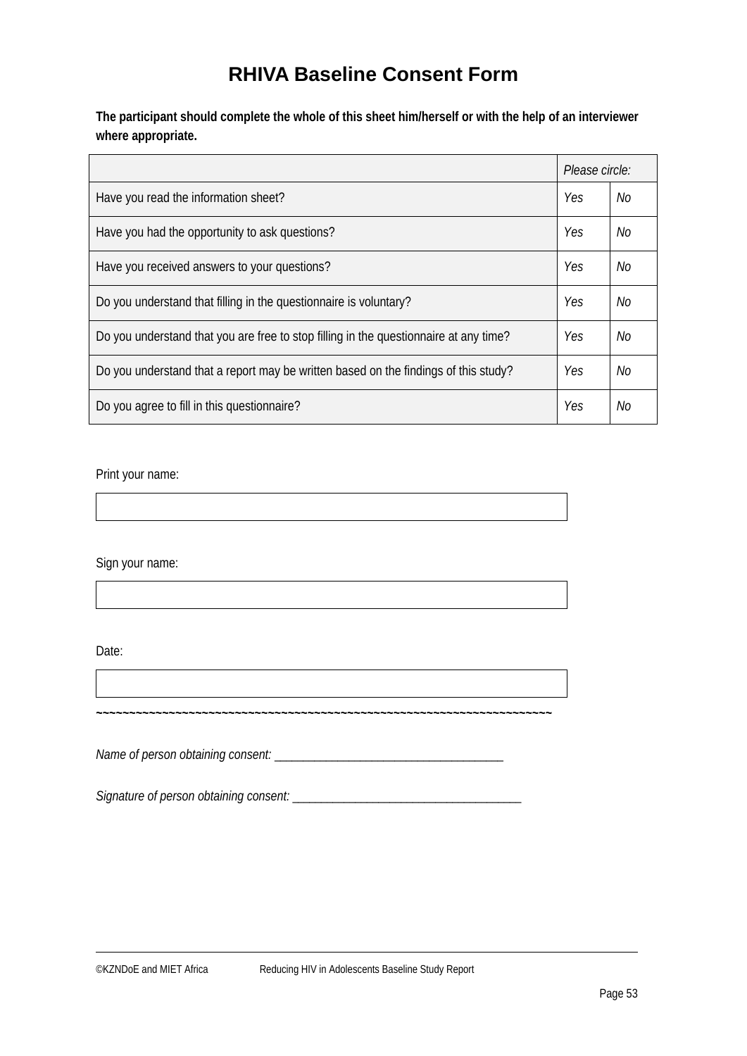# RHIVA Baseline Consent Form

**The participant should complete the whole of this sheet him/herself or with the help of an interviewer where appropriate.**

| | *Please circle:* | |
|---|---|---|
| Have you read the information sheet? | *Yes* | *No* |
| Have you had the opportunity to ask questions? | *Yes* | *No* |
| Have you received answers to your questions? | *Yes* | *No* |
| Do you understand that filling in the questionnaire is voluntary? | *Yes* | *No* |
| Do you understand that you are free to stop filling in the questionnaire at any time? | *Yes* | *No* |
| Do you understand that a report may be written based on the findings of this study? | *Yes* | *No* |
| Do you agree to fill in this questionnaire? | *Yes* | *No* |

Print your name:

Sign your name:

Date:

~~~~~~~~~~~~~~~~~~~~~~~~~~~~~~~~~~~~~~~~~~~~~~~~~~~~~~~~~~~~~~~~~~~~~~~~

*Name of person obtaining consent:* ___________________________________

*Signature of person obtaining consent:* ___________________________________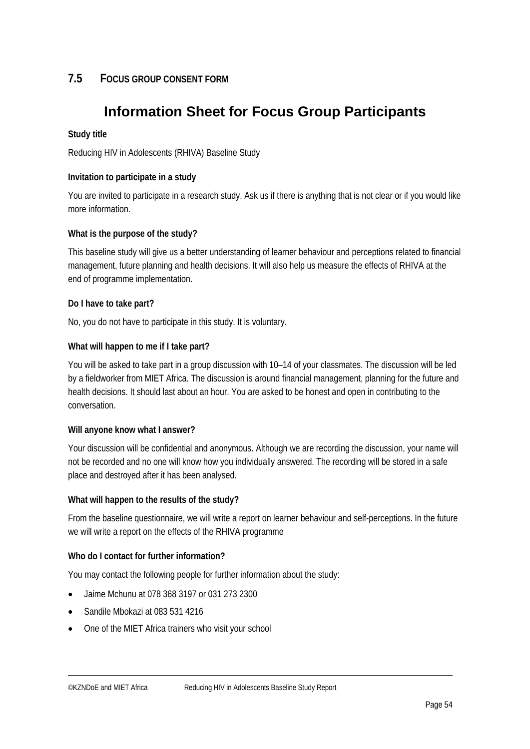## 7.5 FOCUS GROUP CONSENT FORM

# Information Sheet for Focus Group Participants

**Study title**

Reducing HIV in Adolescents (RHIVA) Baseline Study

**Invitation to participate in a study**

You are invited to participate in a research study. Ask us if there is anything that is not clear or if you would like more information.

**What is the purpose of the study?**

This baseline study will give us a better understanding of learner behaviour and perceptions related to financial management, future planning and health decisions. It will also help us measure the effects of RHIVA at the end of programme implementation.

**Do I have to take part?**

No, you do not have to participate in this study. It is voluntary.

**What will happen to me if I take part?**

You will be asked to take part in a group discussion with 10–14 of your classmates. The discussion will be led by a fieldworker from MIET Africa. The discussion is around financial management, planning for the future and health decisions. It should last about an hour. You are asked to be honest and open in contributing to the conversation.

**Will anyone know what I answer?**

Your discussion will be confidential and anonymous. Although we are recording the discussion, your name will not be recorded and no one will know how you individually answered. The recording will be stored in a safe place and destroyed after it has been analysed.

**What will happen to the results of the study?**

From the baseline questionnaire, we will write a report on learner behaviour and self-perceptions. In the future we will write a report on the effects of the RHIVA programme

**Who do I contact for further information?**

You may contact the following people for further information about the study:

- Jaime Mchunu at 078 368 3197 or 031 273 2300
- Sandile Mbokazi at 083 531 4216
- One of the MIET Africa trainers who visit your school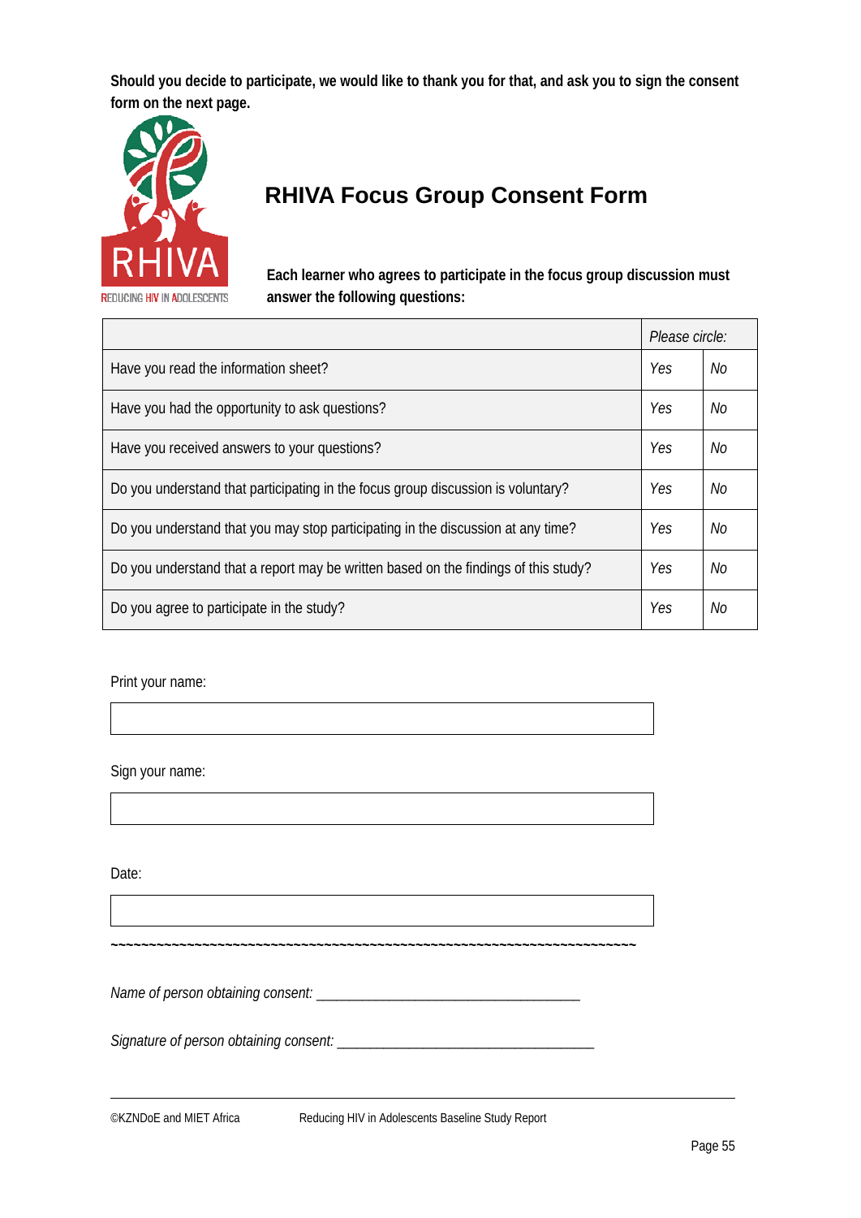**Should you decide to participate, we would like to thank you for that, and ask you to sign the consent form on the next page.**

RHIVA

REDUCING HIV IN ADOLESCENTS

## RHIVA Focus Group Consent Form

**Each learner who agrees to participate in the focus group discussion must answer the following questions:**

| | *Please circle:* | |
|---|---|---|
| Have you read the information sheet? | *Yes* | *No* |
| Have you had the opportunity to ask questions? | *Yes* | *No* |
| Have you received answers to your questions? | *Yes* | *No* |
| Do you understand that participating in the focus group discussion is voluntary? | *Yes* | *No* |
| Do you understand that you may stop participating in the discussion at any time? | *Yes* | *No* |
| Do you understand that a report may be written based on the findings of this study? | *Yes* | *No* |
| Do you agree to participate in the study? | *Yes* | *No* |

Print your name:

Sign your name:

Date:

~~~~~~~~~~~~~~~~~~~~~~~~~~~~~~~~~~~~~~~~~~~~~~~~~~~~~~~~~~~~~~~~~~~~~~~~~~~~

*Name of person obtaining consent:* ___________________________________

*Signature of person obtaining consent:* ___________________________________